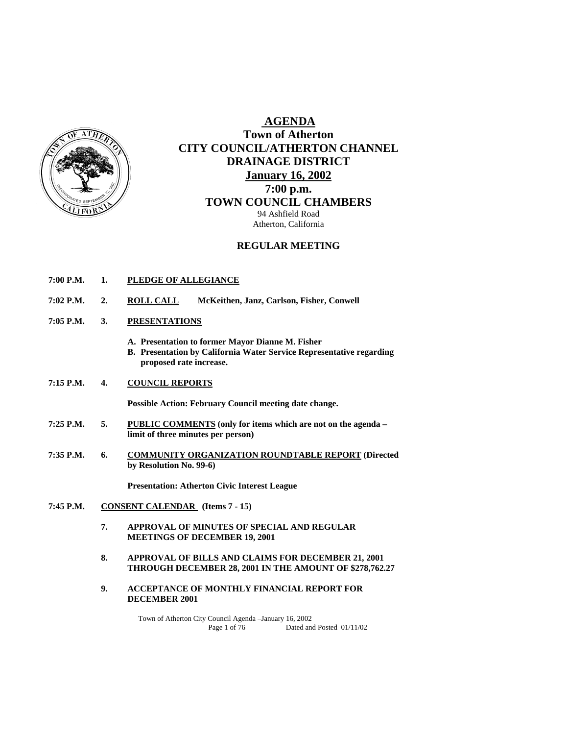# AGENDA

## Town of Atherton
## CITY COUNCIL/ATHERTON CHANNEL DRAINAGE DISTRICT
## January 16, 2002
## 7:00 p.m.
## TOWN COUNCIL CHAMBERS

94 Ashfield Road
Atherton, California

### REGULAR MEETING

**7:00 P.M. 1. PLEDGE OF ALLEGIANCE**

**7:02 P.M. 2. ROLL CALL** McKeithen, Janz, Carlson, Fisher, Conwell

**7:05 P.M. 3. PRESENTATIONS**

- **A. Presentation to former Mayor Dianne M. Fisher**
- **B. Presentation by California Water Service Representative regarding proposed rate increase.**

**7:15 P.M. 4. COUNCIL REPORTS**

**Possible Action: February Council meeting date change.**

**7:25 P.M. 5. PUBLIC COMMENTS (only for items which are not on the agenda – limit of three minutes per person)**

**7:35 P.M. 6. COMMUNITY ORGANIZATION ROUNDTABLE REPORT (Directed by Resolution No. 99-6)**

**Presentation: Atherton Civic Interest League**

**7:45 P.M. CONSENT CALENDAR (Items 7 - 15)**

**7. APPROVAL OF MINUTES OF SPECIAL AND REGULAR MEETINGS OF DECEMBER 19, 2001**

**8. APPROVAL OF BILLS AND CLAIMS FOR DECEMBER 21, 2001 THROUGH DECEMBER 28, 2001 IN THE AMOUNT OF $278,762.27**

**9. ACCEPTANCE OF MONTHLY FINANCIAL REPORT FOR DECEMBER 2001**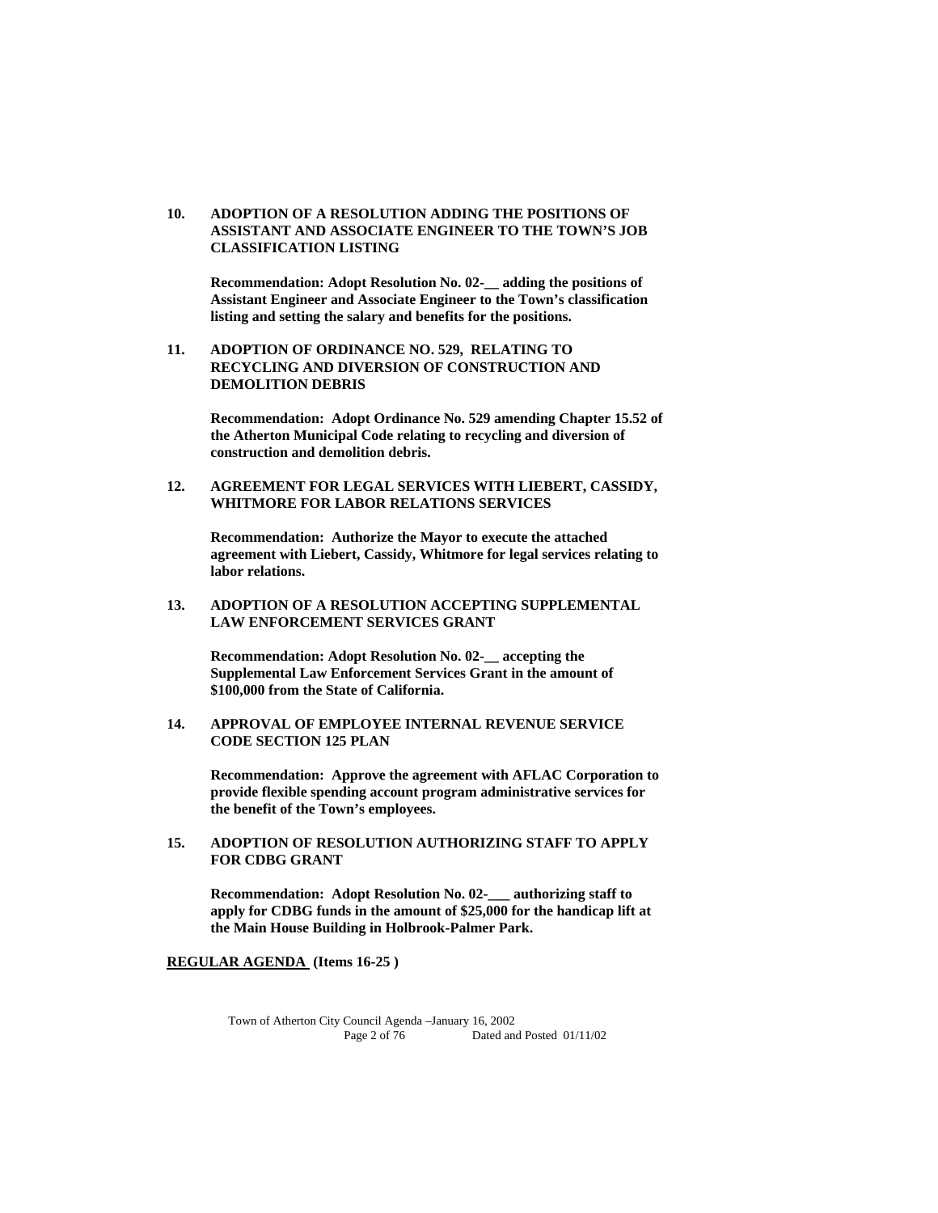**10. ADOPTION OF A RESOLUTION ADDING THE POSITIONS OF ASSISTANT AND ASSOCIATE ENGINEER TO THE TOWN'S JOB CLASSIFICATION LISTING**

**Recommendation: Adopt Resolution No. 02-__ adding the positions of Assistant Engineer and Associate Engineer to the Town's classification listing and setting the salary and benefits for the positions.**

**11. ADOPTION OF ORDINANCE NO. 529, RELATING TO RECYCLING AND DIVERSION OF CONSTRUCTION AND DEMOLITION DEBRIS**

**Recommendation: Adopt Ordinance No. 529 amending Chapter 15.52 of the Atherton Municipal Code relating to recycling and diversion of construction and demolition debris.**

**12. AGREEMENT FOR LEGAL SERVICES WITH LIEBERT, CASSIDY, WHITMORE FOR LABOR RELATIONS SERVICES**

**Recommendation: Authorize the Mayor to execute the attached agreement with Liebert, Cassidy, Whitmore for legal services relating to labor relations.**

**13. ADOPTION OF A RESOLUTION ACCEPTING SUPPLEMENTAL LAW ENFORCEMENT SERVICES GRANT**

**Recommendation: Adopt Resolution No. 02-__ accepting the Supplemental Law Enforcement Services Grant in the amount of $100,000 from the State of California.**

**14. APPROVAL OF EMPLOYEE INTERNAL REVENUE SERVICE CODE SECTION 125 PLAN**

**Recommendation: Approve the agreement with AFLAC Corporation to provide flexible spending account program administrative services for the benefit of the Town's employees.**

**15. ADOPTION OF RESOLUTION AUTHORIZING STAFF TO APPLY FOR CDBG GRANT**

**Recommendation: Adopt Resolution No. 02-___ authorizing staff to apply for CDBG funds in the amount of $25,000 for the handicap lift at the Main House Building in Holbrook-Palmer Park.**

**REGULAR AGENDA (Items 16-25 )**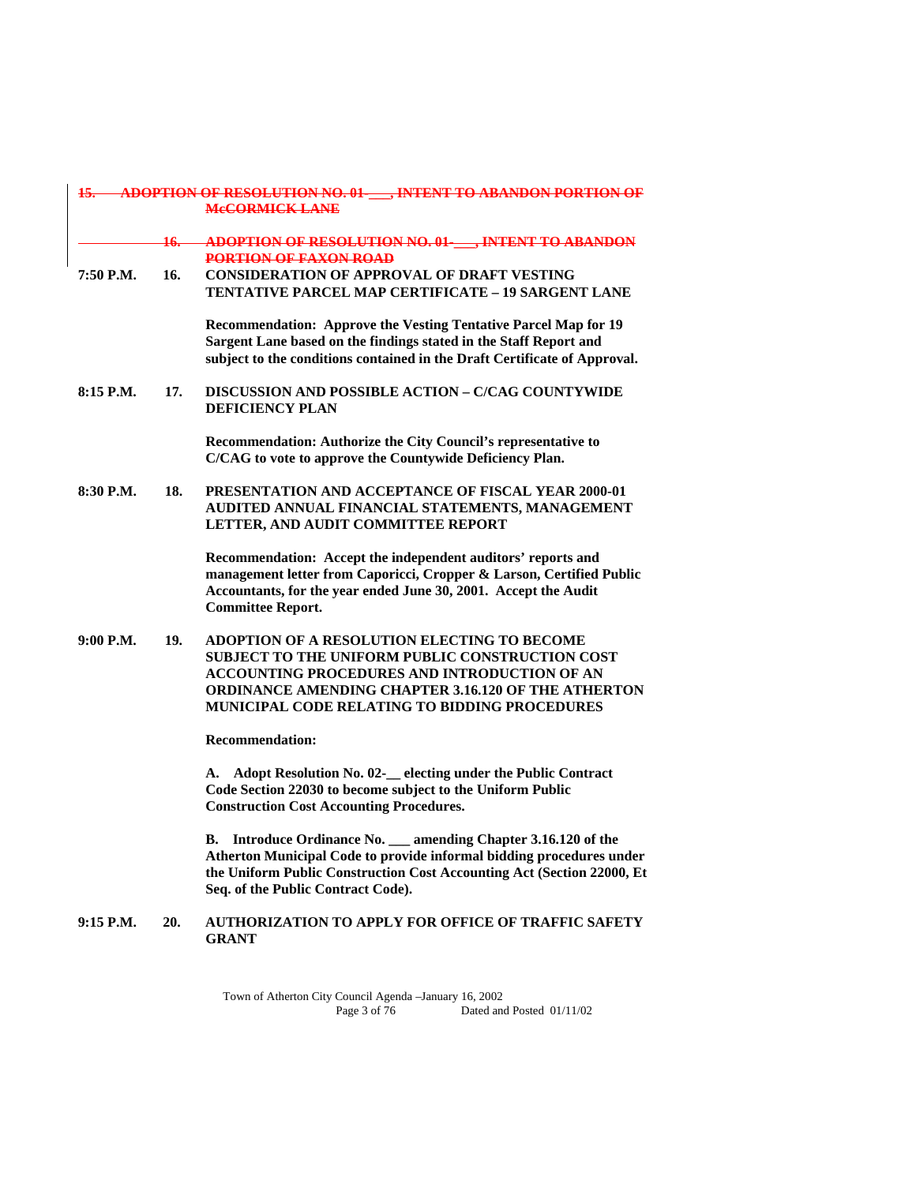~~15. ADOPTION OF RESOLUTION NO. 01-___, INTENT TO ABANDON PORTION OF McCORMICK LANE~~

~~16. ADOPTION OF RESOLUTION NO. 01-___, INTENT TO ABANDON PORTION OF FAXON ROAD~~

**7:50 P.M. 16. CONSIDERATION OF APPROVAL OF DRAFT VESTING TENTATIVE PARCEL MAP CERTIFICATE – 19 SARGENT LANE**

**Recommendation: Approve the Vesting Tentative Parcel Map for 19 Sargent Lane based on the findings stated in the Staff Report and subject to the conditions contained in the Draft Certificate of Approval.**

**8:15 P.M. 17. DISCUSSION AND POSSIBLE ACTION – C/CAG COUNTYWIDE DEFICIENCY PLAN**

**Recommendation: Authorize the City Council's representative to C/CAG to vote to approve the Countywide Deficiency Plan.**

**8:30 P.M. 18. PRESENTATION AND ACCEPTANCE OF FISCAL YEAR 2000-01 AUDITED ANNUAL FINANCIAL STATEMENTS, MANAGEMENT LETTER, AND AUDIT COMMITTEE REPORT**

**Recommendation: Accept the independent auditors' reports and management letter from Caporicci, Cropper & Larson, Certified Public Accountants, for the year ended June 30, 2001. Accept the Audit Committee Report.**

**9:00 P.M. 19. ADOPTION OF A RESOLUTION ELECTING TO BECOME SUBJECT TO THE UNIFORM PUBLIC CONSTRUCTION COST ACCOUNTING PROCEDURES AND INTRODUCTION OF AN ORDINANCE AMENDING CHAPTER 3.16.120 OF THE ATHERTON MUNICIPAL CODE RELATING TO BIDDING PROCEDURES**

**Recommendation:**

**A. Adopt Resolution No. 02-__ electing under the Public Contract Code Section 22030 to become subject to the Uniform Public Construction Cost Accounting Procedures.**

**B. Introduce Ordinance No. ___ amending Chapter 3.16.120 of the Atherton Municipal Code to provide informal bidding procedures under the Uniform Public Construction Cost Accounting Act (Section 22000, Et Seq. of the Public Contract Code).**

**9:15 P.M. 20. AUTHORIZATION TO APPLY FOR OFFICE OF TRAFFIC SAFETY GRANT**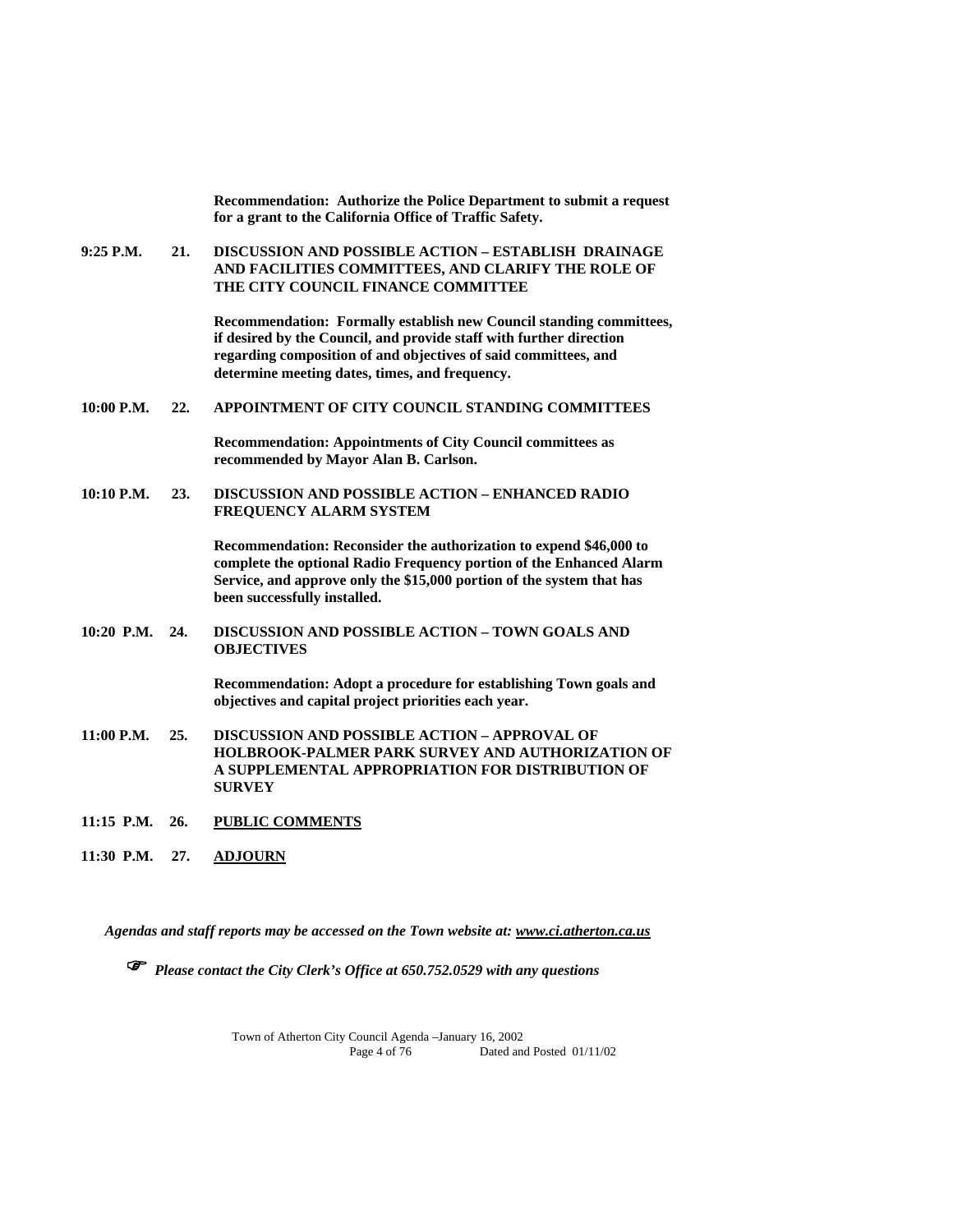**Recommendation: Authorize the Police Department to submit a request for a grant to the California Office of Traffic Safety.**

**9:25 P.M. 21. DISCUSSION AND POSSIBLE ACTION – ESTABLISH DRAINAGE AND FACILITIES COMMITTEES, AND CLARIFY THE ROLE OF THE CITY COUNCIL FINANCE COMMITTEE**

**Recommendation: Formally establish new Council standing committees, if desired by the Council, and provide staff with further direction regarding composition of and objectives of said committees, and determine meeting dates, times, and frequency.**

**10:00 P.M. 22. APPOINTMENT OF CITY COUNCIL STANDING COMMITTEES**

**Recommendation: Appointments of City Council committees as recommended by Mayor Alan B. Carlson.**

**10:10 P.M. 23. DISCUSSION AND POSSIBLE ACTION – ENHANCED RADIO FREQUENCY ALARM SYSTEM**

**Recommendation: Reconsider the authorization to expend $46,000 to complete the optional Radio Frequency portion of the Enhanced Alarm Service, and approve only the $15,000 portion of the system that has been successfully installed.**

**10:20 P.M. 24. DISCUSSION AND POSSIBLE ACTION – TOWN GOALS AND OBJECTIVES**

**Recommendation: Adopt a procedure for establishing Town goals and objectives and capital project priorities each year.**

**11:00 P.M. 25. DISCUSSION AND POSSIBLE ACTION – APPROVAL OF HOLBROOK-PALMER PARK SURVEY AND AUTHORIZATION OF A SUPPLEMENTAL APPROPRIATION FOR DISTRIBUTION OF SURVEY**

**11:15 P.M. 26. PUBLIC COMMENTS**

**11:30 P.M. 27. ADJOURN**

***Agendas and staff reports may be accessed on the Town website at: www.ci.atherton.ca.us***

☞ ***Please contact the City Clerk's Office at 650.752.0529 with any questions***

Town of Atherton City Council Agenda –January 16, 2002
Dated and Posted 01/11/02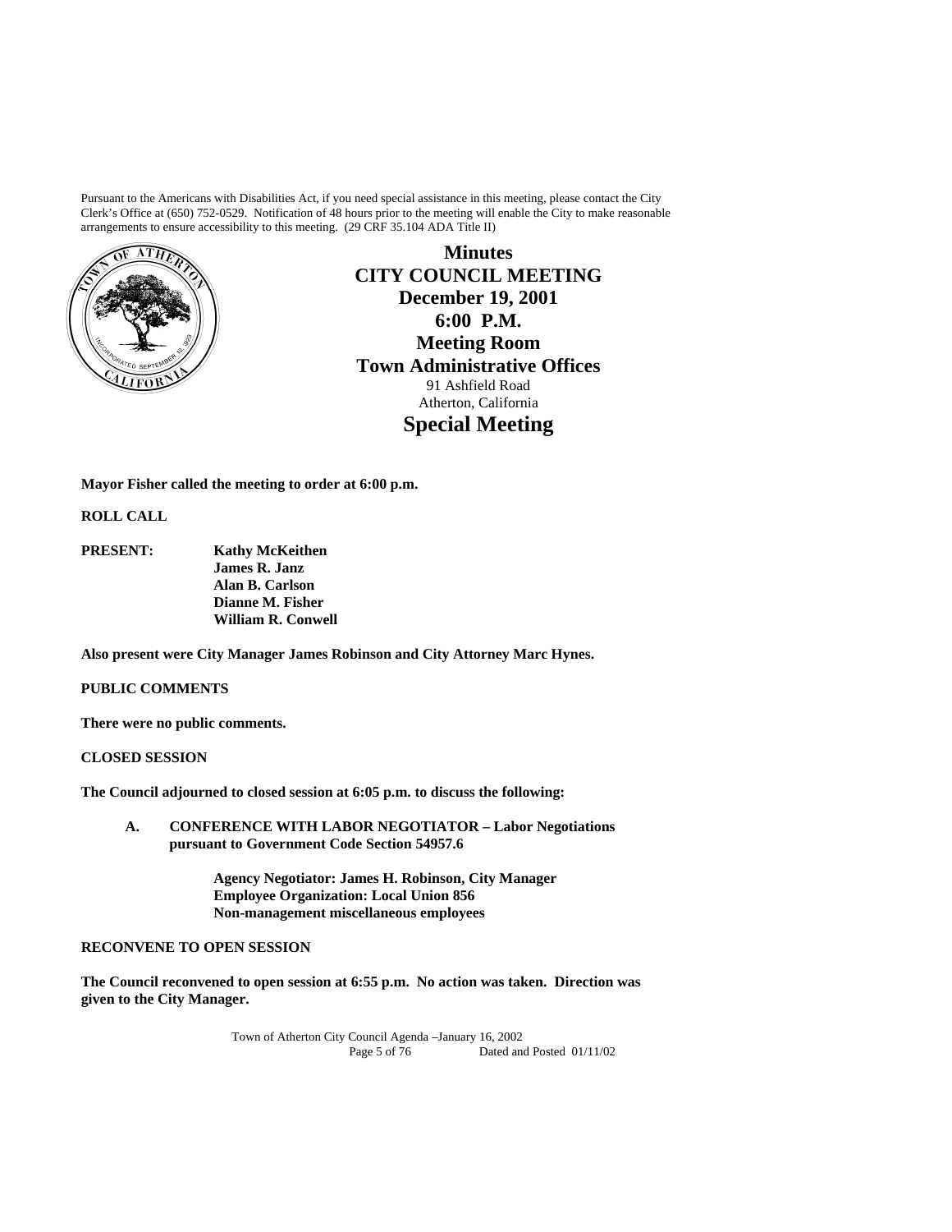Pursuant to the Americans with Disabilities Act, if you need special assistance in this meeting, please contact the City Clerk's Office at (650) 752-0529. Notification of 48 hours prior to the meeting will enable the City to make reasonable arrangements to ensure accessibility to this meeting. (29 CRF 35.104 ADA Title II)

# Minutes
# CITY COUNCIL MEETING
## December 19, 2001
## 6:00 P.M.
## Meeting Room
## Town Administrative Offices

91 Ashfield Road
Atherton, California

# Special Meeting

**Mayor Fisher called the meeting to order at 6:00 p.m.**

**ROLL CALL**

**PRESENT:** **Kathy McKeithen**
**James R. Janz**
**Alan B. Carlson**
**Dianne M. Fisher**
**William R. Conwell**

**Also present were City Manager James Robinson and City Attorney Marc Hynes.**

**PUBLIC COMMENTS**

**There were no public comments.**

**CLOSED SESSION**

**The Council adjourned to closed session at 6:05 p.m. to discuss the following:**

**A. CONFERENCE WITH LABOR NEGOTIATOR – Labor Negotiations pursuant to Government Code Section 54957.6**

**Agency Negotiator: James H. Robinson, City Manager**
**Employee Organization: Local Union 856**
**Non-management miscellaneous employees**

**RECONVENE TO OPEN SESSION**

**The Council reconvened to open session at 6:55 p.m. No action was taken. Direction was given to the City Manager.**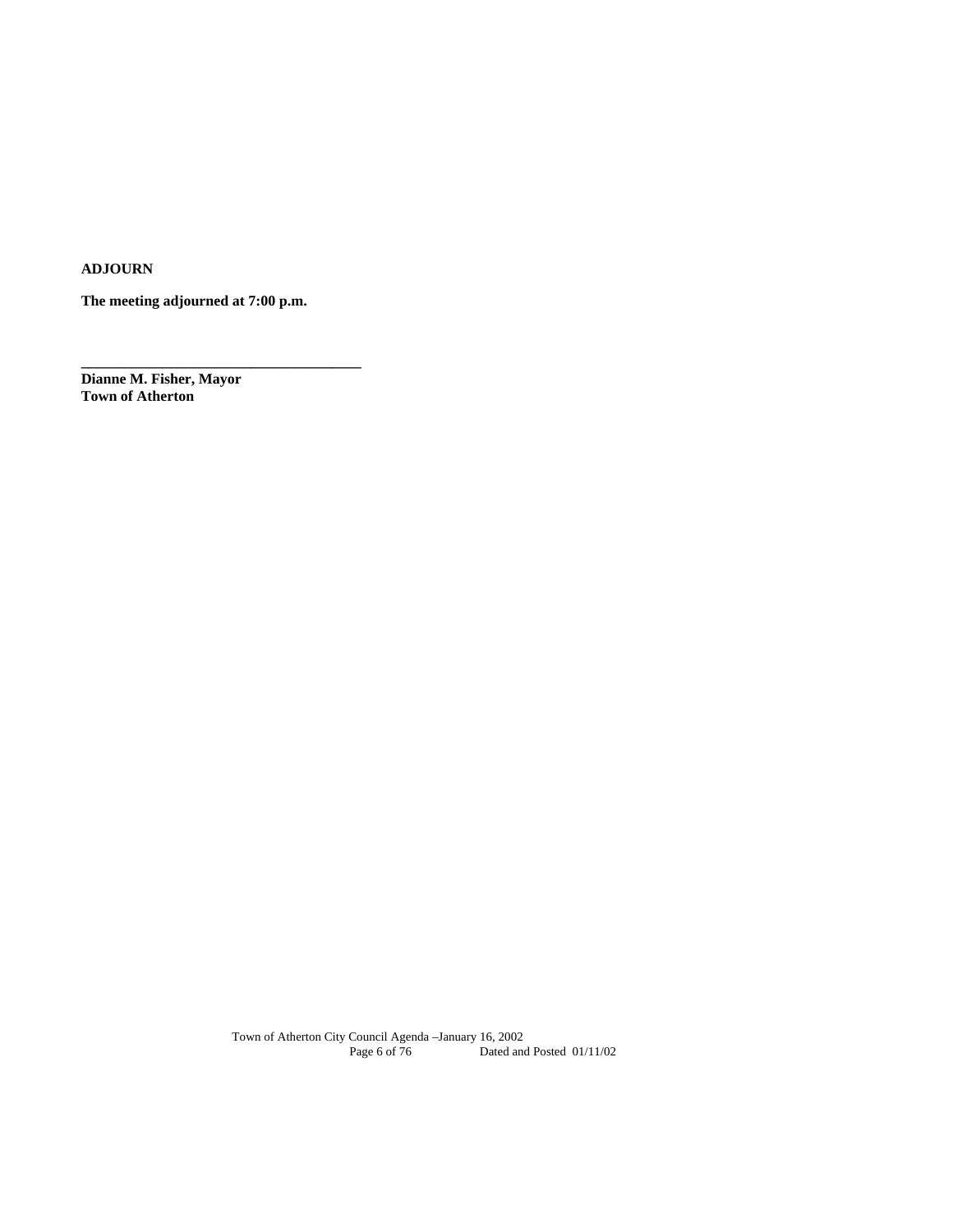**ADJOURN**

**The meeting adjourned at 7:00 p.m.**

\_\_\_\_\_\_\_\_\_\_\_\_\_\_\_\_\_\_\_\_\_\_\_\_\_\_\_\_\_\_\_\_\_\_\_\_\_\_

**Dianne M. Fisher, Mayor**
**Town of Atherton**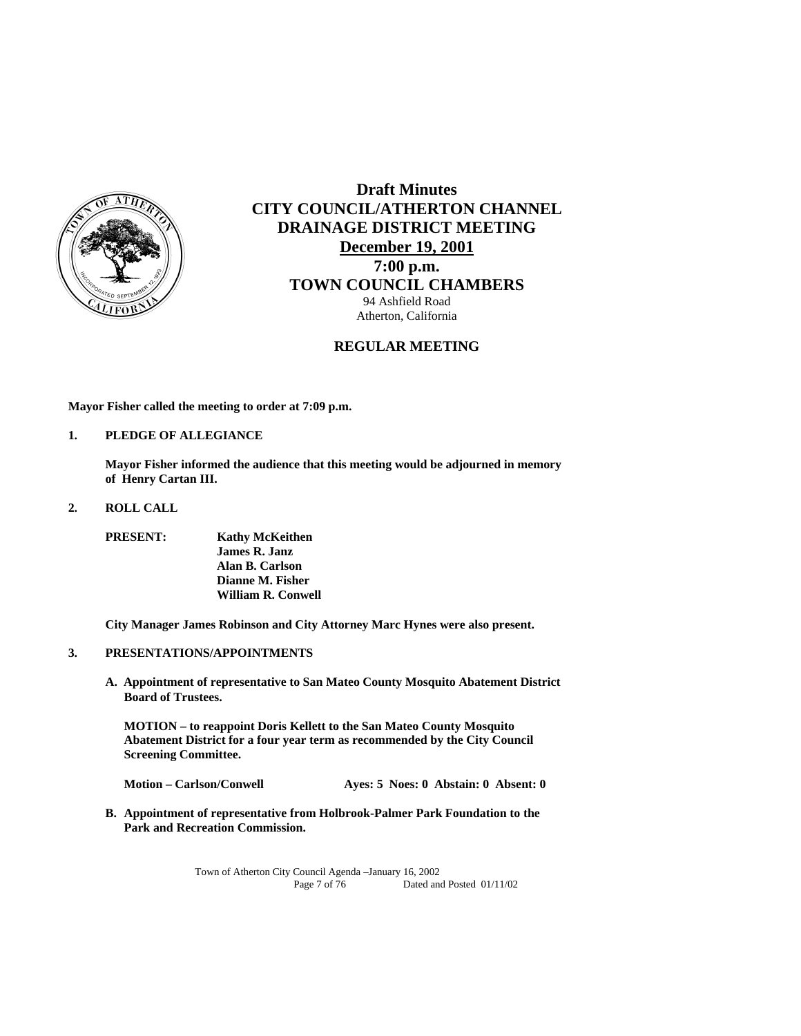# Draft Minutes
# CITY COUNCIL/ATHERTON CHANNEL DRAINAGE DISTRICT MEETING
## December 19, 2001
## 7:00 p.m.
## TOWN COUNCIL CHAMBERS

94 Ashfield Road
Atherton, California

### REGULAR MEETING

**Mayor Fisher called the meeting to order at 7:09 p.m.**

**1. PLEDGE OF ALLEGIANCE**

**Mayor Fisher informed the audience that this meeting would be adjourned in memory of Henry Cartan III.**

**2. ROLL CALL**

**PRESENT:** **Kathy McKeithen**
**James R. Janz**
**Alan B. Carlson**
**Dianne M. Fisher**
**William R. Conwell**

**City Manager James Robinson and City Attorney Marc Hynes were also present.**

**3. PRESENTATIONS/APPOINTMENTS**

**A. Appointment of representative to San Mateo County Mosquito Abatement District Board of Trustees.**

**MOTION – to reappoint Doris Kellett to the San Mateo County Mosquito Abatement District for a four year term as recommended by the City Council Screening Committee.**

**Motion – Carlson/Conwell** **Ayes: 5 Noes: 0 Abstain: 0 Absent: 0**

**B. Appointment of representative from Holbrook-Palmer Park Foundation to the Park and Recreation Commission.**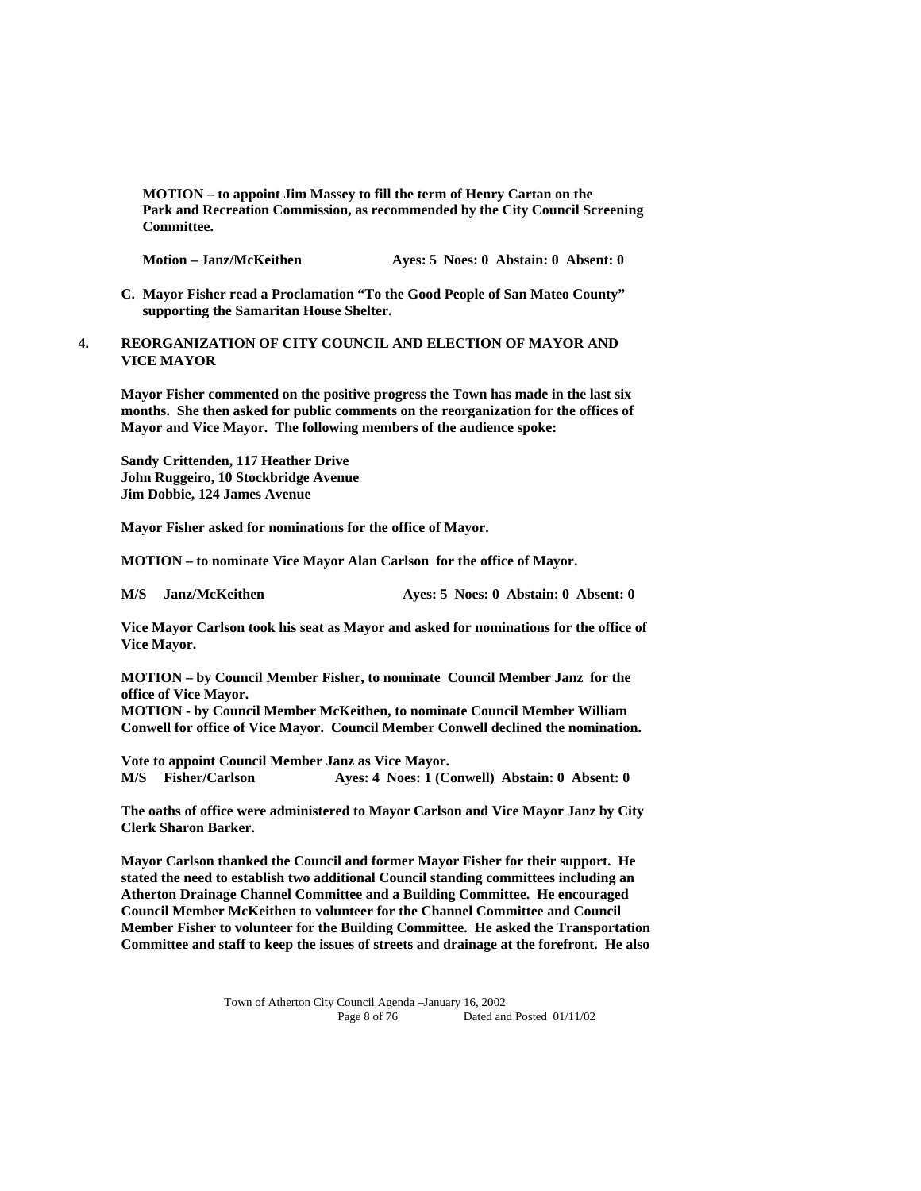**MOTION – to appoint Jim Massey to fill the term of Henry Cartan on the Park and Recreation Commission, as recommended by the City Council Screening Committee.**

**Motion – Janz/McKeithen Ayes: 5 Noes: 0 Abstain: 0 Absent: 0**

**C. Mayor Fisher read a Proclamation "To the Good People of San Mateo County" supporting the Samaritan House Shelter.**

**4. REORGANIZATION OF CITY COUNCIL AND ELECTION OF MAYOR AND VICE MAYOR**

**Mayor Fisher commented on the positive progress the Town has made in the last six months. She then asked for public comments on the reorganization for the offices of Mayor and Vice Mayor. The following members of the audience spoke:**

**Sandy Crittenden, 117 Heather Drive**
**John Ruggeiro, 10 Stockbridge Avenue**
**Jim Dobbie, 124 James Avenue**

**Mayor Fisher asked for nominations for the office of Mayor.**

**MOTION – to nominate Vice Mayor Alan Carlson for the office of Mayor.**

**M/S Janz/McKeithen Ayes: 5 Noes: 0 Abstain: 0 Absent: 0**

**Vice Mayor Carlson took his seat as Mayor and asked for nominations for the office of Vice Mayor.**

**MOTION – by Council Member Fisher, to nominate Council Member Janz for the office of Vice Mayor.**
**MOTION - by Council Member McKeithen, to nominate Council Member William Conwell for office of Vice Mayor. Council Member Conwell declined the nomination.**

**Vote to appoint Council Member Janz as Vice Mayor.**
**M/S Fisher/Carlson Ayes: 4 Noes: 1 (Conwell) Abstain: 0 Absent: 0**

**The oaths of office were administered to Mayor Carlson and Vice Mayor Janz by City Clerk Sharon Barker.**

**Mayor Carlson thanked the Council and former Mayor Fisher for their support. He stated the need to establish two additional Council standing committees including an Atherton Drainage Channel Committee and a Building Committee. He encouraged Council Member McKeithen to volunteer for the Channel Committee and Council Member Fisher to volunteer for the Building Committee. He asked the Transportation Committee and staff to keep the issues of streets and drainage at the forefront. He also**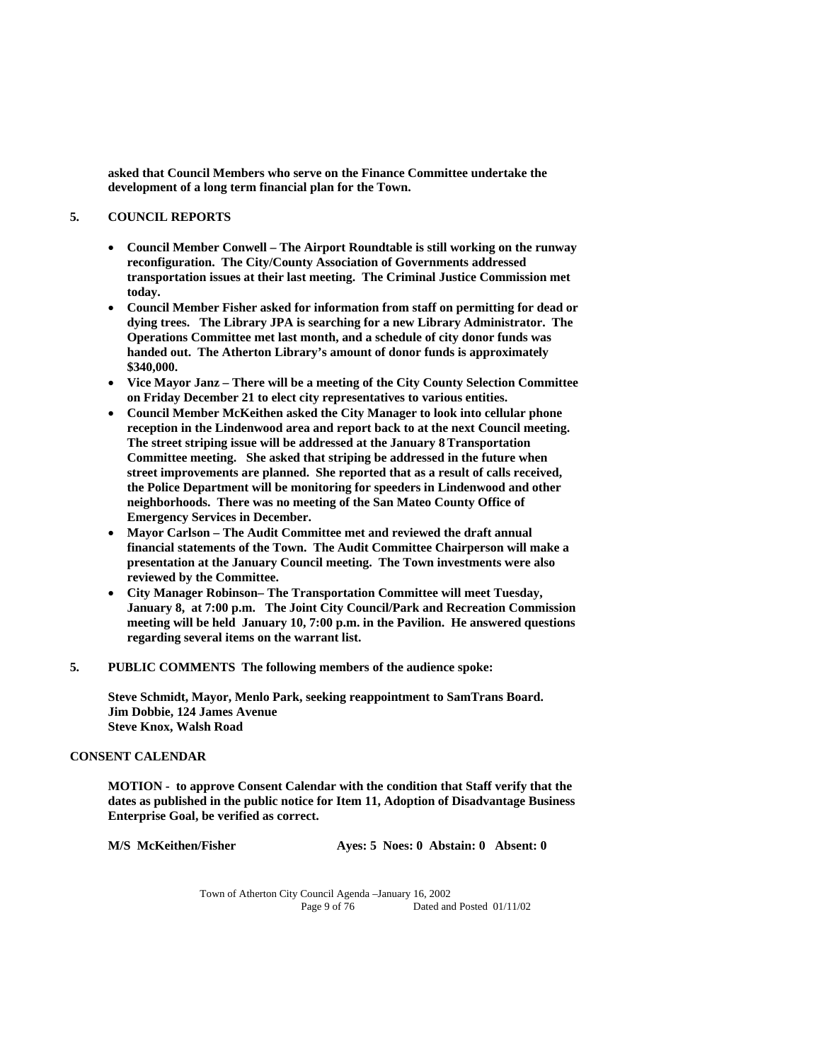**asked that Council Members who serve on the Finance Committee undertake the development of a long term financial plan for the Town.**

**5. COUNCIL REPORTS**

- **Council Member Conwell – The Airport Roundtable is still working on the runway reconfiguration. The City/County Association of Governments addressed transportation issues at their last meeting. The Criminal Justice Commission met today.**
- **Council Member Fisher asked for information from staff on permitting for dead or dying trees. The Library JPA is searching for a new Library Administrator. The Operations Committee met last month, and a schedule of city donor funds was handed out. The Atherton Library's amount of donor funds is approximately $340,000.**
- **Vice Mayor Janz – There will be a meeting of the City County Selection Committee on Friday December 21 to elect city representatives to various entities.**
- **Council Member McKeithen asked the City Manager to look into cellular phone reception in the Lindenwood area and report back to at the next Council meeting. The street striping issue will be addressed at the January 8 Transportation Committee meeting. She asked that striping be addressed in the future when street improvements are planned. She reported that as a result of calls received, the Police Department will be monitoring for speeders in Lindenwood and other neighborhoods. There was no meeting of the San Mateo County Office of Emergency Services in December.**
- **Mayor Carlson – The Audit Committee met and reviewed the draft annual financial statements of the Town. The Audit Committee Chairperson will make a presentation at the January Council meeting. The Town investments were also reviewed by the Committee.**
- **City Manager Robinson– The Transportation Committee will meet Tuesday, January 8, at 7:00 p.m. The Joint City Council/Park and Recreation Commission meeting will be held January 10, 7:00 p.m. in the Pavilion. He answered questions regarding several items on the warrant list.**

**5. PUBLIC COMMENTS The following members of the audience spoke:**

**Steve Schmidt, Mayor, Menlo Park, seeking reappointment to SamTrans Board.**
**Jim Dobbie, 124 James Avenue**
**Steve Knox, Walsh Road**

**CONSENT CALENDAR**

**MOTION - to approve Consent Calendar with the condition that Staff verify that the dates as published in the public notice for Item 11, Adoption of Disadvantage Business Enterprise Goal, be verified as correct.**

**M/S McKeithen/Fisher    Ayes: 5 Noes: 0 Abstain: 0 Absent: 0**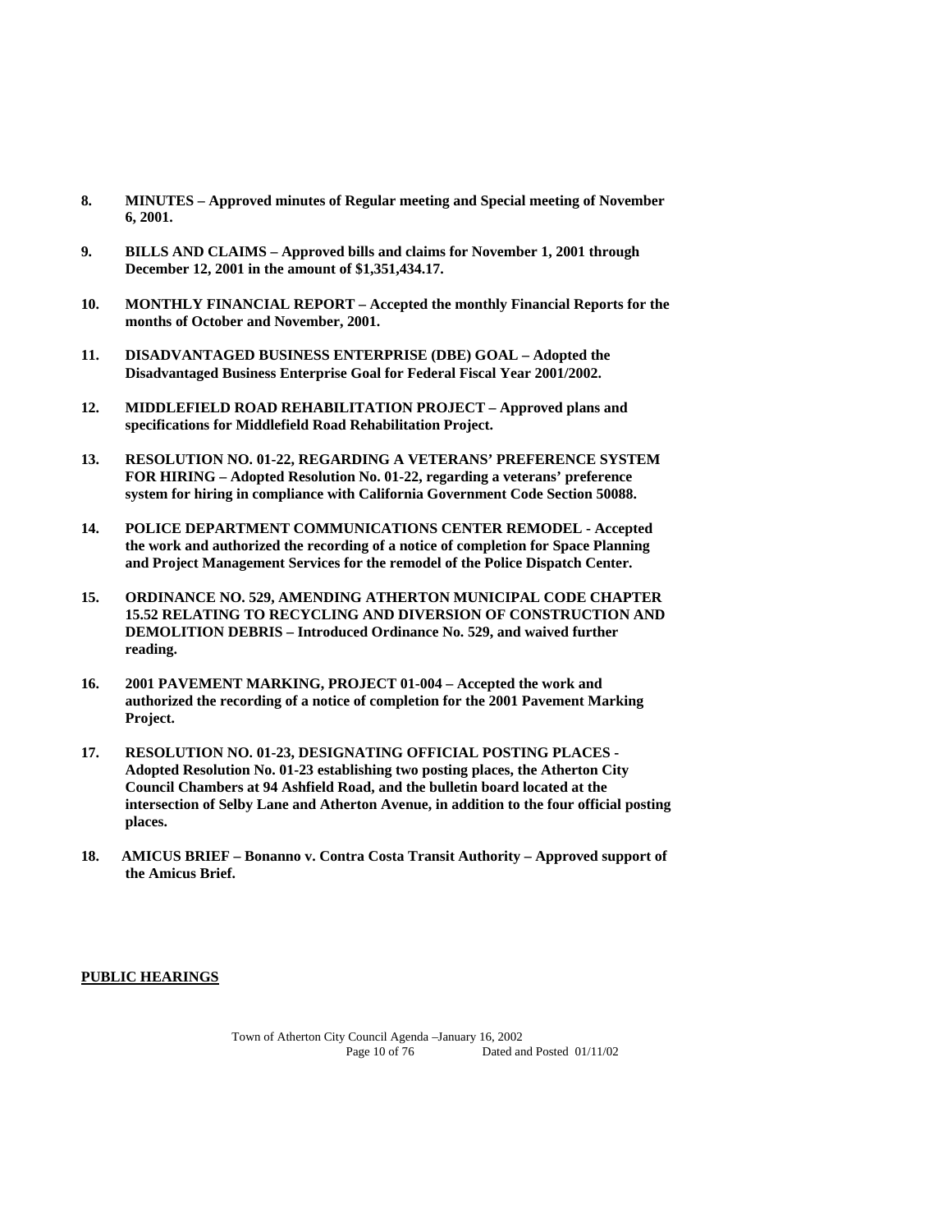8. **MINUTES – Approved minutes of Regular meeting and Special meeting of November 6, 2001.**

9. **BILLS AND CLAIMS – Approved bills and claims for November 1, 2001 through December 12, 2001 in the amount of $1,351,434.17.**

10. **MONTHLY FINANCIAL REPORT – Accepted the monthly Financial Reports for the months of October and November, 2001.**

11. **DISADVANTAGED BUSINESS ENTERPRISE (DBE) GOAL – Adopted the Disadvantaged Business Enterprise Goal for Federal Fiscal Year 2001/2002.**

12. **MIDDLEFIELD ROAD REHABILITATION PROJECT – Approved plans and specifications for Middlefield Road Rehabilitation Project.**

13. **RESOLUTION NO. 01-22, REGARDING A VETERANS' PREFERENCE SYSTEM FOR HIRING – Adopted Resolution No. 01-22, regarding a veterans' preference system for hiring in compliance with California Government Code Section 50088.**

14. **POLICE DEPARTMENT COMMUNICATIONS CENTER REMODEL - Accepted the work and authorized the recording of a notice of completion for Space Planning and Project Management Services for the remodel of the Police Dispatch Center.**

15. **ORDINANCE NO. 529, AMENDING ATHERTON MUNICIPAL CODE CHAPTER 15.52 RELATING TO RECYCLING AND DIVERSION OF CONSTRUCTION AND DEMOLITION DEBRIS – Introduced Ordinance No. 529, and waived further reading.**

16. **2001 PAVEMENT MARKING, PROJECT 01-004 – Accepted the work and authorized the recording of a notice of completion for the 2001 Pavement Marking Project.**

17. **RESOLUTION NO. 01-23, DESIGNATING OFFICIAL POSTING PLACES - Adopted Resolution No. 01-23 establishing two posting places, the Atherton City Council Chambers at 94 Ashfield Road, and the bulletin board located at the intersection of Selby Lane and Atherton Avenue, in addition to the four official posting places.**

18. **AMICUS BRIEF – Bonanno v. Contra Costa Transit Authority – Approved support of the Amicus Brief.**

**PUBLIC HEARINGS**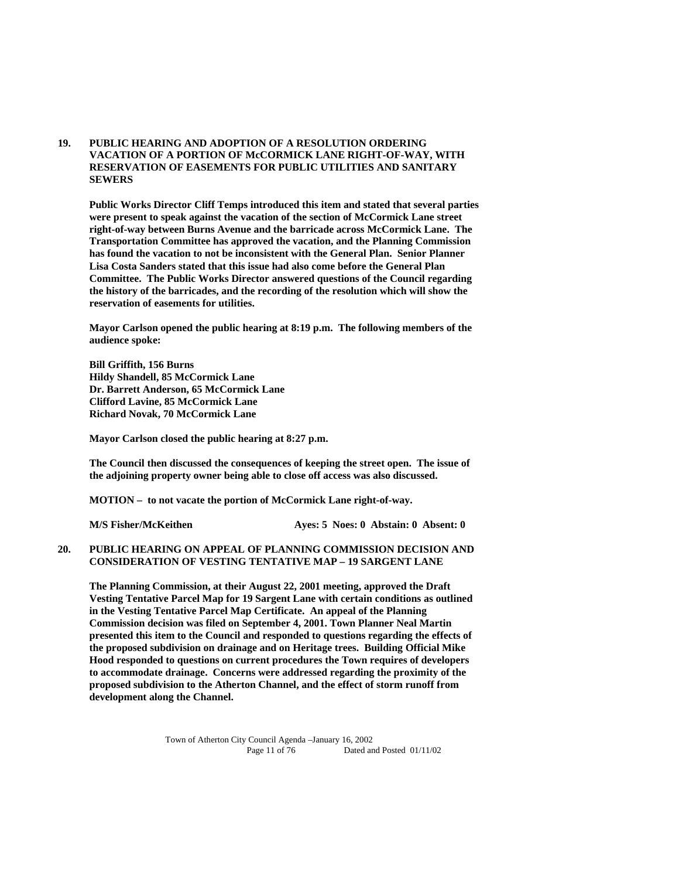## 19. PUBLIC HEARING AND ADOPTION OF A RESOLUTION ORDERING VACATION OF A PORTION OF McCORMICK LANE RIGHT-OF-WAY, WITH RESERVATION OF EASEMENTS FOR PUBLIC UTILITIES AND SANITARY SEWERS

**Public Works Director Cliff Temps introduced this item and stated that several parties were present to speak against the vacation of the section of McCormick Lane street right-of-way between Burns Avenue and the barricade across McCormick Lane. The Transportation Committee has approved the vacation, and the Planning Commission has found the vacation to not be inconsistent with the General Plan. Senior Planner Lisa Costa Sanders stated that this issue had also come before the General Plan Committee. The Public Works Director answered questions of the Council regarding the history of the barricades, and the recording of the resolution which will show the reservation of easements for utilities.**

**Mayor Carlson opened the public hearing at 8:19 p.m. The following members of the audience spoke:**

**Bill Griffith, 156 Burns**
**Hildy Shandell, 85 McCormick Lane**
**Dr. Barrett Anderson, 65 McCormick Lane**
**Clifford Lavine, 85 McCormick Lane**
**Richard Novak, 70 McCormick Lane**

**Mayor Carlson closed the public hearing at 8:27 p.m.**

**The Council then discussed the consequences of keeping the street open. The issue of the adjoining property owner being able to close off access was also discussed.**

**MOTION – to not vacate the portion of McCormick Lane right-of-way.**

**M/S Fisher/McKeithen** **Ayes: 5 Noes: 0 Abstain: 0 Absent: 0**

## 20. PUBLIC HEARING ON APPEAL OF PLANNING COMMISSION DECISION AND CONSIDERATION OF VESTING TENTATIVE MAP – 19 SARGENT LANE

**The Planning Commission, at their August 22, 2001 meeting, approved the Draft Vesting Tentative Parcel Map for 19 Sargent Lane with certain conditions as outlined in the Vesting Tentative Parcel Map Certificate. An appeal of the Planning Commission decision was filed on September 4, 2001. Town Planner Neal Martin presented this item to the Council and responded to questions regarding the effects of the proposed subdivision on drainage and on Heritage trees. Building Official Mike Hood responded to questions on current procedures the Town requires of developers to accommodate drainage. Concerns were addressed regarding the proximity of the proposed subdivision to the Atherton Channel, and the effect of storm runoff from development along the Channel.**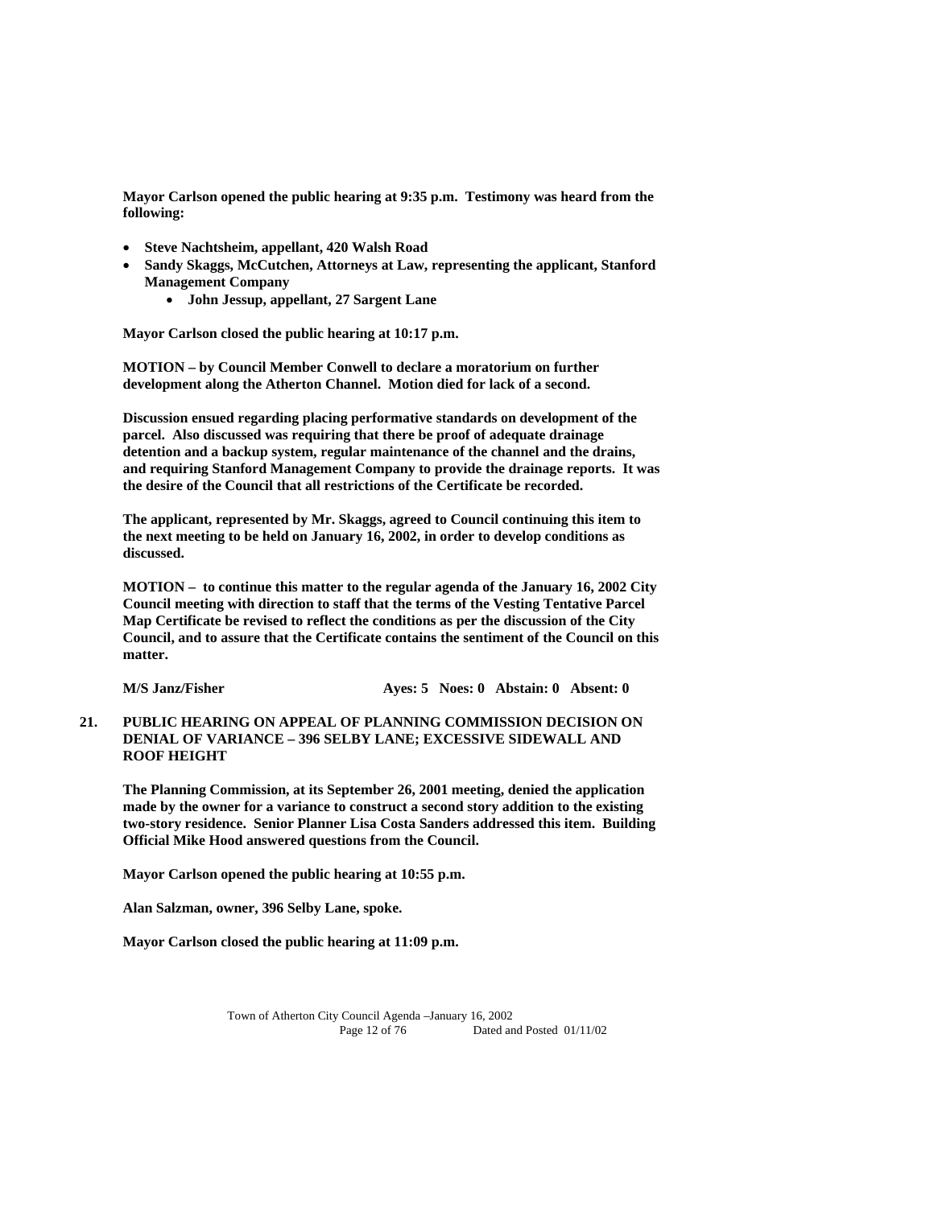**Mayor Carlson opened the public hearing at 9:35 p.m. Testimony was heard from the following:**

- **Steve Nachtsheim, appellant, 420 Walsh Road**
- **Sandy Skaggs, McCutchen, Attorneys at Law, representing the applicant, Stanford Management Company**
  - **John Jessup, appellant, 27 Sargent Lane**

**Mayor Carlson closed the public hearing at 10:17 p.m.**

**MOTION – by Council Member Conwell to declare a moratorium on further development along the Atherton Channel. Motion died for lack of a second.**

**Discussion ensued regarding placing performative standards on development of the parcel. Also discussed was requiring that there be proof of adequate drainage detention and a backup system, regular maintenance of the channel and the drains, and requiring Stanford Management Company to provide the drainage reports. It was the desire of the Council that all restrictions of the Certificate be recorded.**

**The applicant, represented by Mr. Skaggs, agreed to Council continuing this item to the next meeting to be held on January 16, 2002, in order to develop conditions as discussed.**

**MOTION – to continue this matter to the regular agenda of the January 16, 2002 City Council meeting with direction to staff that the terms of the Vesting Tentative Parcel Map Certificate be revised to reflect the conditions as per the discussion of the City Council, and to assure that the Certificate contains the sentiment of the Council on this matter.**

**M/S Janz/Fisher Ayes: 5 Noes: 0 Abstain: 0 Absent: 0**

**21. PUBLIC HEARING ON APPEAL OF PLANNING COMMISSION DECISION ON DENIAL OF VARIANCE – 396 SELBY LANE; EXCESSIVE SIDEWALL AND ROOF HEIGHT**

**The Planning Commission, at its September 26, 2001 meeting, denied the application made by the owner for a variance to construct a second story addition to the existing two-story residence. Senior Planner Lisa Costa Sanders addressed this item. Building Official Mike Hood answered questions from the Council.**

**Mayor Carlson opened the public hearing at 10:55 p.m.**

**Alan Salzman, owner, 396 Selby Lane, spoke.**

**Mayor Carlson closed the public hearing at 11:09 p.m.**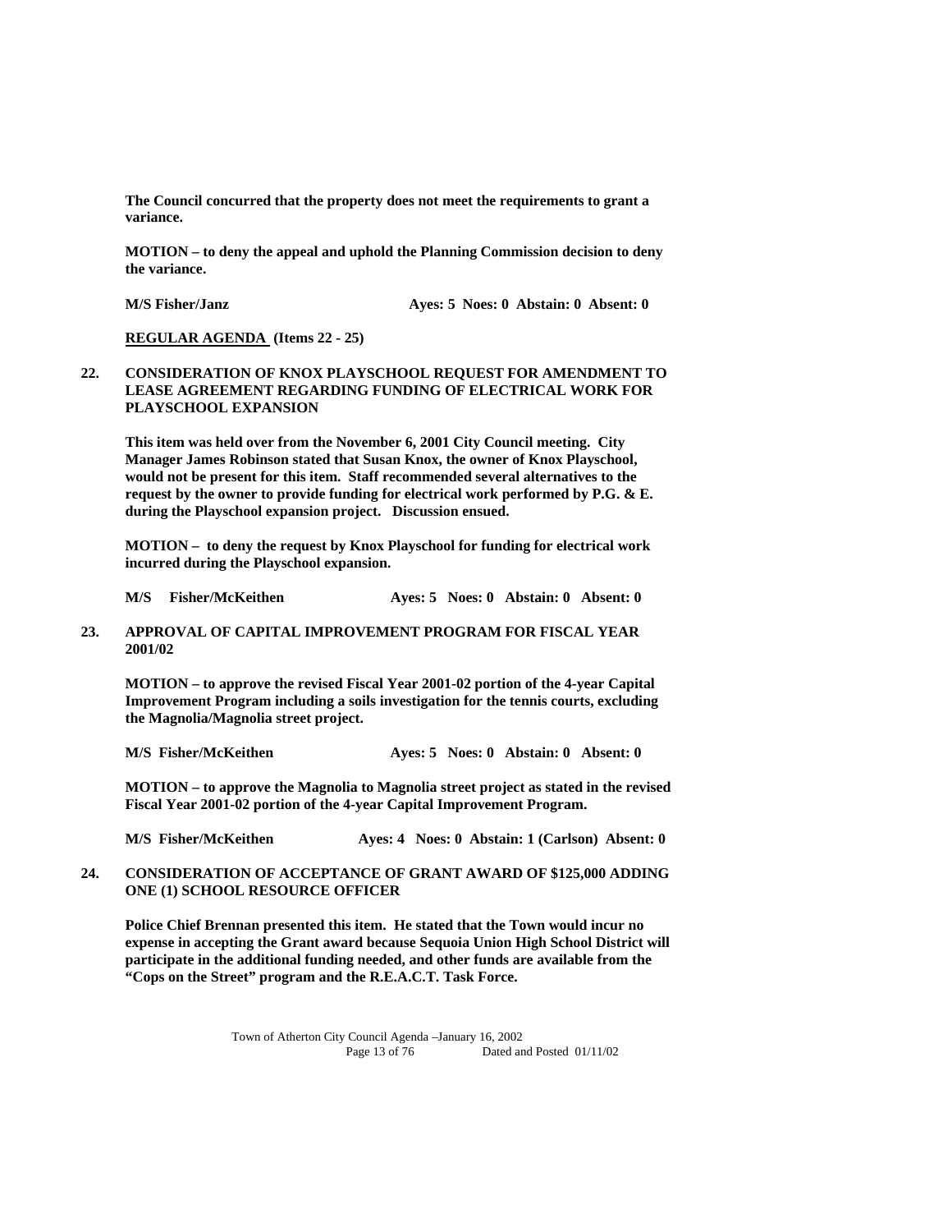**The Council concurred that the property does not meet the requirements to grant a variance.**

**MOTION – to deny the appeal and uphold the Planning Commission decision to deny the variance.**

**M/S Fisher/Janz Ayes: 5 Noes: 0 Abstain: 0 Absent: 0**

**REGULAR AGENDA (Items 22 - 25)**

**22. CONSIDERATION OF KNOX PLAYSCHOOL REQUEST FOR AMENDMENT TO LEASE AGREEMENT REGARDING FUNDING OF ELECTRICAL WORK FOR PLAYSCHOOL EXPANSION**

**This item was held over from the November 6, 2001 City Council meeting. City Manager James Robinson stated that Susan Knox, the owner of Knox Playschool, would not be present for this item. Staff recommended several alternatives to the request by the owner to provide funding for electrical work performed by P.G. & E. during the Playschool expansion project. Discussion ensued.**

**MOTION – to deny the request by Knox Playschool for funding for electrical work incurred during the Playschool expansion.**

**M/S Fisher/McKeithen Ayes: 5 Noes: 0 Abstain: 0 Absent: 0**

**23. APPROVAL OF CAPITAL IMPROVEMENT PROGRAM FOR FISCAL YEAR 2001/02**

**MOTION – to approve the revised Fiscal Year 2001-02 portion of the 4-year Capital Improvement Program including a soils investigation for the tennis courts, excluding the Magnolia/Magnolia street project.**

**M/S Fisher/McKeithen Ayes: 5 Noes: 0 Abstain: 0 Absent: 0**

**MOTION – to approve the Magnolia to Magnolia street project as stated in the revised Fiscal Year 2001-02 portion of the 4-year Capital Improvement Program.**

**M/S Fisher/McKeithen Ayes: 4 Noes: 0 Abstain: 1 (Carlson) Absent: 0**

**24. CONSIDERATION OF ACCEPTANCE OF GRANT AWARD OF $125,000 ADDING ONE (1) SCHOOL RESOURCE OFFICER**

**Police Chief Brennan presented this item. He stated that the Town would incur no expense in accepting the Grant award because Sequoia Union High School District will participate in the additional funding needed, and other funds are available from the "Cops on the Street" program and the R.E.A.C.T. Task Force.**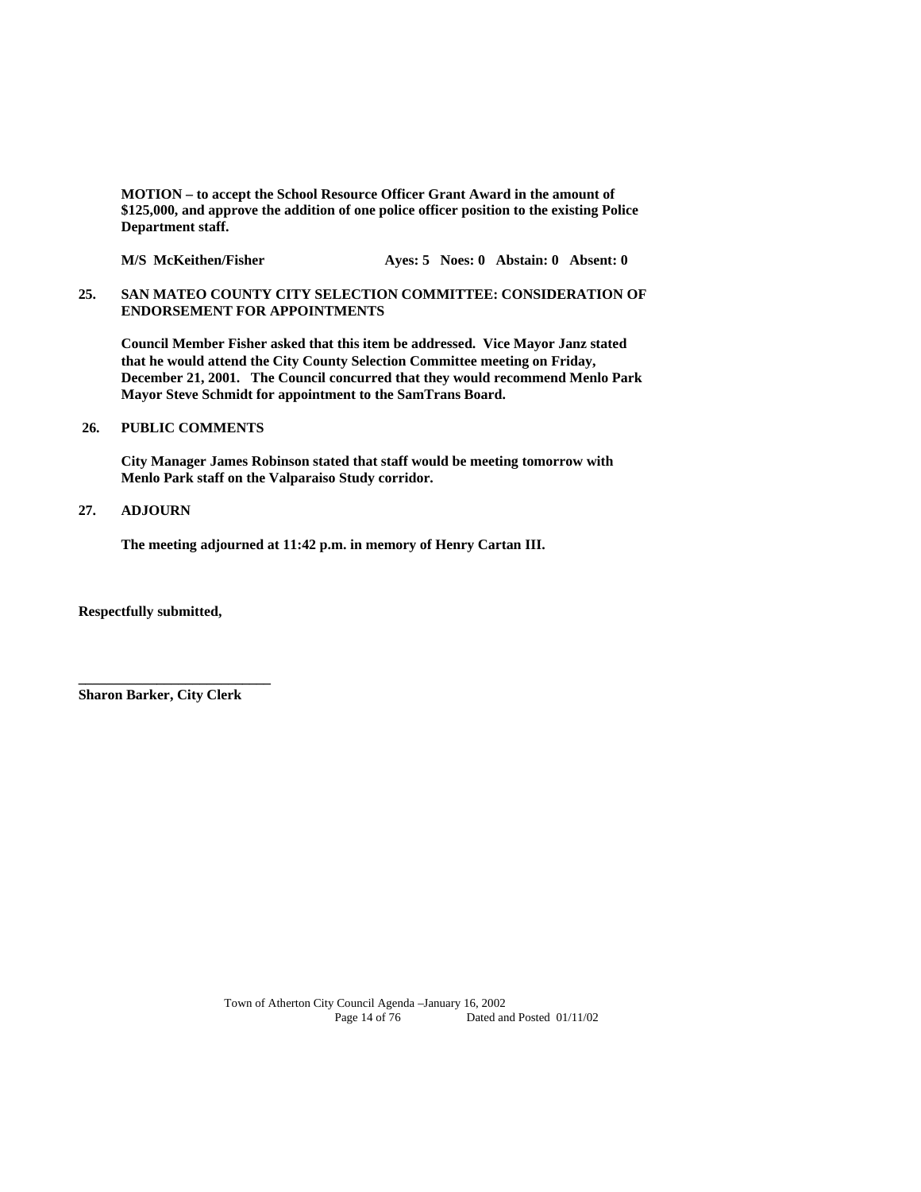**MOTION – to accept the School Resource Officer Grant Award in the amount of $125,000, and approve the addition of one police officer position to the existing Police Department staff.**

**M/S McKeithen/Fisher Ayes: 5 Noes: 0 Abstain: 0 Absent: 0**

**25. SAN MATEO COUNTY CITY SELECTION COMMITTEE: CONSIDERATION OF ENDORSEMENT FOR APPOINTMENTS**

**Council Member Fisher asked that this item be addressed. Vice Mayor Janz stated that he would attend the City County Selection Committee meeting on Friday, December 21, 2001. The Council concurred that they would recommend Menlo Park Mayor Steve Schmidt for appointment to the SamTrans Board.**

**26. PUBLIC COMMENTS**

**City Manager James Robinson stated that staff would be meeting tomorrow with Menlo Park staff on the Valparaiso Study corridor.**

**27. ADJOURN**

**The meeting adjourned at 11:42 p.m. in memory of Henry Cartan III.**

**Respectfully submitted,**

**___________________________**
**Sharon Barker, City Clerk**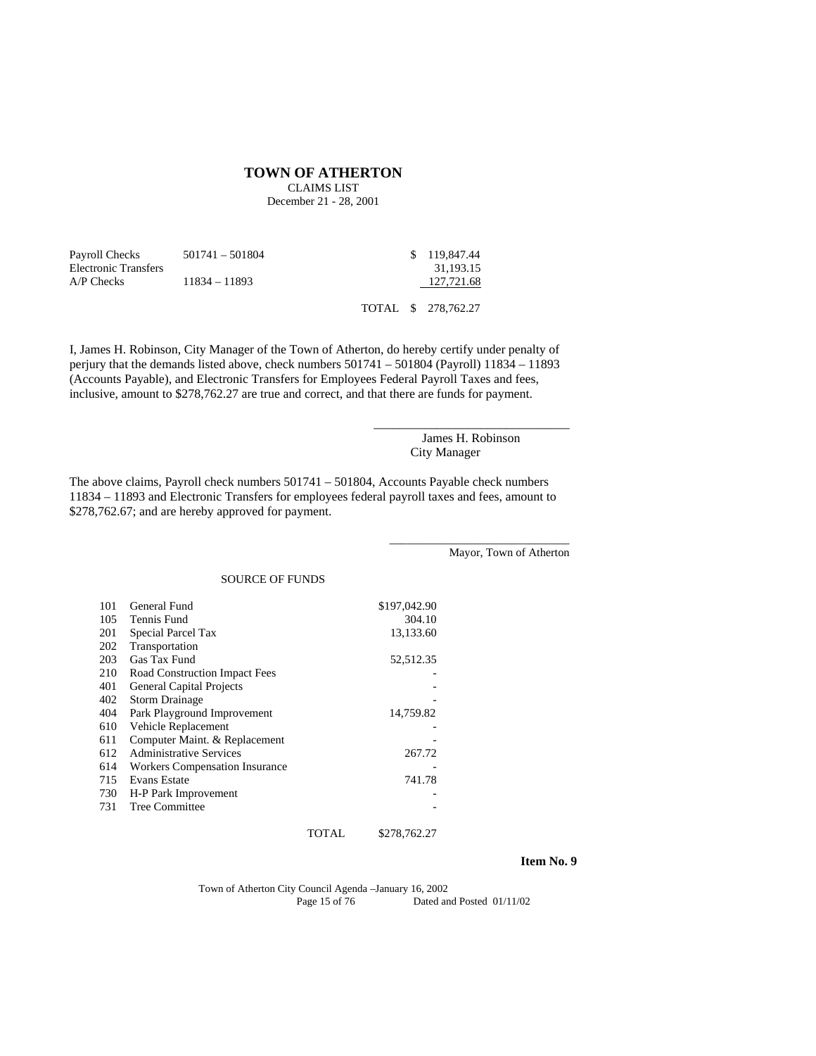# TOWN OF ATHERTON

CLAIMS LIST
December 21 - 28, 2001

| | | | |
|---|---|---|---|
| Payroll Checks | 501741 – 501804 | | $ 119,847.44 |
| Electronic Transfers | | | 31,193.15 |
| A/P Checks | 11834 – 11893 | | 127,721.68 |
| | | TOTAL | $ 278,762.27 |

I, James H. Robinson, City Manager of the Town of Atherton, do hereby certify under penalty of perjury that the demands listed above, check numbers 501741 – 501804 (Payroll) 11834 – 11893 (Accounts Payable), and Electronic Transfers for Employees Federal Payroll Taxes and fees, inclusive, amount to $278,762.27 are true and correct, and that there are funds for payment.

\_\_\_\_\_\_\_\_\_\_\_\_\_\_\_\_\_\_\_\_\_\_\_\_\_\_\_\_\_\_
James H. Robinson
City Manager

The above claims, Payroll check numbers 501741 – 501804, Accounts Payable check numbers 11834 – 11893 and Electronic Transfers for employees federal payroll taxes and fees, amount to $278,762.67; and are hereby approved for payment.

\_\_\_\_\_\_\_\_\_\_\_\_\_\_\_\_\_\_\_\_\_\_\_\_\_\_\_\_\_\_
Mayor, Town of Atherton

SOURCE OF FUNDS

| | | |
|---|---|---|
| 101 | General Fund | $197,042.90 |
| 105 | Tennis Fund | 304.10 |
| 201 | Special Parcel Tax | 13,133.60 |
| 202 | Transportation | |
| 203 | Gas Tax Fund | 52,512.35 |
| 210 | Road Construction Impact Fees | - |
| 401 | General Capital Projects | - |
| 402 | Storm Drainage | - |
| 404 | Park Playground Improvement | 14,759.82 |
| 610 | Vehicle Replacement | - |
| 611 | Computer Maint. & Replacement | - |
| 612 | Administrative Services | 267.72 |
| 614 | Workers Compensation Insurance | - |
| 715 | Evans Estate | 741.78 |
| 730 | H-P Park Improvement | - |
| 731 | Tree Committee | - |
| | TOTAL | $278,762.27 |

**Item No. 9**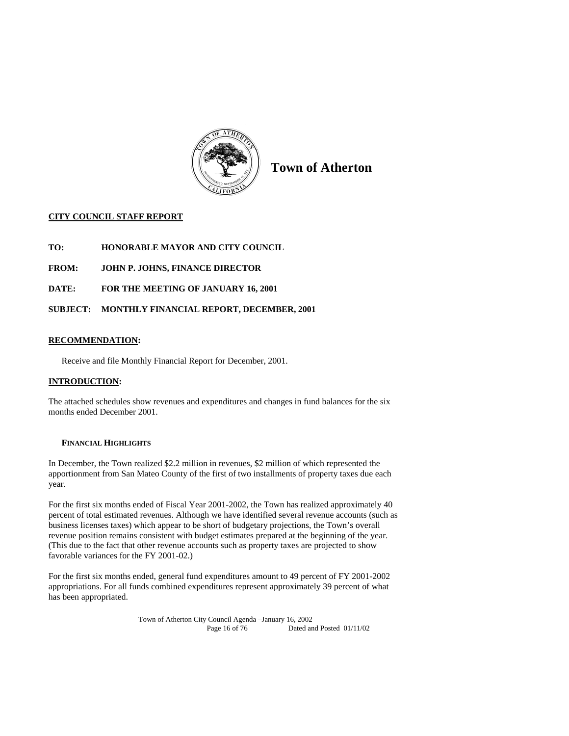**Town of Atherton**

**CITY COUNCIL STAFF REPORT**

**TO: HONORABLE MAYOR AND CITY COUNCIL**

**FROM: JOHN P. JOHNS, FINANCE DIRECTOR**

**DATE: FOR THE MEETING OF JANUARY 16, 2001**

**SUBJECT: MONTHLY FINANCIAL REPORT, DECEMBER, 2001**

## RECOMMENDATION:

Receive and file Monthly Financial Report for December, 2001.

## INTRODUCTION:

The attached schedules show revenues and expenditures and changes in fund balances for the six months ended December 2001.

### FINANCIAL HIGHLIGHTS

In December, the Town realized $2.2 million in revenues, $2 million of which represented the apportionment from San Mateo County of the first of two installments of property taxes due each year.

For the first six months ended of Fiscal Year 2001-2002, the Town has realized approximately 40 percent of total estimated revenues. Although we have identified several revenue accounts (such as business licenses taxes) which appear to be short of budgetary projections, the Town's overall revenue position remains consistent with budget estimates prepared at the beginning of the year. (This due to the fact that other revenue accounts such as property taxes are projected to show favorable variances for the FY 2001-02.)

For the first six months ended, general fund expenditures amount to 49 percent of FY 2001-2002 appropriations. For all funds combined expenditures represent approximately 39 percent of what has been appropriated.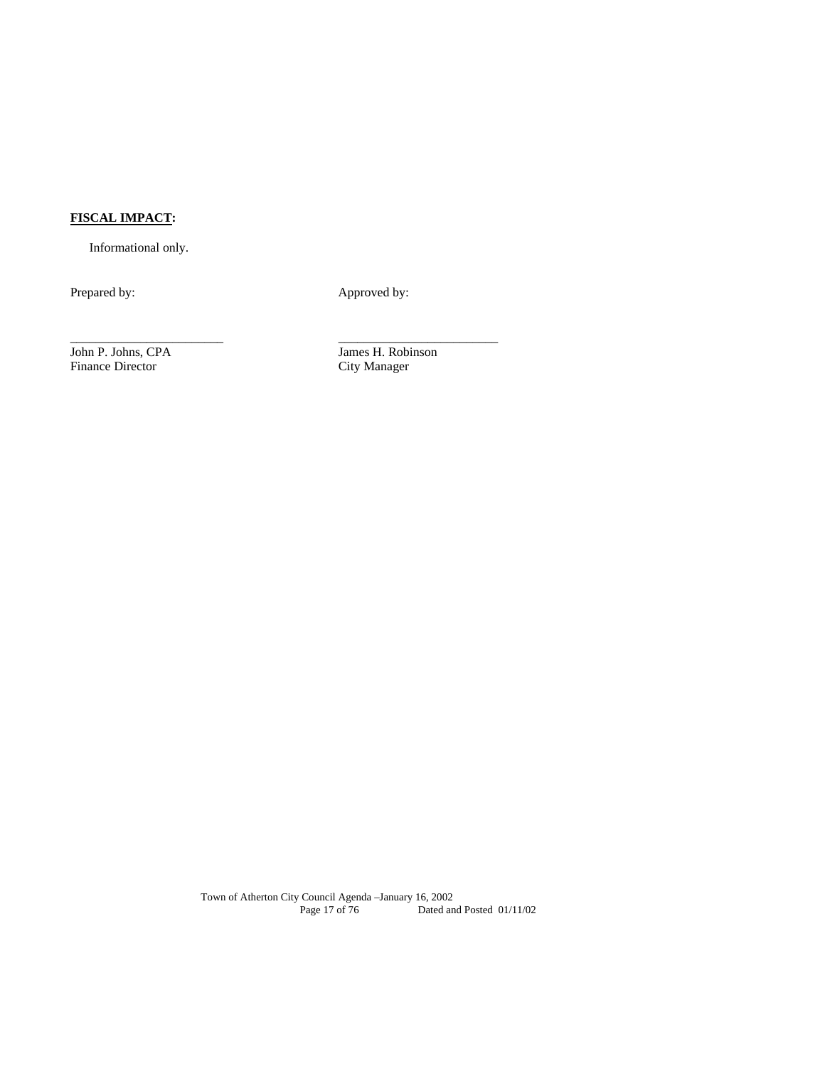**FISCAL IMPACT:**

Informational only.

| Prepared by: | Approved by: |
| --- | --- |
| ________________________ | ________________________ |
| John P. Johns, CPA | James H. Robinson |
| Finance Director | City Manager |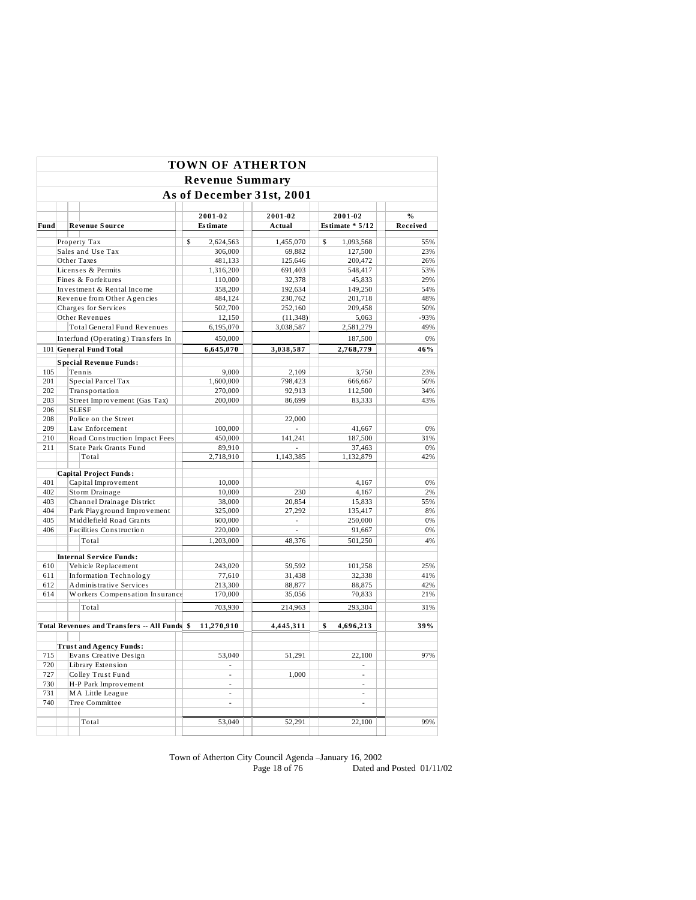# TOWN OF ATHERTON

## Revenue Summary

## As of December 31st, 2001

| Fund | Revenue Source | 2001-02 Estimate | 2001-02 Actual | 2001-02 Estimate * 5/12 | % Received |
|---|---|---|---|---|---|
| | Property Tax | $ 2,624,563 | 1,455,070 | $ 1,093,568 | 55% |
| | Sales and Use Tax | 306,000 | 69,882 | 127,500 | 23% |
| | Other Taxes | 481,133 | 125,646 | 200,472 | 26% |
| | Licenses & Permits | 1,316,200 | 691,403 | 548,417 | 53% |
| | Fines & Forfeitures | 110,000 | 32,378 | 45,833 | 29% |
| | Investment & Rental Income | 358,200 | 192,634 | 149,250 | 54% |
| | Revenue from Other Agencies | 484,124 | 230,762 | 201,718 | 48% |
| | Charges for Services | 502,700 | 252,160 | 209,458 | 50% |
| | Other Revenues | 12,150 | (11,348) | 5,063 | -93% |
| | Total General Fund Revenues | 6,195,070 | 3,038,587 | 2,581,279 | 49% |
| | Interfund (Operating) Transfers In | 450,000 | | 187,500 | 0% |
| 101 | **General Fund Total** | **6,645,070** | **3,038,587** | **2,768,779** | **46%** |
| | **Special Revenue Funds:** | | | | |
| 105 | Tennis | 9,000 | 2,109 | 3,750 | 23% |
| 201 | Special Parcel Tax | 1,600,000 | 798,423 | 666,667 | 50% |
| 202 | Transportation | 270,000 | 92,913 | 112,500 | 34% |
| 203 | Street Improvement (Gas Tax) | 200,000 | 86,699 | 83,333 | 43% |
| 206 | SLESF | | | | |
| 208 | Police on the Street | | 22,000 | | |
| 209 | Law Enforcement | 100,000 | - | 41,667 | 0% |
| 210 | Road Construction Impact Fees | 450,000 | 141,241 | 187,500 | 31% |
| 211 | State Park Grants Fund | 89,910 | - | 37,463 | 0% |
| | Total | 2,718,910 | 1,143,385 | 1,132,879 | 42% |
| | **Capital Project Funds:** | | | | |
| 401 | Capital Improvement | 10,000 | | 4,167 | 0% |
| 402 | Storm Drainage | 10,000 | 230 | 4,167 | 2% |
| 403 | Channel Drainage District | 38,000 | 20,854 | 15,833 | 55% |
| 404 | Park Playground Improvement | 325,000 | 27,292 | 135,417 | 8% |
| 405 | Middlefield Road Grants | 600,000 | - | 250,000 | 0% |
| 406 | Facilities Construction | 220,000 | - | 91,667 | 0% |
| | Total | 1,203,000 | 48,376 | 501,250 | 4% |
| | **Internal Service Funds:** | | | | |
| 610 | Vehicle Replacement | 243,020 | 59,592 | 101,258 | 25% |
| 611 | Information Technology | 77,610 | 31,438 | 32,338 | 41% |
| 612 | Administrative Services | 213,300 | 88,877 | 88,875 | 42% |
| 614 | Workers Compensation Insurance | 170,000 | 35,056 | 70,833 | 21% |
| | Total | 703,930 | 214,963 | 293,304 | 31% |
| | **Total Revenues and Transfers -- All Funds** | **$ 11,270,910** | **4,445,311** | **$ 4,696,213** | **39%** |
| | **Trust and Agency Funds:** | | | | |
| 715 | Evans Creative Design | 53,040 | 51,291 | 22,100 | 97% |
| 720 | Library Extension | - | | - | |
| 727 | Colley Trust Fund | - | 1,000 | - | |
| 730 | H-P Park Improvement | - | | - | |
| 731 | MA Little League | - | | - | |
| 740 | Tree Committee | - | | - | |
| | Total | 53,040 | 52,291 | 22,100 | 99% |

Town of Atherton City Council Agenda –January 16, 2002
Dated and Posted 01/11/02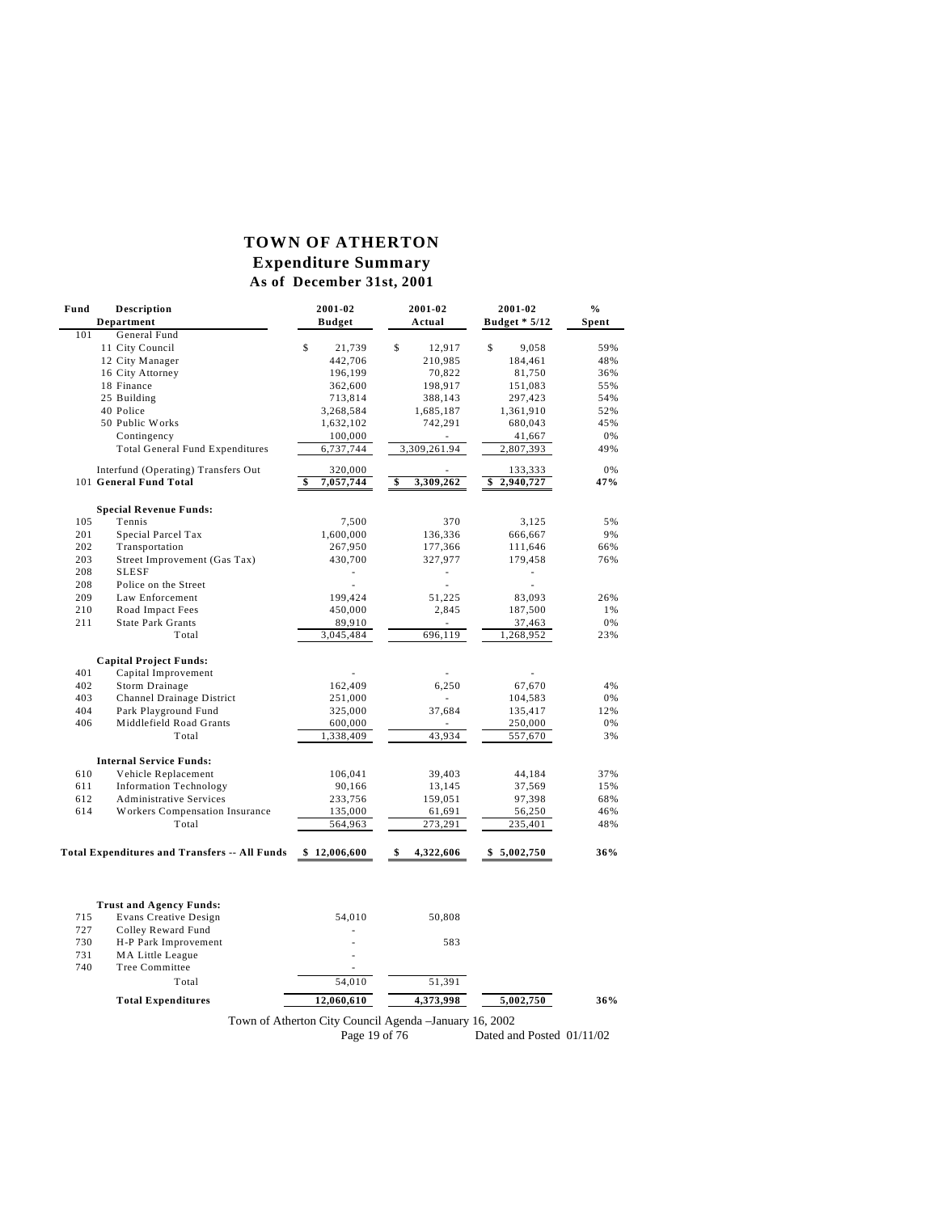# TOWN OF ATHERTON

## Expenditure Summary

### As of December 31st, 2001

| Fund | Description Department | 2001-02 Budget | 2001-02 Actual | 2001-02 Budget * 5/12 | % Spent |
|---|---|---|---|---|---|
| 101 | General Fund | | | | |
| | 11 City Council | $ 21,739 | $ 12,917 | $ 9,058 | 59% |
| | 12 City Manager | 442,706 | 210,985 | 184,461 | 48% |
| | 16 City Attorney | 196,199 | 70,822 | 81,750 | 36% |
| | 18 Finance | 362,600 | 198,917 | 151,083 | 55% |
| | 25 Building | 713,814 | 388,143 | 297,423 | 54% |
| | 40 Police | 3,268,584 | 1,685,187 | 1,361,910 | 52% |
| | 50 Public Works | 1,632,102 | 742,291 | 680,043 | 45% |
| | Contingency | 100,000 | - | 41,667 | 0% |
| | Total General Fund Expenditures | 6,737,744 | 3,309,261.94 | 2,807,393 | 49% |
| | Interfund (Operating) Transfers Out | 320,000 | - | 133,333 | 0% |
| | 101 **General Fund Total** | **$ 7,057,744** | **$ 3,309,262** | **$ 2,940,727** | **47%** |
| | **Special Revenue Funds:** | | | | |
| 105 | Tennis | 7,500 | 370 | 3,125 | 5% |
| 201 | Special Parcel Tax | 1,600,000 | 136,336 | 666,667 | 9% |
| 202 | Transportation | 267,950 | 177,366 | 111,646 | 66% |
| 203 | Street Improvement (Gas Tax) | 430,700 | 327,977 | 179,458 | 76% |
| 208 | SLESF | - | - | - | |
| 208 | Police on the Street | - | - | - | |
| 209 | Law Enforcement | 199,424 | 51,225 | 83,093 | 26% |
| 210 | Road Impact Fees | 450,000 | 2,845 | 187,500 | 1% |
| 211 | State Park Grants | 89,910 | - | 37,463 | 0% |
| | Total | 3,045,484 | 696,119 | 1,268,952 | 23% |
| | **Capital Project Funds:** | | | | |
| 401 | Capital Improvement | - | - | - | |
| 402 | Storm Drainage | 162,409 | 6,250 | 67,670 | 4% |
| 403 | Channel Drainage District | 251,000 | - | 104,583 | 0% |
| 404 | Park Playground Fund | 325,000 | 37,684 | 135,417 | 12% |
| 406 | Middlefield Road Grants | 600,000 | - | 250,000 | 0% |
| | Total | 1,338,409 | 43,934 | 557,670 | 3% |
| | **Internal Service Funds:** | | | | |
| 610 | Vehicle Replacement | 106,041 | 39,403 | 44,184 | 37% |
| 611 | Information Technology | 90,166 | 13,145 | 37,569 | 15% |
| 612 | Administrative Services | 233,756 | 159,051 | 97,398 | 68% |
| 614 | Workers Compensation Insurance | 135,000 | 61,691 | 56,250 | 46% |
| | Total | 564,963 | 273,291 | 235,401 | 48% |
| | **Total Expenditures and Transfers -- All Funds** | **$ 12,006,600** | **$ 4,322,606** | **$ 5,002,750** | **36%** |
| | **Trust and Agency Funds:** | | | | |
| 715 | Evans Creative Design | 54,010 | 50,808 | | |
| 727 | Colley Reward Fund | - | | | |
| 730 | H-P Park Improvement | - | 583 | | |
| 731 | MA Little League | - | | | |
| 740 | Tree Committee | - | | | |
| | Total | 54,010 | 51,391 | | |
| | **Total Expenditures** | **12,060,610** | **4,373,998** | **5,002,750** | **36%** |

Town of Atherton City Council Agenda –January 16, 2002

Dated and Posted 01/11/02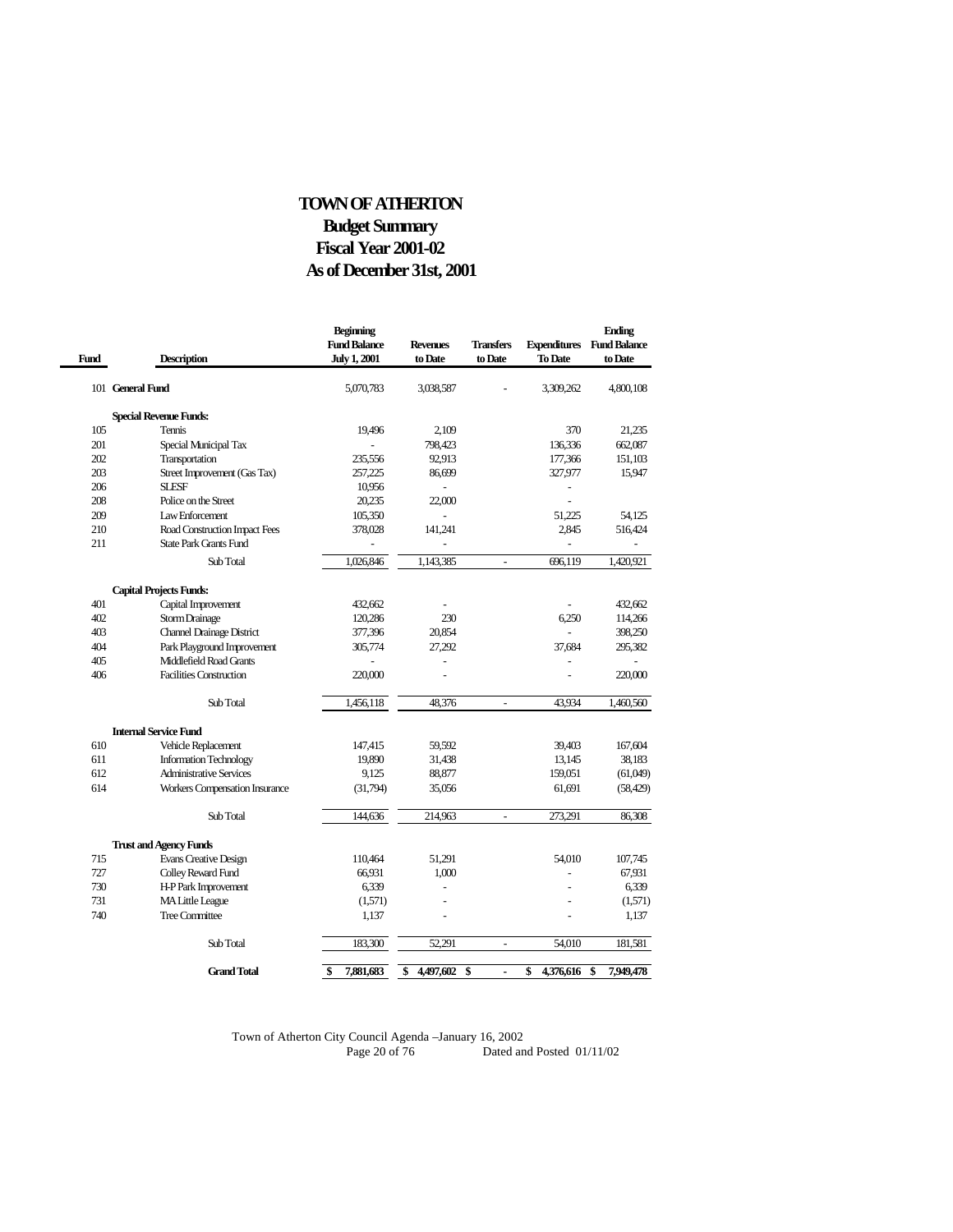# TOWN OF ATHERTON

## Budget Summary

## Fiscal Year 2001-02

## As of December 31st, 2001

| Fund | Description | Beginning Fund Balance July 1, 2001 | Revenues to Date | Transfers to Date | Expenditures To Date | Ending Fund Balance to Date |
|---|---|---|---|---|---|---|
| 101 | **General Fund** | 5,070,783 | 3,038,587 | - | 3,309,262 | 4,800,108 |
| | **Special Revenue Funds:** | | | | | |
| 105 | Tennis | 19,496 | 2,109 | | 370 | 21,235 |
| 201 | Special Municipal Tax | - | 798,423 | | 136,336 | 662,087 |
| 202 | Transportation | 235,556 | 92,913 | | 177,366 | 151,103 |
| 203 | Street Improvement (Gas Tax) | 257,225 | 86,699 | | 327,977 | 15,947 |
| 206 | SLESF | 10,956 | - | | - | |
| 208 | Police on the Street | 20,235 | 22,000 | | - | |
| 209 | Law Enforcement | 105,350 | - | | 51,225 | 54,125 |
| 210 | Road Construction Impact Fees | 378,028 | 141,241 | | 2,845 | 516,424 |
| 211 | State Park Grants Fund | - | - | | - | - |
| | Sub Total | 1,026,846 | 1,143,385 | - | 696,119 | 1,420,921 |
| | **Capital Projects Funds:** | | | | | |
| 401 | Capital Improvement | 432,662 | - | | - | 432,662 |
| 402 | Storm Drainage | 120,286 | 230 | | 6,250 | 114,266 |
| 403 | Channel Drainage District | 377,396 | 20,854 | | - | 398,250 |
| 404 | Park Playground Improvement | 305,774 | 27,292 | | 37,684 | 295,382 |
| 405 | Middlefield Road Grants | - | - | | - | - |
| 406 | Facilities Construction | 220,000 | - | | - | 220,000 |
| | Sub Total | 1,456,118 | 48,376 | - | 43,934 | 1,460,560 |
| | **Internal Service Fund** | | | | | |
| 610 | Vehicle Replacement | 147,415 | 59,592 | | 39,403 | 167,604 |
| 611 | Information Technology | 19,890 | 31,438 | | 13,145 | 38,183 |
| 612 | Administrative Services | 9,125 | 88,877 | | 159,051 | (61,049) |
| 614 | Workers Compensation Insurance | (31,794) | 35,056 | | 61,691 | (58,429) |
| | Sub Total | 144,636 | 214,963 | - | 273,291 | 86,308 |
| | **Trust and Agency Funds** | | | | | |
| 715 | Evans Creative Design | 110,464 | 51,291 | | 54,010 | 107,745 |
| 727 | Colley Reward Fund | 66,931 | 1,000 | | - | 67,931 |
| 730 | H-P Park Improvement | 6,339 | - | | - | 6,339 |
| 731 | MA Little League | (1,571) | - | | - | (1,571) |
| 740 | Tree Committee | 1,137 | - | | - | 1,137 |
| | Sub Total | 183,300 | 52,291 | - | 54,010 | 181,581 |
| | **Grand Total** | **$ 7,881,683** | **$ 4,497,602** | **$ -** | **$ 4,376,616** | **$ 7,949,478** |

Town of Atherton City Council Agenda –January 16, 2002
Dated and Posted 01/11/02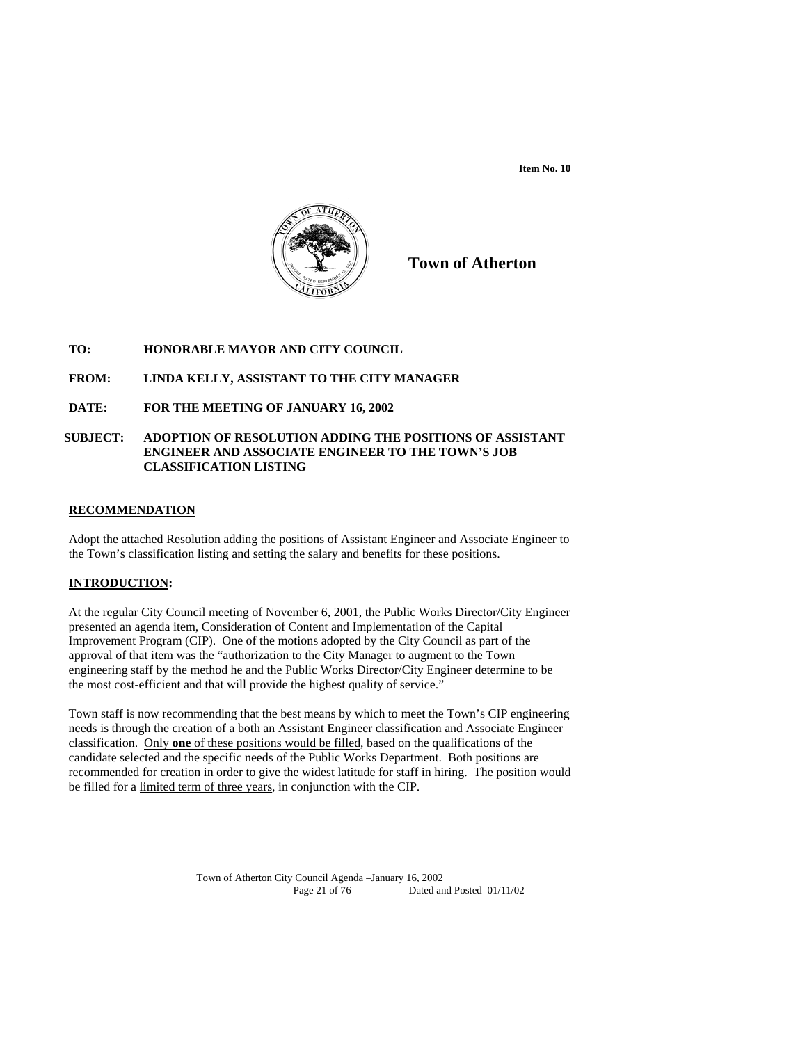**Item No. 10**

# Town of Atherton

**TO:** HONORABLE MAYOR AND CITY COUNCIL

**FROM:** LINDA KELLY, ASSISTANT TO THE CITY MANAGER

**DATE:** FOR THE MEETING OF JANUARY 16, 2002

**SUBJECT:** ADOPTION OF RESOLUTION ADDING THE POSITIONS OF ASSISTANT ENGINEER AND ASSOCIATE ENGINEER TO THE TOWN'S JOB CLASSIFICATION LISTING

## RECOMMENDATION

Adopt the attached Resolution adding the positions of Assistant Engineer and Associate Engineer to the Town's classification listing and setting the salary and benefits for these positions.

## INTRODUCTION:

At the regular City Council meeting of November 6, 2001, the Public Works Director/City Engineer presented an agenda item, Consideration of Content and Implementation of the Capital Improvement Program (CIP). One of the motions adopted by the City Council as part of the approval of that item was the "authorization to the City Manager to augment to the Town engineering staff by the method he and the Public Works Director/City Engineer determine to be the most cost-efficient and that will provide the highest quality of service."

Town staff is now recommending that the best means by which to meet the Town's CIP engineering needs is through the creation of a both an Assistant Engineer classification and Associate Engineer classification. Only **one** of these positions would be filled, based on the qualifications of the candidate selected and the specific needs of the Public Works Department. Both positions are recommended for creation in order to give the widest latitude for staff in hiring. The position would be filled for a limited term of three years, in conjunction with the CIP.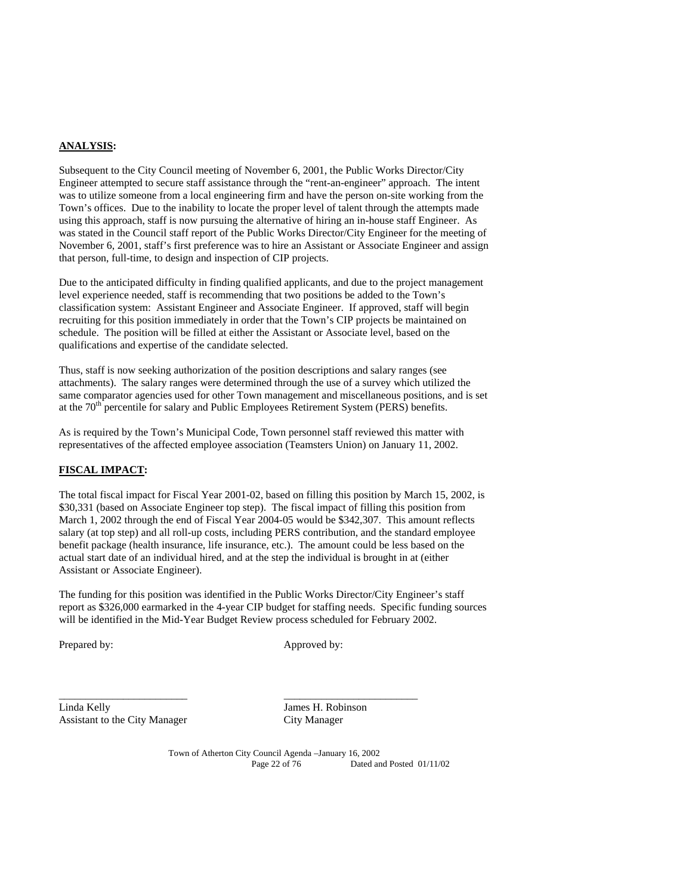## ANALYSIS:

Subsequent to the City Council meeting of November 6, 2001, the Public Works Director/City Engineer attempted to secure staff assistance through the "rent-an-engineer" approach. The intent was to utilize someone from a local engineering firm and have the person on-site working from the Town's offices. Due to the inability to locate the proper level of talent through the attempts made using this approach, staff is now pursuing the alternative of hiring an in-house staff Engineer. As was stated in the Council staff report of the Public Works Director/City Engineer for the meeting of November 6, 2001, staff's first preference was to hire an Assistant or Associate Engineer and assign that person, full-time, to design and inspection of CIP projects.

Due to the anticipated difficulty in finding qualified applicants, and due to the project management level experience needed, staff is recommending that two positions be added to the Town's classification system: Assistant Engineer and Associate Engineer. If approved, staff will begin recruiting for this position immediately in order that the Town's CIP projects be maintained on schedule. The position will be filled at either the Assistant or Associate level, based on the qualifications and expertise of the candidate selected.

Thus, staff is now seeking authorization of the position descriptions and salary ranges (see attachments). The salary ranges were determined through the use of a survey which utilized the same comparator agencies used for other Town management and miscellaneous positions, and is set at the 70th percentile for salary and Public Employees Retirement System (PERS) benefits.

As is required by the Town's Municipal Code, Town personnel staff reviewed this matter with representatives of the affected employee association (Teamsters Union) on January 11, 2002.

## FISCAL IMPACT:

The total fiscal impact for Fiscal Year 2001-02, based on filling this position by March 15, 2002, is $30,331 (based on Associate Engineer top step). The fiscal impact of filling this position from March 1, 2002 through the end of Fiscal Year 2004-05 would be $342,307. This amount reflects salary (at top step) and all roll-up costs, including PERS contribution, and the standard employee benefit package (health insurance, life insurance, etc.). The amount could be less based on the actual start date of an individual hired, and at the step the individual is brought in at (either Assistant or Associate Engineer).

The funding for this position was identified in the Public Works Director/City Engineer's staff report as $326,000 earmarked in the 4-year CIP budget for staffing needs. Specific funding sources will be identified in the Mid-Year Budget Review process scheduled for February 2002.

Prepared by: Approved by:

\_\_\_\_\_\_\_\_\_\_\_\_\_\_\_\_\_\_\_\_\_\_\_\_ \_\_\_\_\_\_\_\_\_\_\_\_\_\_\_\_\_\_\_\_\_\_\_\_

Linda Kelly
Assistant to the City Manager

James H. Robinson
City Manager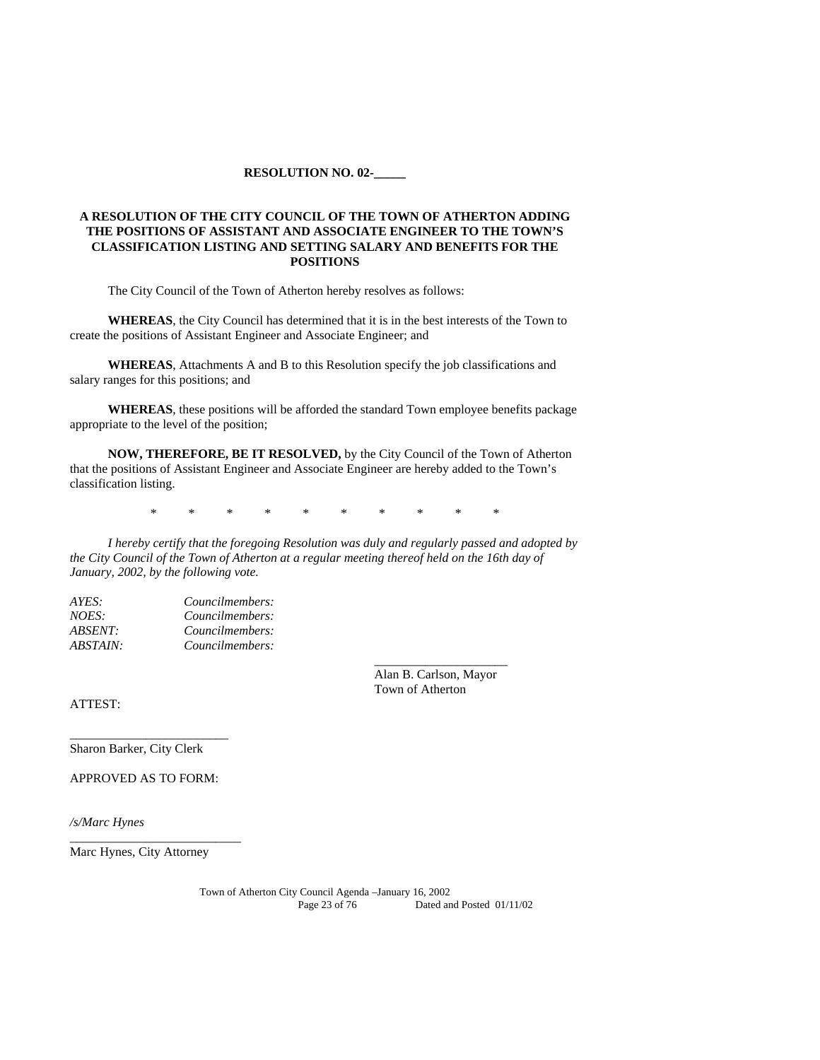**RESOLUTION NO. 02-_____**

**A RESOLUTION OF THE CITY COUNCIL OF THE TOWN OF ATHERTON ADDING THE POSITIONS OF ASSISTANT AND ASSOCIATE ENGINEER TO THE TOWN'S CLASSIFICATION LISTING AND SETTING SALARY AND BENEFITS FOR THE POSITIONS**

The City Council of the Town of Atherton hereby resolves as follows:

**WHEREAS**, the City Council has determined that it is in the best interests of the Town to create the positions of Assistant Engineer and Associate Engineer; and

**WHEREAS**, Attachments A and B to this Resolution specify the job classifications and salary ranges for this positions; and

**WHEREAS**, these positions will be afforded the standard Town employee benefits package appropriate to the level of the position;

**NOW, THEREFORE, BE IT RESOLVED,** by the City Council of the Town of Atherton that the positions of Assistant Engineer and Associate Engineer are hereby added to the Town's classification listing.

\* \* \* \* \* \* \* \* \* \*

*I hereby certify that the foregoing Resolution was duly and regularly passed and adopted by the City Council of the Town of Atherton at a regular meeting thereof held on the 16th day of January, 2002, by the following vote.*

*AYES:* *Councilmembers:*
*NOES:* *Councilmembers:*
*ABSENT:* *Councilmembers:*
*ABSTAIN:* *Councilmembers:*

_____________________
Alan B. Carlson, Mayor
Town of Atherton

ATTEST:

_________________________
Sharon Barker, City Clerk

APPROVED AS TO FORM:

*/s/Marc Hynes*
___________________________
Marc Hynes, City Attorney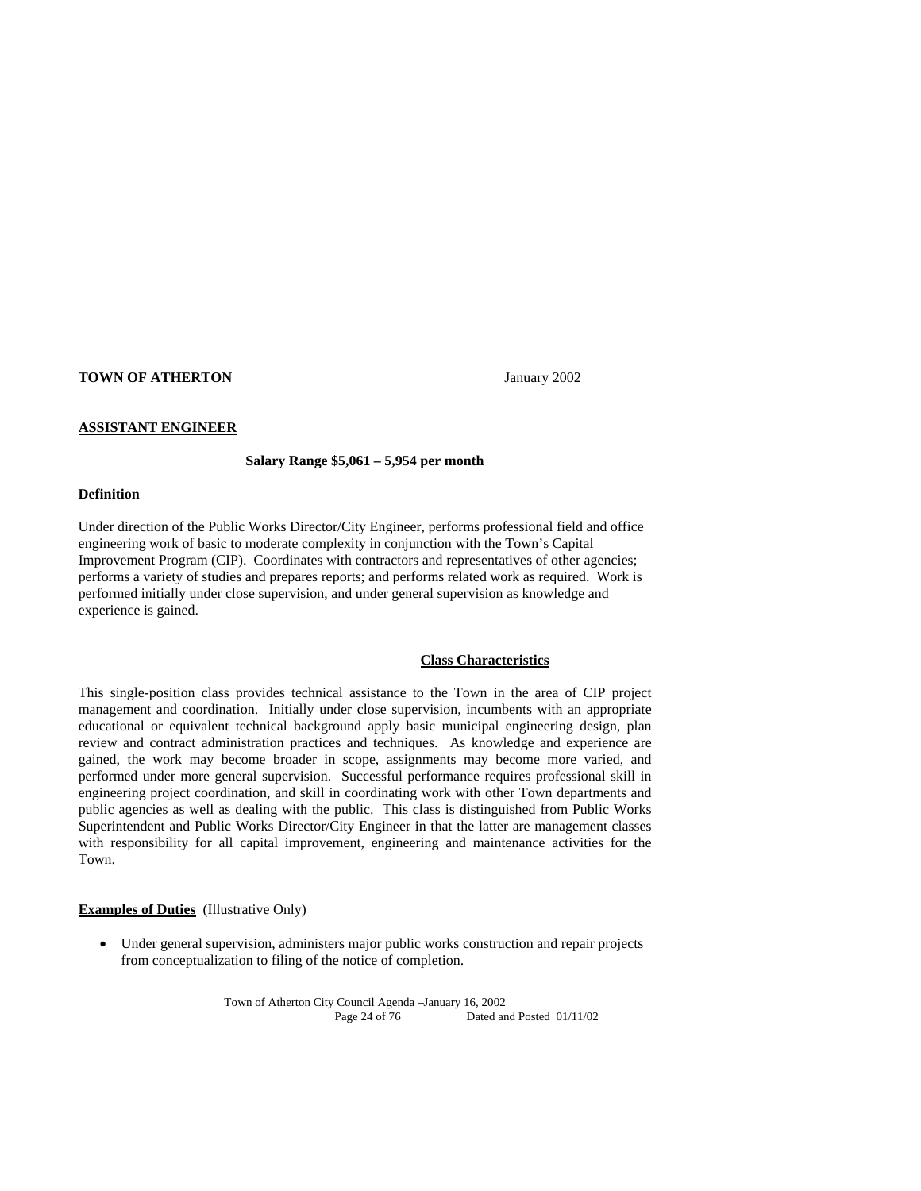**TOWN OF ATHERTON** January 2002

**ASSISTANT ENGINEER**

**Salary Range $5,061 – 5,954 per month**

**Definition**

Under direction of the Public Works Director/City Engineer, performs professional field and office engineering work of basic to moderate complexity in conjunction with the Town's Capital Improvement Program (CIP). Coordinates with contractors and representatives of other agencies; performs a variety of studies and prepares reports; and performs related work as required. Work is performed initially under close supervision, and under general supervision as knowledge and experience is gained.

**Class Characteristics**

This single-position class provides technical assistance to the Town in the area of CIP project management and coordination. Initially under close supervision, incumbents with an appropriate educational or equivalent technical background apply basic municipal engineering design, plan review and contract administration practices and techniques. As knowledge and experience are gained, the work may become broader in scope, assignments may become more varied, and performed under more general supervision. Successful performance requires professional skill in engineering project coordination, and skill in coordinating work with other Town departments and public agencies as well as dealing with the public. This class is distinguished from Public Works Superintendent and Public Works Director/City Engineer in that the latter are management classes with responsibility for all capital improvement, engineering and maintenance activities for the Town.

**Examples of Duties** (Illustrative Only)

- Under general supervision, administers major public works construction and repair projects from conceptualization to filing of the notice of completion.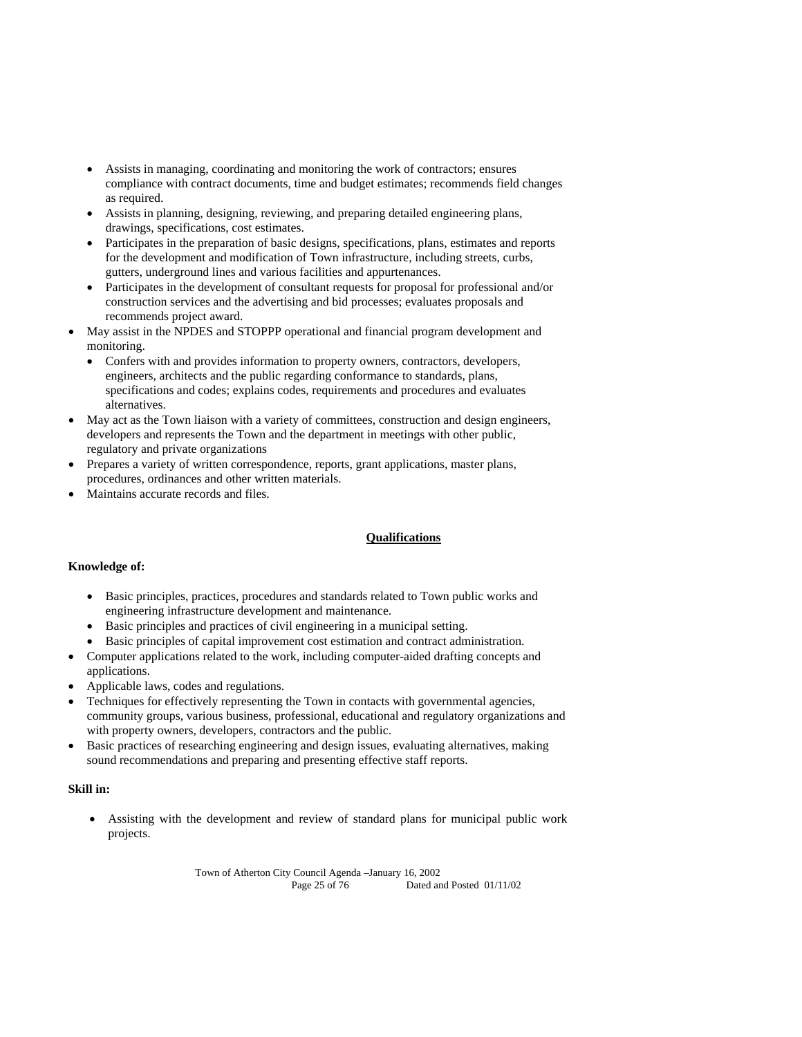- Assists in managing, coordinating and monitoring the work of contractors; ensures compliance with contract documents, time and budget estimates; recommends field changes as required.
- Assists in planning, designing, reviewing, and preparing detailed engineering plans, drawings, specifications, cost estimates.
- Participates in the preparation of basic designs, specifications, plans, estimates and reports for the development and modification of Town infrastructure, including streets, curbs, gutters, underground lines and various facilities and appurtenances.
- Participates in the development of consultant requests for proposal for professional and/or construction services and the advertising and bid processes; evaluates proposals and recommends project award.
- May assist in the NPDES and STOPPP operational and financial program development and monitoring.
- Confers with and provides information to property owners, contractors, developers, engineers, architects and the public regarding conformance to standards, plans, specifications and codes; explains codes, requirements and procedures and evaluates alternatives.
- May act as the Town liaison with a variety of committees, construction and design engineers, developers and represents the Town and the department in meetings with other public, regulatory and private organizations
- Prepares a variety of written correspondence, reports, grant applications, master plans, procedures, ordinances and other written materials.
- Maintains accurate records and files.

## Qualifications

**Knowledge of:**

- Basic principles, practices, procedures and standards related to Town public works and engineering infrastructure development and maintenance.
- Basic principles and practices of civil engineering in a municipal setting.
- Basic principles of capital improvement cost estimation and contract administration.
- Computer applications related to the work, including computer-aided drafting concepts and applications.
- Applicable laws, codes and regulations.
- Techniques for effectively representing the Town in contacts with governmental agencies, community groups, various business, professional, educational and regulatory organizations and with property owners, developers, contractors and the public.
- Basic practices of researching engineering and design issues, evaluating alternatives, making sound recommendations and preparing and presenting effective staff reports.

**Skill in:**

- Assisting with the development and review of standard plans for municipal public work projects.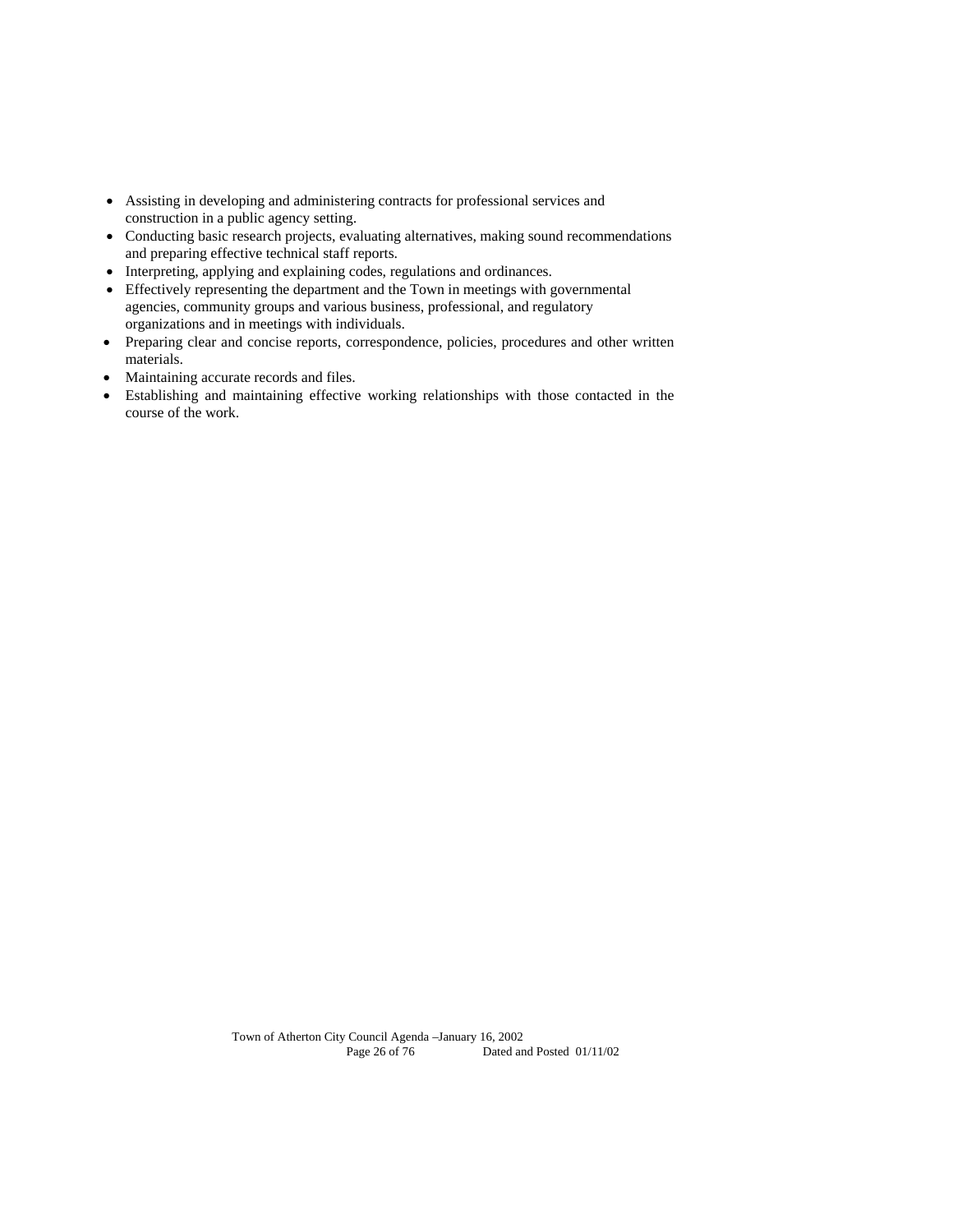- Assisting in developing and administering contracts for professional services and construction in a public agency setting.
- Conducting basic research projects, evaluating alternatives, making sound recommendations and preparing effective technical staff reports.
- Interpreting, applying and explaining codes, regulations and ordinances.
- Effectively representing the department and the Town in meetings with governmental agencies, community groups and various business, professional, and regulatory organizations and in meetings with individuals.
- Preparing clear and concise reports, correspondence, policies, procedures and other written materials.
- Maintaining accurate records and files.
- Establishing and maintaining effective working relationships with those contacted in the course of the work.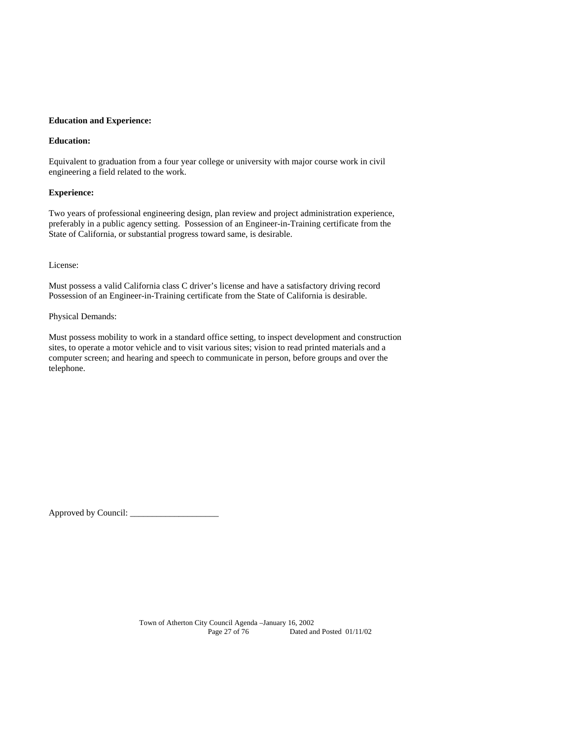**Education and Experience:**

**Education:**

Equivalent to graduation from a four year college or university with major course work in civil engineering a field related to the work.

**Experience:**

Two years of professional engineering design, plan review and project administration experience, preferably in a public agency setting. Possession of an Engineer-in-Training certificate from the State of California, or substantial progress toward same, is desirable.

License:

Must possess a valid California class C driver's license and have a satisfactory driving record Possession of an Engineer-in-Training certificate from the State of California is desirable.

Physical Demands:

Must possess mobility to work in a standard office setting, to inspect development and construction sites, to operate a motor vehicle and to visit various sites; vision to read printed materials and a computer screen; and hearing and speech to communicate in person, before groups and over the telephone.

Approved by Council: ____________________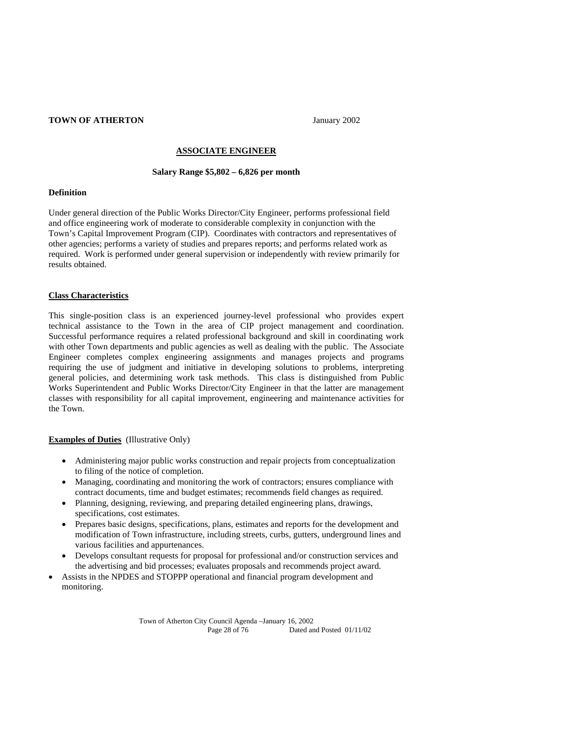**TOWN OF ATHERTON** January 2002

## ASSOCIATE ENGINEER

**Salary Range $5,802 – 6,826 per month**

**Definition**

Under general direction of the Public Works Director/City Engineer, performs professional field and office engineering work of moderate to considerable complexity in conjunction with the Town's Capital Improvement Program (CIP). Coordinates with contractors and representatives of other agencies; performs a variety of studies and prepares reports; and performs related work as required. Work is performed under general supervision or independently with review primarily for results obtained.

**Class Characteristics**

This single-position class is an experienced journey-level professional who provides expert technical assistance to the Town in the area of CIP project management and coordination. Successful performance requires a related professional background and skill in coordinating work with other Town departments and public agencies as well as dealing with the public. The Associate Engineer completes complex engineering assignments and manages projects and programs requiring the use of judgment and initiative in developing solutions to problems, interpreting general policies, and determining work task methods. This class is distinguished from Public Works Superintendent and Public Works Director/City Engineer in that the latter are management classes with responsibility for all capital improvement, engineering and maintenance activities for the Town.

**Examples of Duties** (Illustrative Only)

- Administering major public works construction and repair projects from conceptualization to filing of the notice of completion.
- Managing, coordinating and monitoring the work of contractors; ensures compliance with contract documents, time and budget estimates; recommends field changes as required.
- Planning, designing, reviewing, and preparing detailed engineering plans, drawings, specifications, cost estimates.
- Prepares basic designs, specifications, plans, estimates and reports for the development and modification of Town infrastructure, including streets, curbs, gutters, underground lines and various facilities and appurtenances.
- Develops consultant requests for proposal for professional and/or construction services and the advertising and bid processes; evaluates proposals and recommends project award.
- Assists in the NPDES and STOPPP operational and financial program development and monitoring.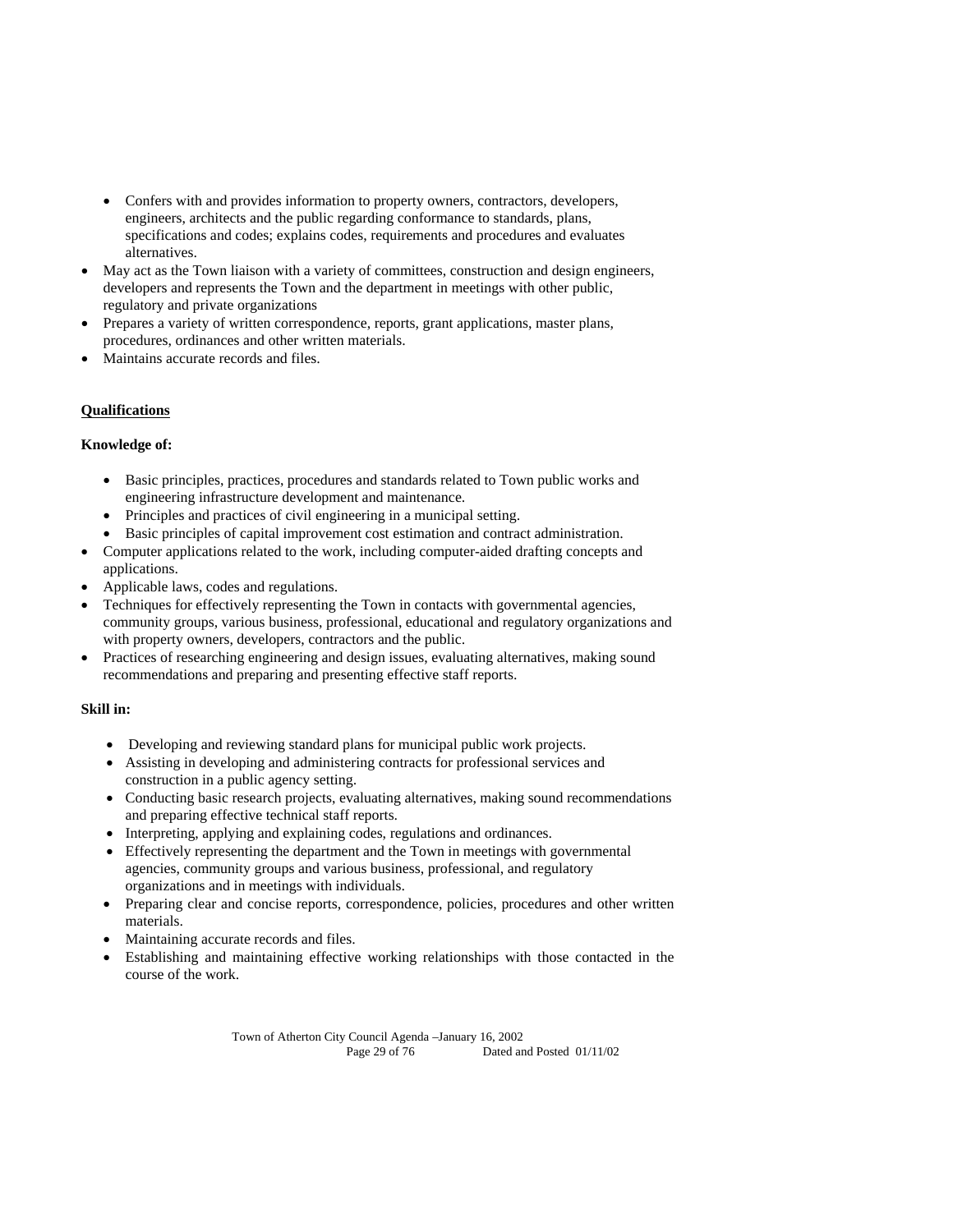- Confers with and provides information to property owners, contractors, developers, engineers, architects and the public regarding conformance to standards, plans, specifications and codes; explains codes, requirements and procedures and evaluates alternatives.
- May act as the Town liaison with a variety of committees, construction and design engineers, developers and represents the Town and the department in meetings with other public, regulatory and private organizations
- Prepares a variety of written correspondence, reports, grant applications, master plans, procedures, ordinances and other written materials.
- Maintains accurate records and files.

**Qualifications**

**Knowledge of:**

- Basic principles, practices, procedures and standards related to Town public works and engineering infrastructure development and maintenance.
- Principles and practices of civil engineering in a municipal setting.
- Basic principles of capital improvement cost estimation and contract administration.
- Computer applications related to the work, including computer-aided drafting concepts and applications.
- Applicable laws, codes and regulations.
- Techniques for effectively representing the Town in contacts with governmental agencies, community groups, various business, professional, educational and regulatory organizations and with property owners, developers, contractors and the public.
- Practices of researching engineering and design issues, evaluating alternatives, making sound recommendations and preparing and presenting effective staff reports.

**Skill in:**

- Developing and reviewing standard plans for municipal public work projects.
- Assisting in developing and administering contracts for professional services and construction in a public agency setting.
- Conducting basic research projects, evaluating alternatives, making sound recommendations and preparing effective technical staff reports.
- Interpreting, applying and explaining codes, regulations and ordinances.
- Effectively representing the department and the Town in meetings with governmental agencies, community groups and various business, professional, and regulatory organizations and in meetings with individuals.
- Preparing clear and concise reports, correspondence, policies, procedures and other written materials.
- Maintaining accurate records and files.
- Establishing and maintaining effective working relationships with those contacted in the course of the work.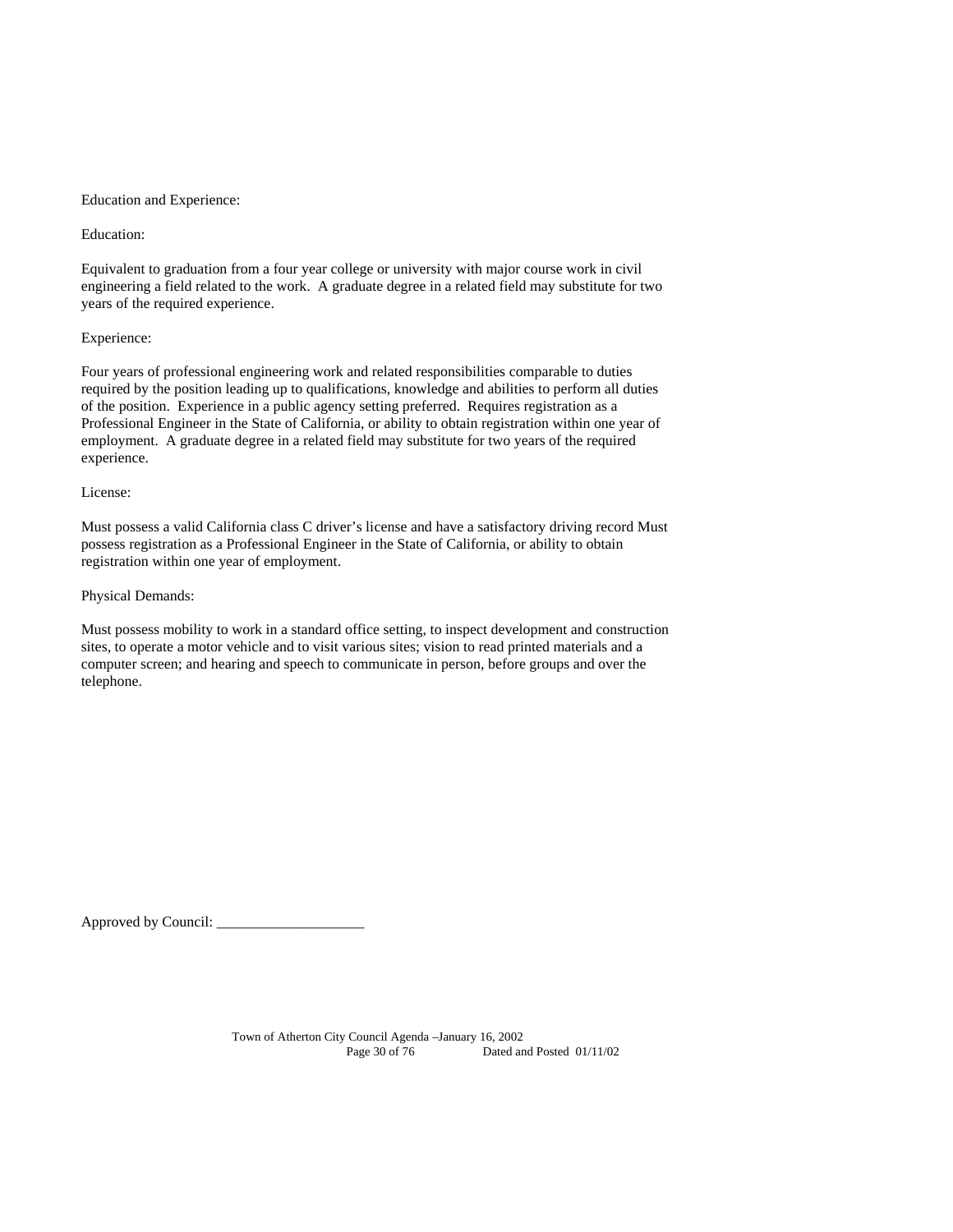Education and Experience:

Education:

Equivalent to graduation from a four year college or university with major course work in civil engineering a field related to the work. A graduate degree in a related field may substitute for two years of the required experience.

Experience:

Four years of professional engineering work and related responsibilities comparable to duties required by the position leading up to qualifications, knowledge and abilities to perform all duties of the position. Experience in a public agency setting preferred. Requires registration as a Professional Engineer in the State of California, or ability to obtain registration within one year of employment. A graduate degree in a related field may substitute for two years of the required experience.

License:

Must possess a valid California class C driver's license and have a satisfactory driving record Must possess registration as a Professional Engineer in the State of California, or ability to obtain registration within one year of employment.

Physical Demands:

Must possess mobility to work in a standard office setting, to inspect development and construction sites, to operate a motor vehicle and to visit various sites; vision to read printed materials and a computer screen; and hearing and speech to communicate in person, before groups and over the telephone.

Approved by Council: ____________________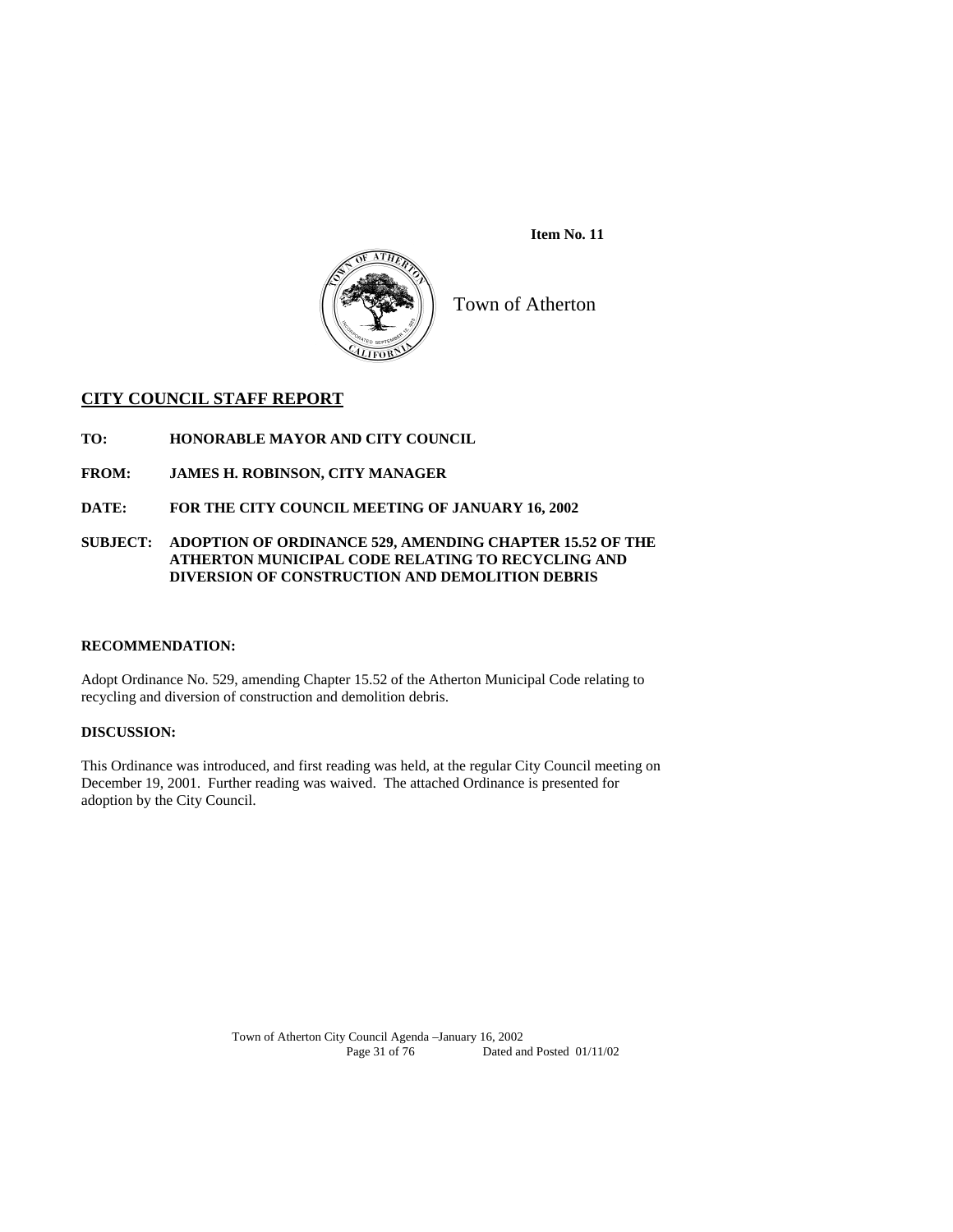**Item No. 11**

Town of Atherton

## CITY COUNCIL STAFF REPORT

**TO:** HONORABLE MAYOR AND CITY COUNCIL

**FROM:** JAMES H. ROBINSON, CITY MANAGER

**DATE:** FOR THE CITY COUNCIL MEETING OF JANUARY 16, 2002

**SUBJECT:** ADOPTION OF ORDINANCE 529, AMENDING CHAPTER 15.52 OF THE ATHERTON MUNICIPAL CODE RELATING TO RECYCLING AND DIVERSION OF CONSTRUCTION AND DEMOLITION DEBRIS

### RECOMMENDATION:

Adopt Ordinance No. 529, amending Chapter 15.52 of the Atherton Municipal Code relating to recycling and diversion of construction and demolition debris.

### DISCUSSION:

This Ordinance was introduced, and first reading was held, at the regular City Council meeting on December 19, 2001. Further reading was waived. The attached Ordinance is presented for adoption by the City Council.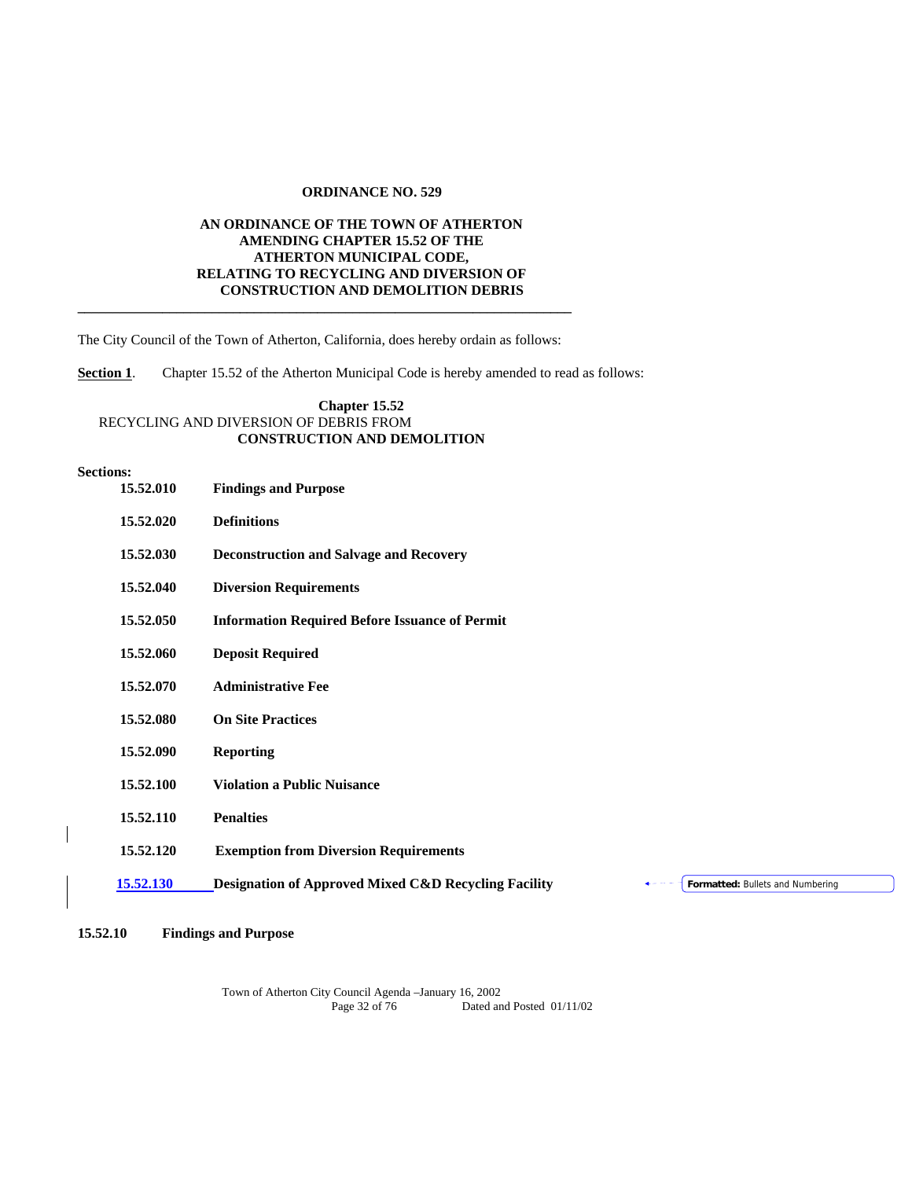**ORDINANCE NO. 529**

**AN ORDINANCE OF THE TOWN OF ATHERTON AMENDING CHAPTER 15.52 OF THE ATHERTON MUNICIPAL CODE, RELATING TO RECYCLING AND DIVERSION OF CONSTRUCTION AND DEMOLITION DEBRIS**

---

The City Council of the Town of Atherton, California, does hereby ordain as follows:

**Section 1**. Chapter 15.52 of the Atherton Municipal Code is hereby amended to read as follows:

**Chapter 15.52**
RECYCLING AND DIVERSION OF DEBRIS FROM
**CONSTRUCTION AND DEMOLITION**

**Sections:**

| | |
|---|---|
| **15.52.010** | **Findings and Purpose** |
| **15.52.020** | **Definitions** |
| **15.52.030** | **Deconstruction and Salvage and Recovery** |
| **15.52.040** | **Diversion Requirements** |
| **15.52.050** | **Information Required Before Issuance of Permit** |
| **15.52.060** | **Deposit Required** |
| **15.52.070** | **Administrative Fee** |
| **15.52.080** | **On Site Practices** |
| **15.52.090** | **Reporting** |
| **15.52.100** | **Violation a Public Nuisance** |
| **15.52.110** | **Penalties** |
| **15.52.120** | **Exemption from Diversion Requirements** |
| **15.52.130** | **Designation of Approved Mixed C&D Recycling Facility** |

Formatted: Bullets and Numbering

**15.52.10 Findings and Purpose**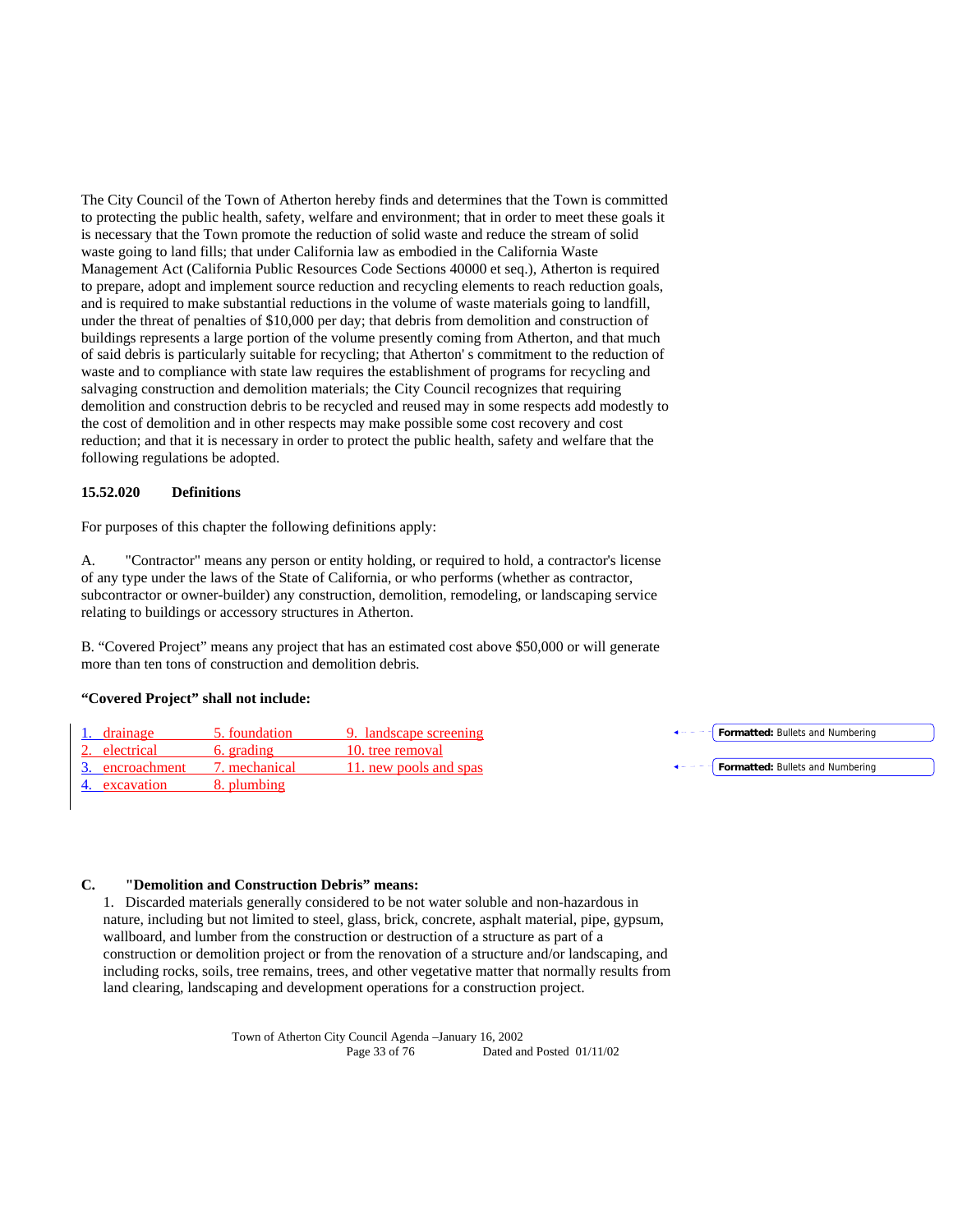The City Council of the Town of Atherton hereby finds and determines that the Town is committed to protecting the public health, safety, welfare and environment; that in order to meet these goals it is necessary that the Town promote the reduction of solid waste and reduce the stream of solid waste going to land fills; that under California law as embodied in the California Waste Management Act (California Public Resources Code Sections 40000 et seq.), Atherton is required to prepare, adopt and implement source reduction and recycling elements to reach reduction goals, and is required to make substantial reductions in the volume of waste materials going to landfill, under the threat of penalties of $10,000 per day; that debris from demolition and construction of buildings represents a large portion of the volume presently coming from Atherton, and that much of said debris is particularly suitable for recycling; that Atherton' s commitment to the reduction of waste and to compliance with state law requires the establishment of programs for recycling and salvaging construction and demolition materials; the City Council recognizes that requiring demolition and construction debris to be recycled and reused may in some respects add modestly to the cost of demolition and in other respects may make possible some cost recovery and cost reduction; and that it is necessary in order to protect the public health, safety and welfare that the following regulations be adopted.

**15.52.020 Definitions**

For purposes of this chapter the following definitions apply:

A. "Contractor" means any person or entity holding, or required to hold, a contractor's license of any type under the laws of the State of California, or who performs (whether as contractor, subcontractor or owner-builder) any construction, demolition, remodeling, or landscaping service relating to buildings or accessory structures in Atherton.

B. "Covered Project" means any project that has an estimated cost above $50,000 or will generate more than ten tons of construction and demolition debris.

**"Covered Project" shall not include:**

| | | |
|---|---|---|
| 1. drainage | 5. foundation | 9. landscape screening |
| 2. electrical | 6. grading | 10. tree removal |
| 3. encroachment | 7. mechanical | 11. new pools and spas |
| 4. excavation | 8. plumbing | |

**C. "Demolition and Construction Debris" means:**

1. Discarded materials generally considered to be not water soluble and non-hazardous in nature, including but not limited to steel, glass, brick, concrete, asphalt material, pipe, gypsum, wallboard, and lumber from the construction or destruction of a structure as part of a construction or demolition project or from the renovation of a structure and/or landscaping, and including rocks, soils, tree remains, trees, and other vegetative matter that normally results from land clearing, landscaping and development operations for a construction project.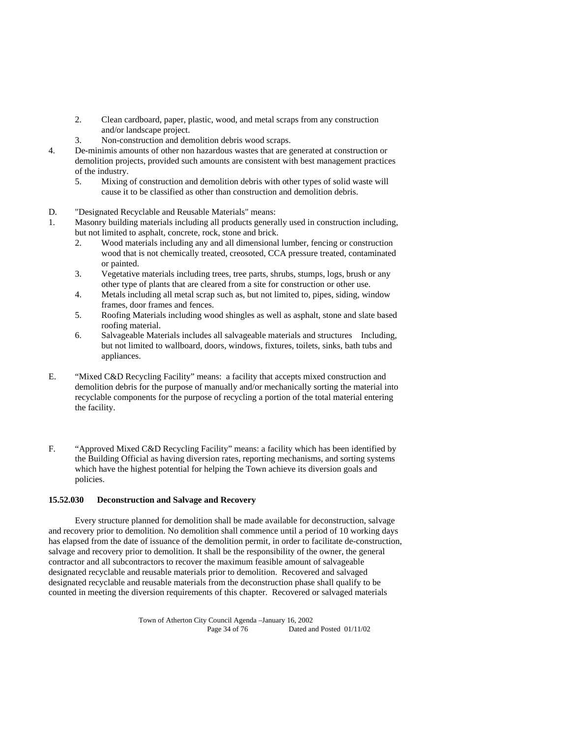2. Clean cardboard, paper, plastic, wood, and metal scraps from any construction and/or landscape project.
3. Non-construction and demolition debris wood scraps.
4. De-minimis amounts of other non hazardous wastes that are generated at construction or demolition projects, provided such amounts are consistent with best management practices of the industry.
5. Mixing of construction and demolition debris with other types of solid waste will cause it to be classified as other than construction and demolition debris.

D. "Designated Recyclable and Reusable Materials" means:

1. Masonry building materials including all products generally used in construction including, but not limited to asphalt, concrete, rock, stone and brick.
2. Wood materials including any and all dimensional lumber, fencing or construction wood that is not chemically treated, creosoted, CCA pressure treated, contaminated or painted.
3. Vegetative materials including trees, tree parts, shrubs, stumps, logs, brush or any other type of plants that are cleared from a site for construction or other use.
4. Metals including all metal scrap such as, but not limited to, pipes, siding, window frames, door frames and fences.
5. Roofing Materials including wood shingles as well as asphalt, stone and slate based roofing material.
6. Salvageable Materials includes all salvageable materials and structures Including, but not limited to wallboard, doors, windows, fixtures, toilets, sinks, bath tubs and appliances.

E. "Mixed C&D Recycling Facility" means: a facility that accepts mixed construction and demolition debris for the purpose of manually and/or mechanically sorting the material into recyclable components for the purpose of recycling a portion of the total material entering the facility.

F. "Approved Mixed C&D Recycling Facility" means: a facility which has been identified by the Building Official as having diversion rates, reporting mechanisms, and sorting systems which have the highest potential for helping the Town achieve its diversion goals and policies.

**15.52.030 Deconstruction and Salvage and Recovery**

Every structure planned for demolition shall be made available for deconstruction, salvage and recovery prior to demolition. No demolition shall commence until a period of 10 working days has elapsed from the date of issuance of the demolition permit, in order to facilitate de-construction, salvage and recovery prior to demolition. It shall be the responsibility of the owner, the general contractor and all subcontractors to recover the maximum feasible amount of salvageable designated recyclable and reusable materials prior to demolition. Recovered and salvaged designated recyclable and reusable materials from the deconstruction phase shall qualify to be counted in meeting the diversion requirements of this chapter. Recovered or salvaged materials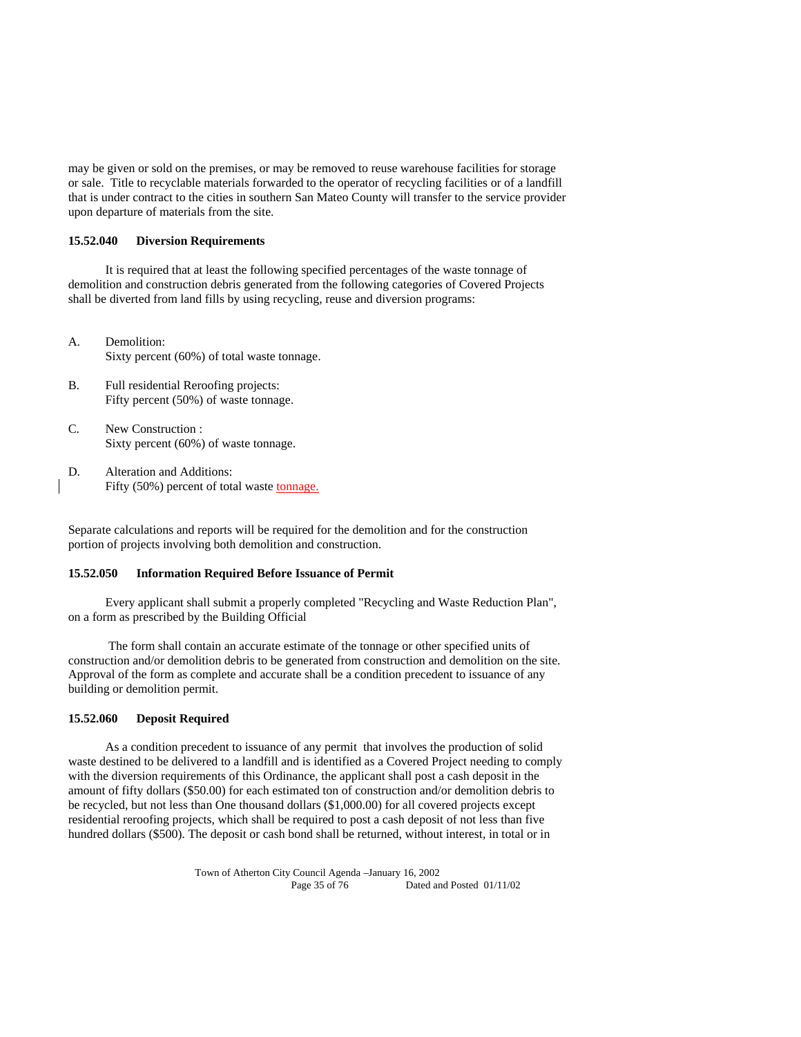may be given or sold on the premises, or may be removed to reuse warehouse facilities for storage or sale. Title to recyclable materials forwarded to the operator of recycling facilities or of a landfill that is under contract to the cities in southern San Mateo County will transfer to the service provider upon departure of materials from the site.

**15.52.040 Diversion Requirements**

It is required that at least the following specified percentages of the waste tonnage of demolition and construction debris generated from the following categories of Covered Projects shall be diverted from land fills by using recycling, reuse and diversion programs:

A. Demolition:
Sixty percent (60%) of total waste tonnage.

B. Full residential Reroofing projects:
Fifty percent (50%) of waste tonnage.

C. New Construction :
Sixty percent (60%) of waste tonnage.

D. Alteration and Additions:
Fifty (50%) percent of total waste tonnage.

Separate calculations and reports will be required for the demolition and for the construction portion of projects involving both demolition and construction.

**15.52.050 Information Required Before Issuance of Permit**

Every applicant shall submit a properly completed "Recycling and Waste Reduction Plan", on a form as prescribed by the Building Official

The form shall contain an accurate estimate of the tonnage or other specified units of construction and/or demolition debris to be generated from construction and demolition on the site. Approval of the form as complete and accurate shall be a condition precedent to issuance of any building or demolition permit.

**15.52.060 Deposit Required**

As a condition precedent to issuance of any permit that involves the production of solid waste destined to be delivered to a landfill and is identified as a Covered Project needing to comply with the diversion requirements of this Ordinance, the applicant shall post a cash deposit in the amount of fifty dollars ($50.00) for each estimated ton of construction and/or demolition debris to be recycled, but not less than One thousand dollars ($1,000.00) for all covered projects except residential reroofing projects, which shall be required to post a cash deposit of not less than five hundred dollars ($500). The deposit or cash bond shall be returned, without interest, in total or in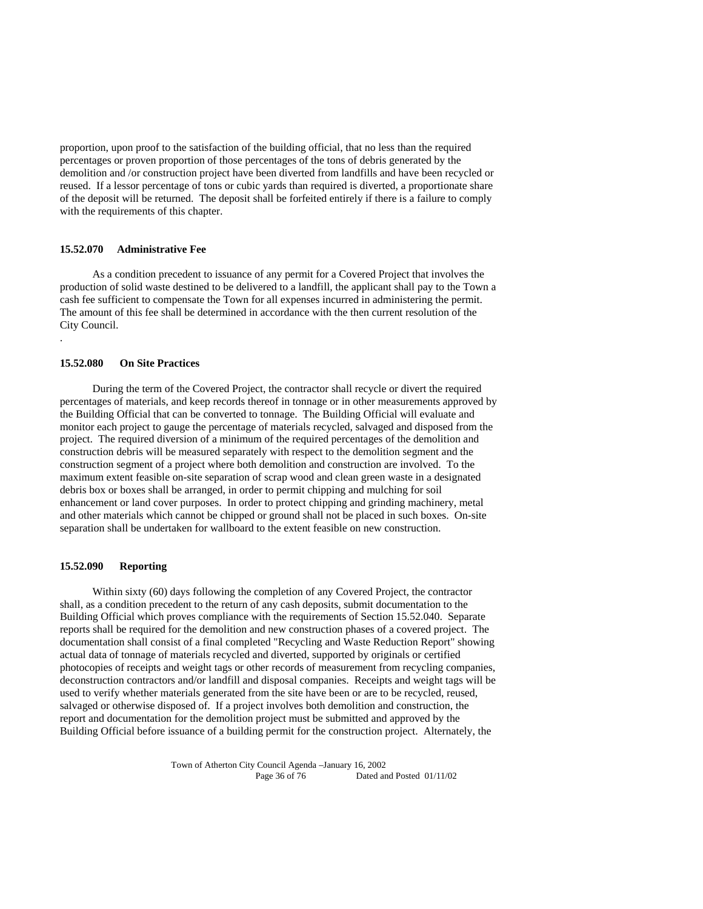proportion, upon proof to the satisfaction of the building official, that no less than the required percentages or proven proportion of those percentages of the tons of debris generated by the demolition and /or construction project have been diverted from landfills and have been recycled or reused. If a lessor percentage of tons or cubic yards than required is diverted, a proportionate share of the deposit will be returned. The deposit shall be forfeited entirely if there is a failure to comply with the requirements of this chapter.

**15.52.070 Administrative Fee**

As a condition precedent to issuance of any permit for a Covered Project that involves the production of solid waste destined to be delivered to a landfill, the applicant shall pay to the Town a cash fee sufficient to compensate the Town for all expenses incurred in administering the permit. The amount of this fee shall be determined in accordance with the then current resolution of the City Council.

.

**15.52.080 On Site Practices**

During the term of the Covered Project, the contractor shall recycle or divert the required percentages of materials, and keep records thereof in tonnage or in other measurements approved by the Building Official that can be converted to tonnage. The Building Official will evaluate and monitor each project to gauge the percentage of materials recycled, salvaged and disposed from the project. The required diversion of a minimum of the required percentages of the demolition and construction debris will be measured separately with respect to the demolition segment and the construction segment of a project where both demolition and construction are involved. To the maximum extent feasible on-site separation of scrap wood and clean green waste in a designated debris box or boxes shall be arranged, in order to permit chipping and mulching for soil enhancement or land cover purposes. In order to protect chipping and grinding machinery, metal and other materials which cannot be chipped or ground shall not be placed in such boxes. On-site separation shall be undertaken for wallboard to the extent feasible on new construction.

**15.52.090 Reporting**

Within sixty (60) days following the completion of any Covered Project, the contractor shall, as a condition precedent to the return of any cash deposits, submit documentation to the Building Official which proves compliance with the requirements of Section 15.52.040. Separate reports shall be required for the demolition and new construction phases of a covered project. The documentation shall consist of a final completed "Recycling and Waste Reduction Report" showing actual data of tonnage of materials recycled and diverted, supported by originals or certified photocopies of receipts and weight tags or other records of measurement from recycling companies, deconstruction contractors and/or landfill and disposal companies. Receipts and weight tags will be used to verify whether materials generated from the site have been or are to be recycled, reused, salvaged or otherwise disposed of. If a project involves both demolition and construction, the report and documentation for the demolition project must be submitted and approved by the Building Official before issuance of a building permit for the construction project. Alternately, the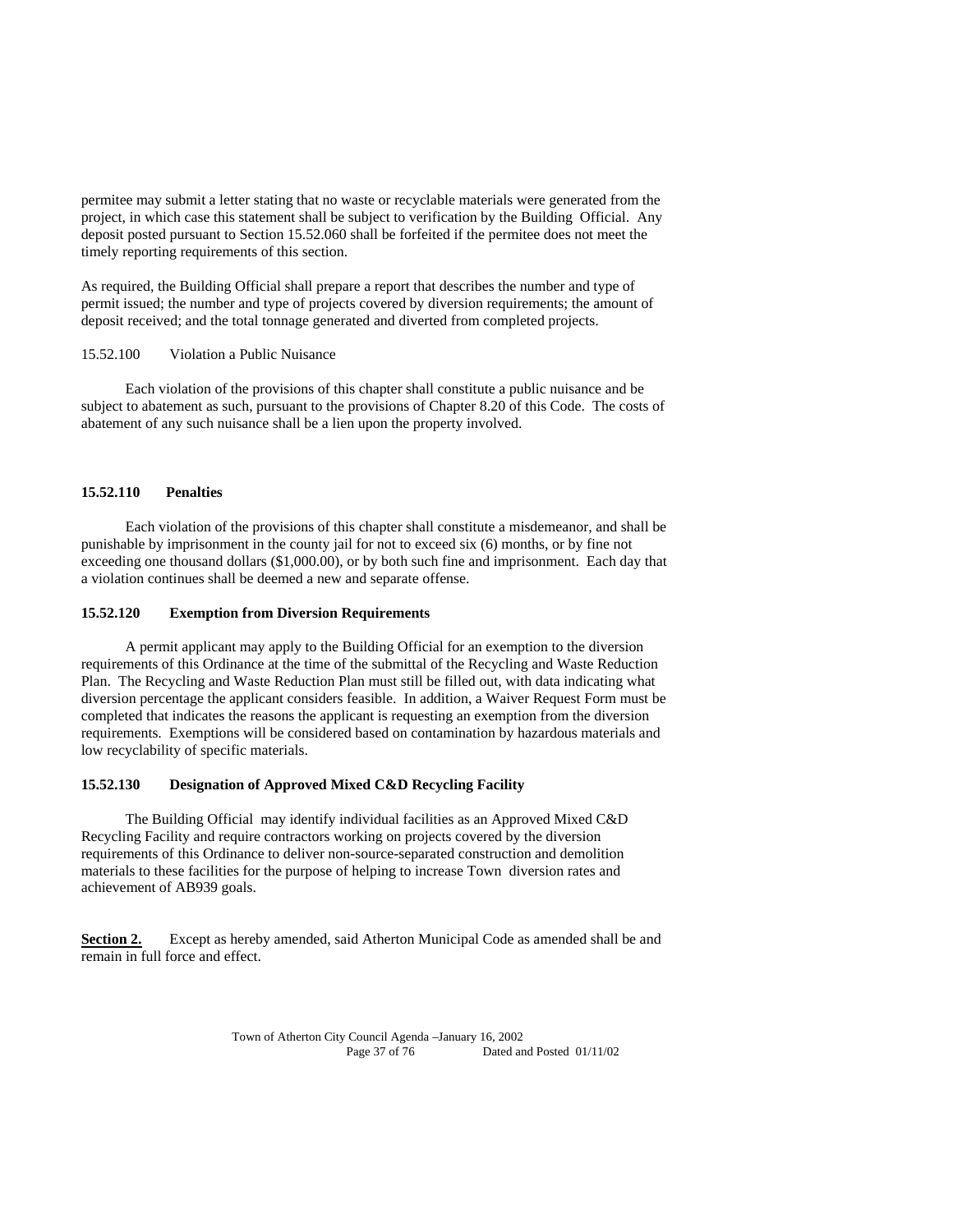permitee may submit a letter stating that no waste or recyclable materials were generated from the project, in which case this statement shall be subject to verification by the Building Official. Any deposit posted pursuant to Section 15.52.060 shall be forfeited if the permitee does not meet the timely reporting requirements of this section.

As required, the Building Official shall prepare a report that describes the number and type of permit issued; the number and type of projects covered by diversion requirements; the amount of deposit received; and the total tonnage generated and diverted from completed projects.

15.52.100 Violation a Public Nuisance

Each violation of the provisions of this chapter shall constitute a public nuisance and be subject to abatement as such, pursuant to the provisions of Chapter 8.20 of this Code. The costs of abatement of any such nuisance shall be a lien upon the property involved.

**15.52.110 Penalties**

Each violation of the provisions of this chapter shall constitute a misdemeanor, and shall be punishable by imprisonment in the county jail for not to exceed six (6) months, or by fine not exceeding one thousand dollars ($1,000.00), or by both such fine and imprisonment. Each day that a violation continues shall be deemed a new and separate offense.

**15.52.120 Exemption from Diversion Requirements**

A permit applicant may apply to the Building Official for an exemption to the diversion requirements of this Ordinance at the time of the submittal of the Recycling and Waste Reduction Plan. The Recycling and Waste Reduction Plan must still be filled out, with data indicating what diversion percentage the applicant considers feasible. In addition, a Waiver Request Form must be completed that indicates the reasons the applicant is requesting an exemption from the diversion requirements. Exemptions will be considered based on contamination by hazardous materials and low recyclability of specific materials.

**15.52.130 Designation of Approved Mixed C&D Recycling Facility**

The Building Official may identify individual facilities as an Approved Mixed C&D Recycling Facility and require contractors working on projects covered by the diversion requirements of this Ordinance to deliver non-source-separated construction and demolition materials to these facilities for the purpose of helping to increase Town diversion rates and achievement of AB939 goals.

**Section 2.** Except as hereby amended, said Atherton Municipal Code as amended shall be and remain in full force and effect.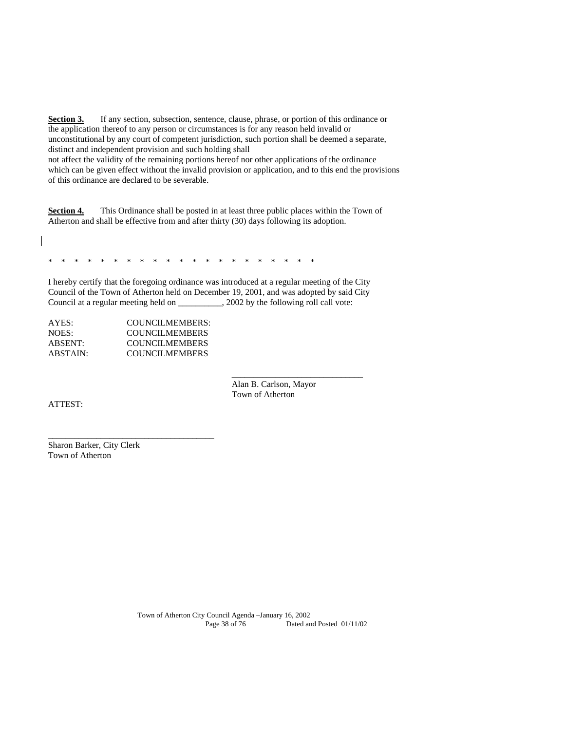**Section 3.** If any section, subsection, sentence, clause, phrase, or portion of this ordinance or the application thereof to any person or circumstances is for any reason held invalid or unconstitutional by any court of competent jurisdiction, such portion shall be deemed a separate, distinct and independent provision and such holding shall not affect the validity of the remaining portions hereof nor other applications of the ordinance which can be given effect without the invalid provision or application, and to this end the provisions of this ordinance are declared to be severable.

**Section 4.** This Ordinance shall be posted in at least three public places within the Town of Atherton and shall be effective from and after thirty (30) days following its adoption.

\* \* \* \* \* \* \* \* \* \* \* \* \* \* \* \* \* \* \* \* \* \* \*

I hereby certify that the foregoing ordinance was introduced at a regular meeting of the City Council of the Town of Atherton held on December 19, 2001, and was adopted by said City Council at a regular meeting held on __________, 2002 by the following roll call vote:

AYES: COUNCILMEMBERS:
NOES: COUNCILMEMBERS
ABSENT: COUNCILMEMBERS
ABSTAIN: COUNCILMEMBERS

______________________________
Alan B. Carlson, Mayor
Town of Atherton

ATTEST:

______________________________________
Sharon Barker, City Clerk
Town of Atherton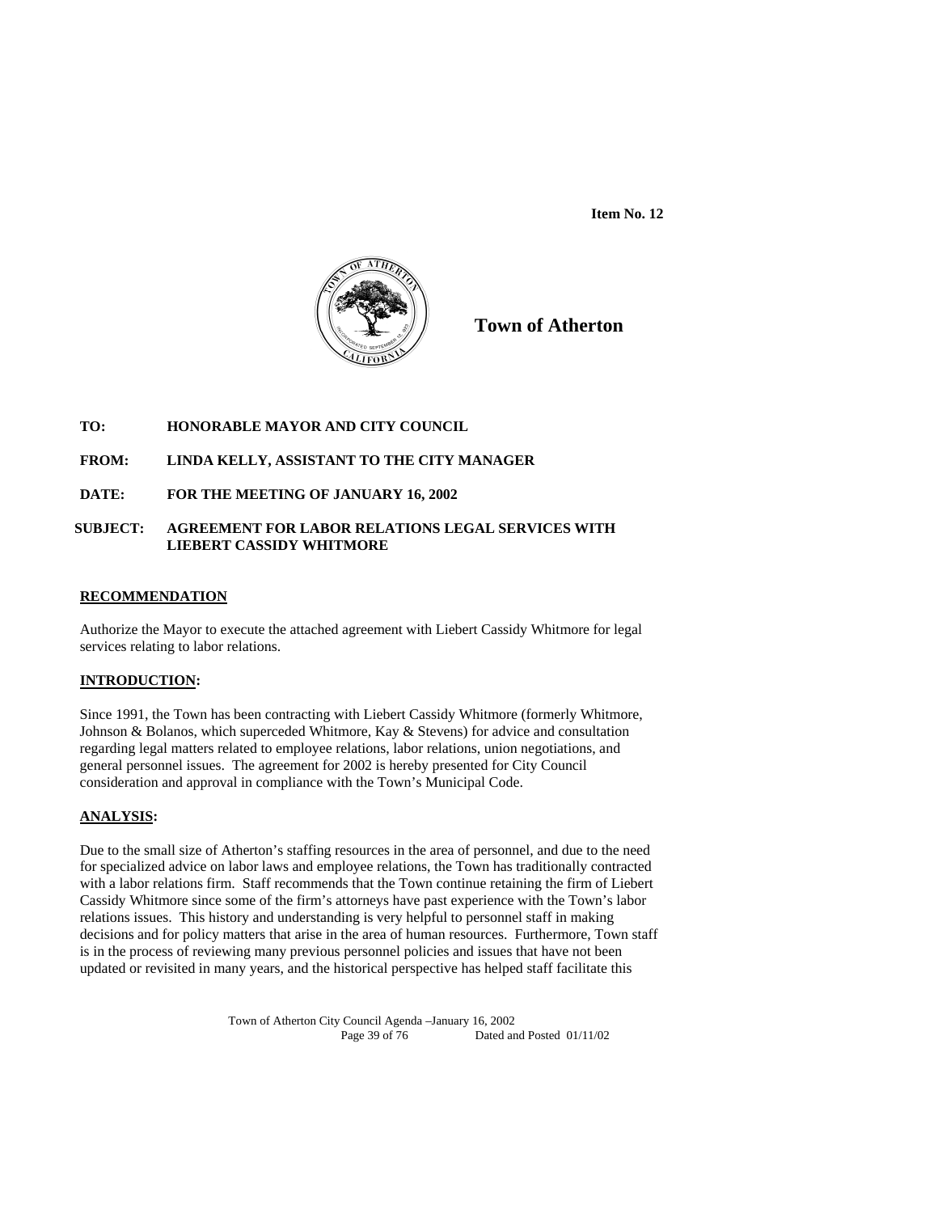**Item No. 12**

**Town of Atherton**

**TO:** HONORABLE MAYOR AND CITY COUNCIL

**FROM:** LINDA KELLY, ASSISTANT TO THE CITY MANAGER

**DATE:** FOR THE MEETING OF JANUARY 16, 2002

**SUBJECT:** AGREEMENT FOR LABOR RELATIONS LEGAL SERVICES WITH LIEBERT CASSIDY WHITMORE

## RECOMMENDATION

Authorize the Mayor to execute the attached agreement with Liebert Cassidy Whitmore for legal services relating to labor relations.

## INTRODUCTION:

Since 1991, the Town has been contracting with Liebert Cassidy Whitmore (formerly Whitmore, Johnson & Bolanos, which superceded Whitmore, Kay & Stevens) for advice and consultation regarding legal matters related to employee relations, labor relations, union negotiations, and general personnel issues. The agreement for 2002 is hereby presented for City Council consideration and approval in compliance with the Town's Municipal Code.

## ANALYSIS:

Due to the small size of Atherton's staffing resources in the area of personnel, and due to the need for specialized advice on labor laws and employee relations, the Town has traditionally contracted with a labor relations firm. Staff recommends that the Town continue retaining the firm of Liebert Cassidy Whitmore since some of the firm's attorneys have past experience with the Town's labor relations issues. This history and understanding is very helpful to personnel staff in making decisions and for policy matters that arise in the area of human resources. Furthermore, Town staff is in the process of reviewing many previous personnel policies and issues that have not been updated or revisited in many years, and the historical perspective has helped staff facilitate this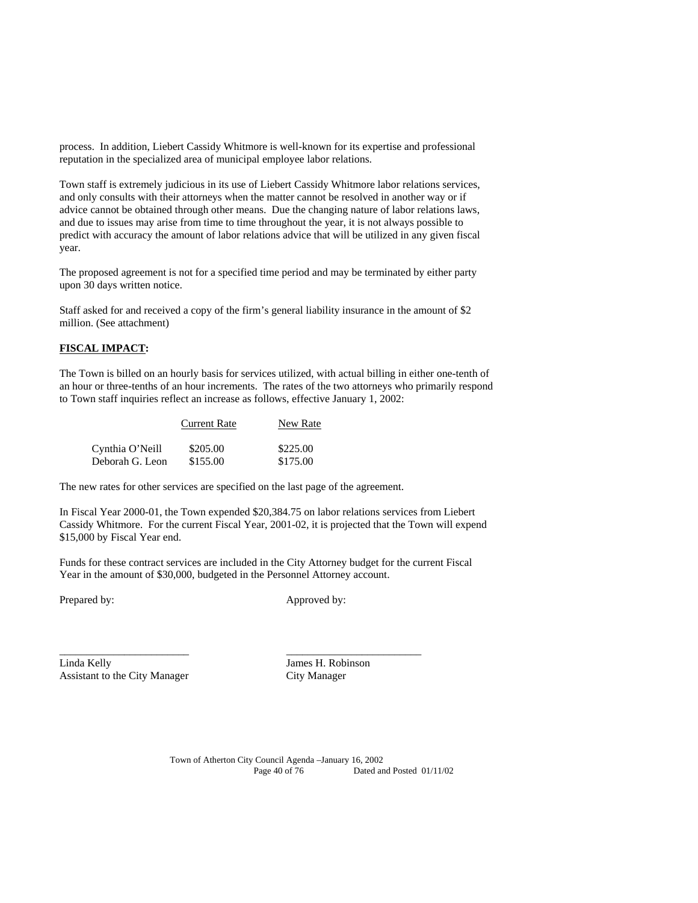process. In addition, Liebert Cassidy Whitmore is well-known for its expertise and professional reputation in the specialized area of municipal employee labor relations.

Town staff is extremely judicious in its use of Liebert Cassidy Whitmore labor relations services, and only consults with their attorneys when the matter cannot be resolved in another way or if advice cannot be obtained through other means. Due the changing nature of labor relations laws, and due to issues may arise from time to time throughout the year, it is not always possible to predict with accuracy the amount of labor relations advice that will be utilized in any given fiscal year.

The proposed agreement is not for a specified time period and may be terminated by either party upon 30 days written notice.

Staff asked for and received a copy of the firm's general liability insurance in the amount of $2 million. (See attachment)

**FISCAL IMPACT:**

The Town is billed on an hourly basis for services utilized, with actual billing in either one-tenth of an hour or three-tenths of an hour increments. The rates of the two attorneys who primarily respond to Town staff inquiries reflect an increase as follows, effective January 1, 2002:

| | Current Rate | New Rate |
|---|---|---|
| Cynthia O'Neill | $205.00 | $225.00 |
| Deborah G. Leon | $155.00 | $175.00 |

The new rates for other services are specified on the last page of the agreement.

In Fiscal Year 2000-01, the Town expended $20,384.75 on labor relations services from Liebert Cassidy Whitmore. For the current Fiscal Year, 2001-02, it is projected that the Town will expend $15,000 by Fiscal Year end.

Funds for these contract services are included in the City Attorney budget for the current Fiscal Year in the amount of $30,000, budgeted in the Personnel Attorney account.

Prepared by: Approved by:

\_\_\_\_\_\_\_\_\_\_\_\_\_\_\_\_\_\_\_\_\_\_\_\_ \_\_\_\_\_\_\_\_\_\_\_\_\_\_\_\_\_\_\_\_\_\_\_\_

Linda Kelly
Assistant to the City Manager

James H. Robinson
City Manager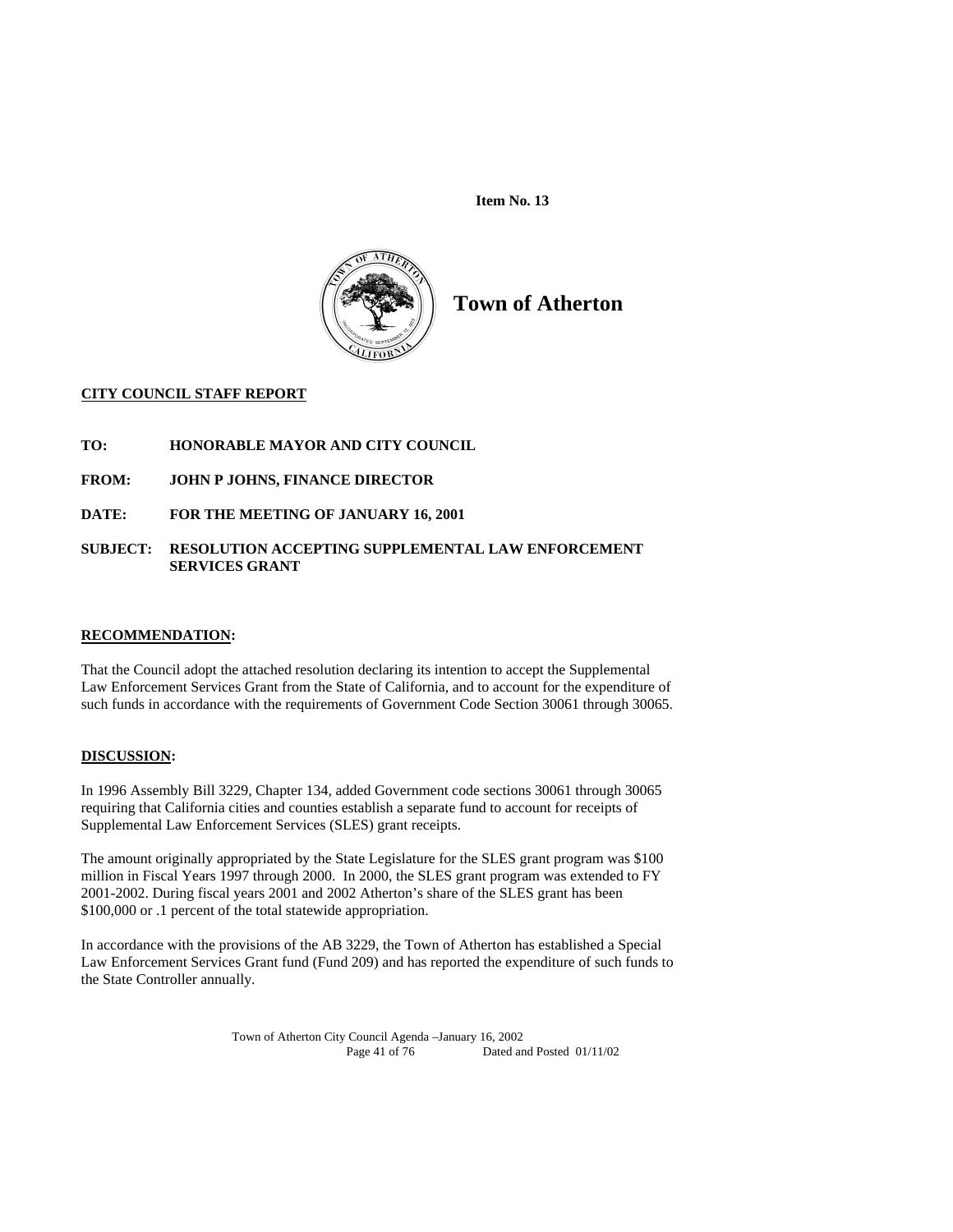**Item No. 13**

# Town of Atherton

**CITY COUNCIL STAFF REPORT**

**TO:** **HONORABLE MAYOR AND CITY COUNCIL**

**FROM:** **JOHN P JOHNS, FINANCE DIRECTOR**

**DATE:** **FOR THE MEETING OF JANUARY 16, 2001**

**SUBJECT:** **RESOLUTION ACCEPTING SUPPLEMENTAL LAW ENFORCEMENT SERVICES GRANT**

**RECOMMENDATION:**

That the Council adopt the attached resolution declaring its intention to accept the Supplemental Law Enforcement Services Grant from the State of California, and to account for the expenditure of such funds in accordance with the requirements of Government Code Section 30061 through 30065.

**DISCUSSION:**

In 1996 Assembly Bill 3229, Chapter 134, added Government code sections 30061 through 30065 requiring that California cities and counties establish a separate fund to account for receipts of Supplemental Law Enforcement Services (SLES) grant receipts.

The amount originally appropriated by the State Legislature for the SLES grant program was $100 million in Fiscal Years 1997 through 2000. In 2000, the SLES grant program was extended to FY 2001-2002. During fiscal years 2001 and 2002 Atherton's share of the SLES grant has been $100,000 or .1 percent of the total statewide appropriation.

In accordance with the provisions of the AB 3229, the Town of Atherton has established a Special Law Enforcement Services Grant fund (Fund 209) and has reported the expenditure of such funds to the State Controller annually.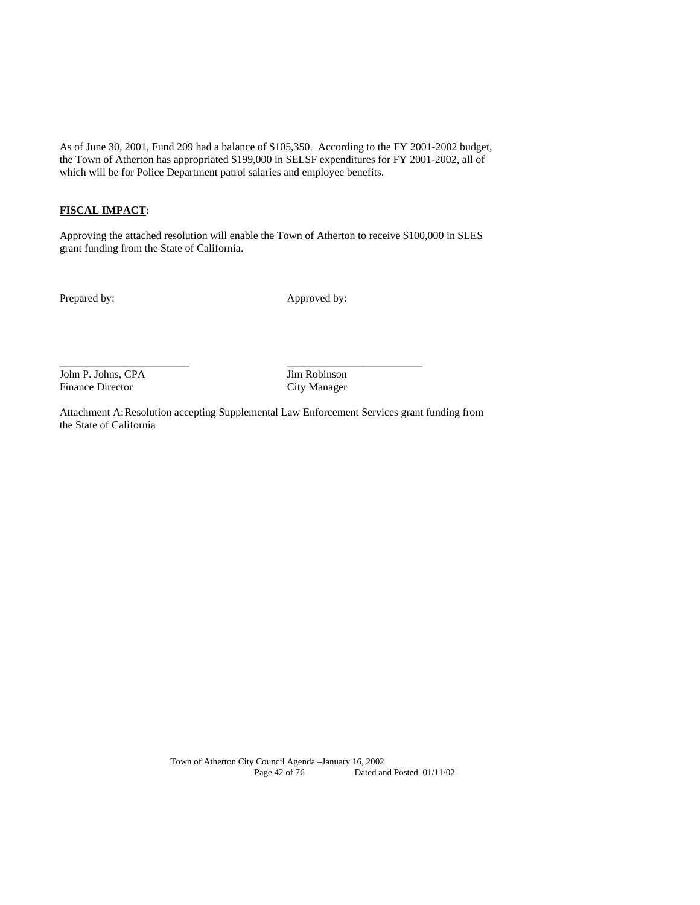As of June 30, 2001, Fund 209 had a balance of $105,350. According to the FY 2001-2002 budget, the Town of Atherton has appropriated $199,000 in SELSF expenditures for FY 2001-2002, all of which will be for Police Department patrol salaries and employee benefits.

**FISCAL IMPACT:**

Approving the attached resolution will enable the Town of Atherton to receive $100,000 in SLES grant funding from the State of California.

Prepared by: Approved by:

\_\_\_\_\_\_\_\_\_\_\_\_\_\_\_\_\_\_\_\_\_\_\_\_ \_\_\_\_\_\_\_\_\_\_\_\_\_\_\_\_\_\_\_\_\_\_\_\_

John P. Johns, CPA
Finance Director

Jim Robinson
City Manager

Attachment A: Resolution accepting Supplemental Law Enforcement Services grant funding from the State of California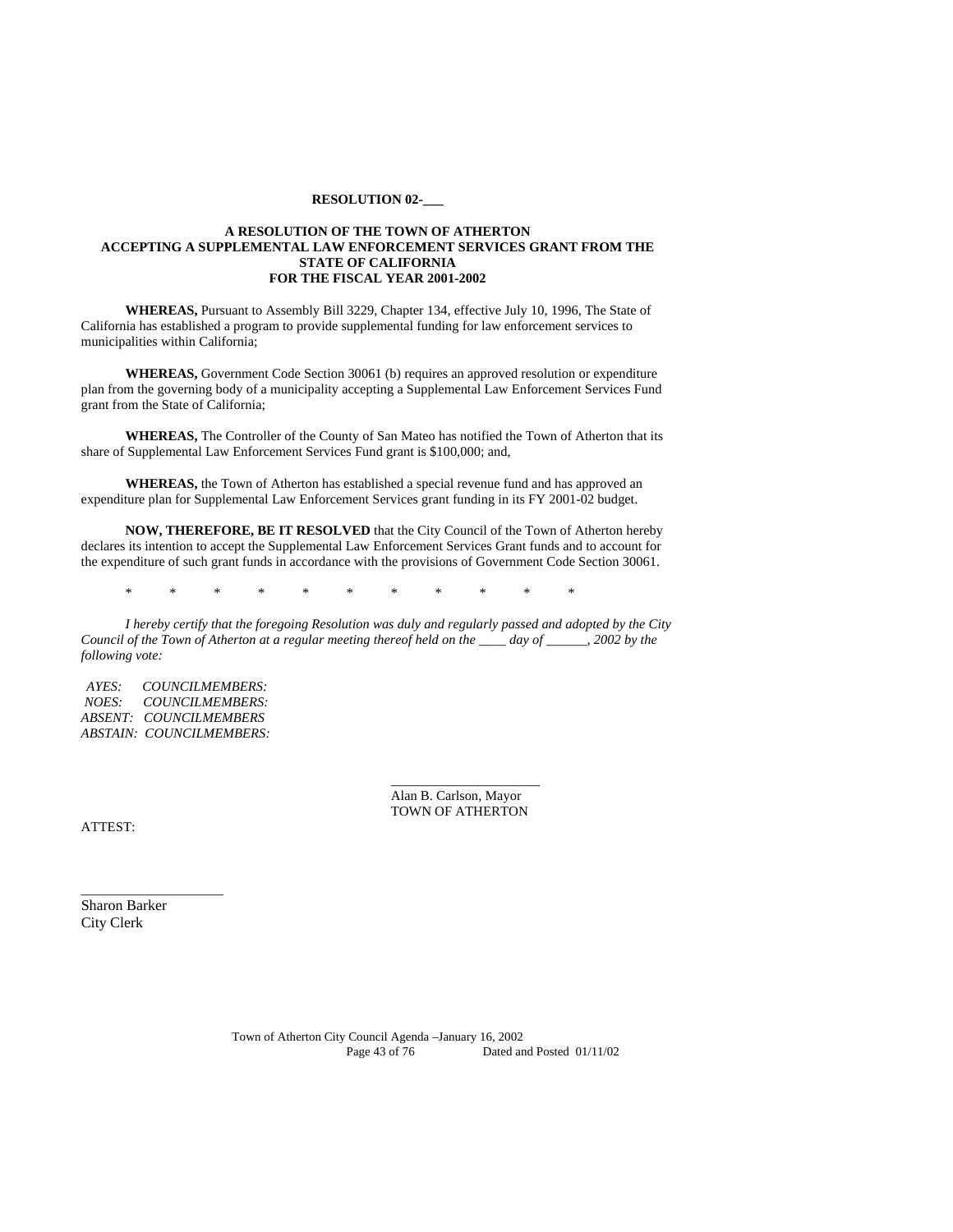**RESOLUTION 02-___**

**A RESOLUTION OF THE TOWN OF ATHERTON ACCEPTING A SUPPLEMENTAL LAW ENFORCEMENT SERVICES GRANT FROM THE STATE OF CALIFORNIA FOR THE FISCAL YEAR 2001-2002**

**WHEREAS,** Pursuant to Assembly Bill 3229, Chapter 134, effective July 10, 1996, The State of California has established a program to provide supplemental funding for law enforcement services to municipalities within California;

**WHEREAS,** Government Code Section 30061 (b) requires an approved resolution or expenditure plan from the governing body of a municipality accepting a Supplemental Law Enforcement Services Fund grant from the State of California;

**WHEREAS,** The Controller of the County of San Mateo has notified the Town of Atherton that its share of Supplemental Law Enforcement Services Fund grant is $100,000; and,

**WHEREAS,** the Town of Atherton has established a special revenue fund and has approved an expenditure plan for Supplemental Law Enforcement Services grant funding in its FY 2001-02 budget.

**NOW, THEREFORE, BE IT RESOLVED** that the City Council of the Town of Atherton hereby declares its intention to accept the Supplemental Law Enforcement Services Grant funds and to account for the expenditure of such grant funds in accordance with the provisions of Government Code Section 30061.

\* \* \* \* \* \* \* \* \* \* \*

*I hereby certify that the foregoing Resolution was duly and regularly passed and adopted by the City Council of the Town of Atherton at a regular meeting thereof held on the ____ day of ______, 2002 by the following vote:*

*AYES: COUNCILMEMBERS:*
*NOES: COUNCILMEMBERS:*
*ABSENT: COUNCILMEMBERS*
*ABSTAIN: COUNCILMEMBERS:*

_____________________
Alan B. Carlson, Mayor
TOWN OF ATHERTON

ATTEST:

___________________
Sharon Barker
City Clerk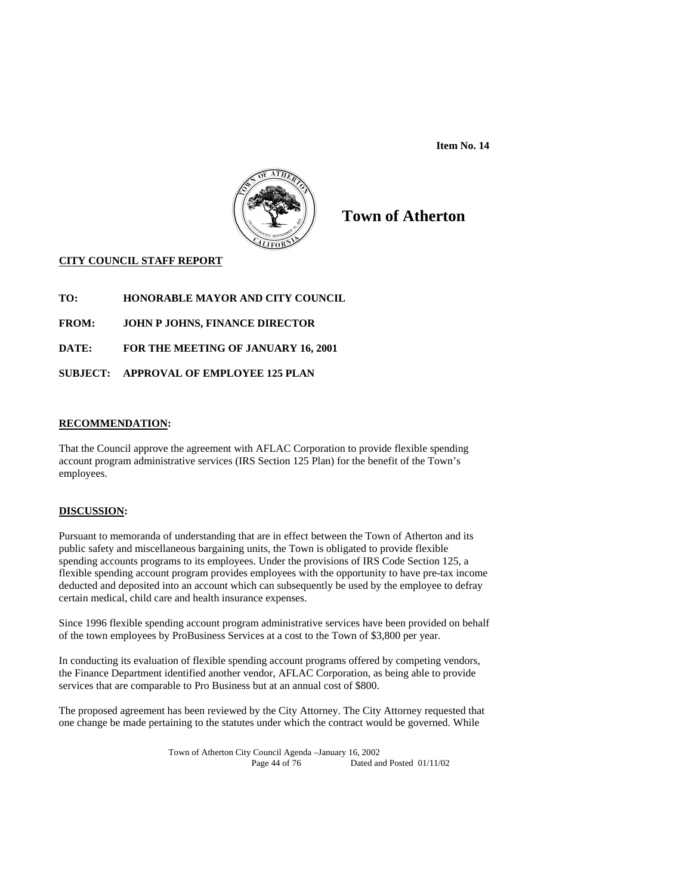**Item No. 14**

# Town of Atherton

**CITY COUNCIL STAFF REPORT**

**TO:** HONORABLE MAYOR AND CITY COUNCIL

**FROM:** JOHN P JOHNS, FINANCE DIRECTOR

**DATE:** FOR THE MEETING OF JANUARY 16, 2001

**SUBJECT:** APPROVAL OF EMPLOYEE 125 PLAN

## RECOMMENDATION:

That the Council approve the agreement with AFLAC Corporation to provide flexible spending account program administrative services (IRS Section 125 Plan) for the benefit of the Town's employees.

## DISCUSSION:

Pursuant to memoranda of understanding that are in effect between the Town of Atherton and its public safety and miscellaneous bargaining units, the Town is obligated to provide flexible spending accounts programs to its employees. Under the provisions of IRS Code Section 125, a flexible spending account program provides employees with the opportunity to have pre-tax income deducted and deposited into an account which can subsequently be used by the employee to defray certain medical, child care and health insurance expenses.

Since 1996 flexible spending account program administrative services have been provided on behalf of the town employees by ProBusiness Services at a cost to the Town of $3,800 per year.

In conducting its evaluation of flexible spending account programs offered by competing vendors, the Finance Department identified another vendor, AFLAC Corporation, as being able to provide services that are comparable to Pro Business but at an annual cost of $800.

The proposed agreement has been reviewed by the City Attorney. The City Attorney requested that one change be made pertaining to the statutes under which the contract would be governed. While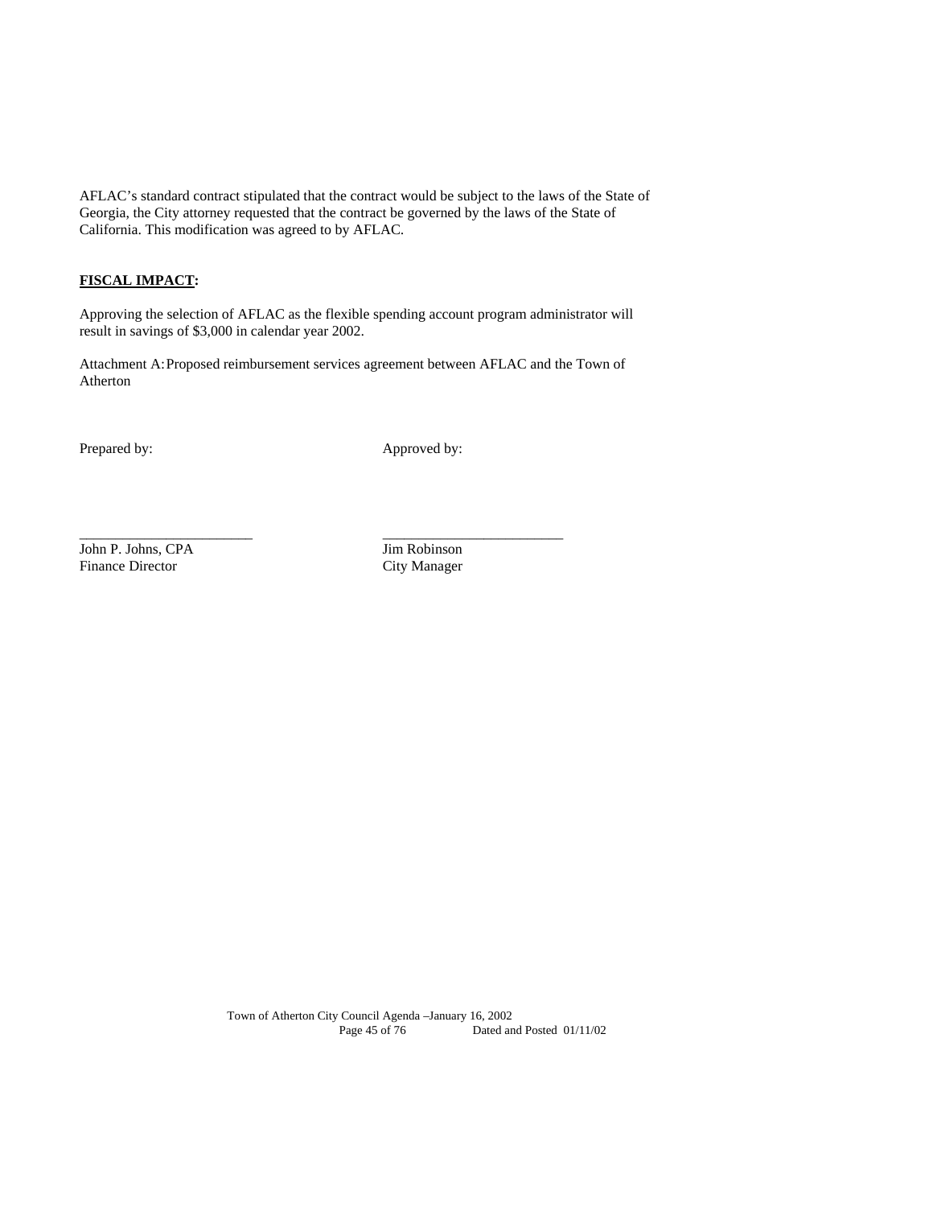AFLAC's standard contract stipulated that the contract would be subject to the laws of the State of Georgia, the City attorney requested that the contract be governed by the laws of the State of California. This modification was agreed to by AFLAC.

**FISCAL IMPACT:**

Approving the selection of AFLAC as the flexible spending account program administrator will result in savings of $3,000 in calendar year 2002.

Attachment A: Proposed reimbursement services agreement between AFLAC and the Town of Atherton

Prepared by:

\_\_\_\_\_\_\_\_\_\_\_\_\_\_\_\_\_\_\_\_\_\_\_\_

John P. Johns, CPA
Finance Director

Approved by:

\_\_\_\_\_\_\_\_\_\_\_\_\_\_\_\_\_\_\_\_\_\_\_\_

Jim Robinson
City Manager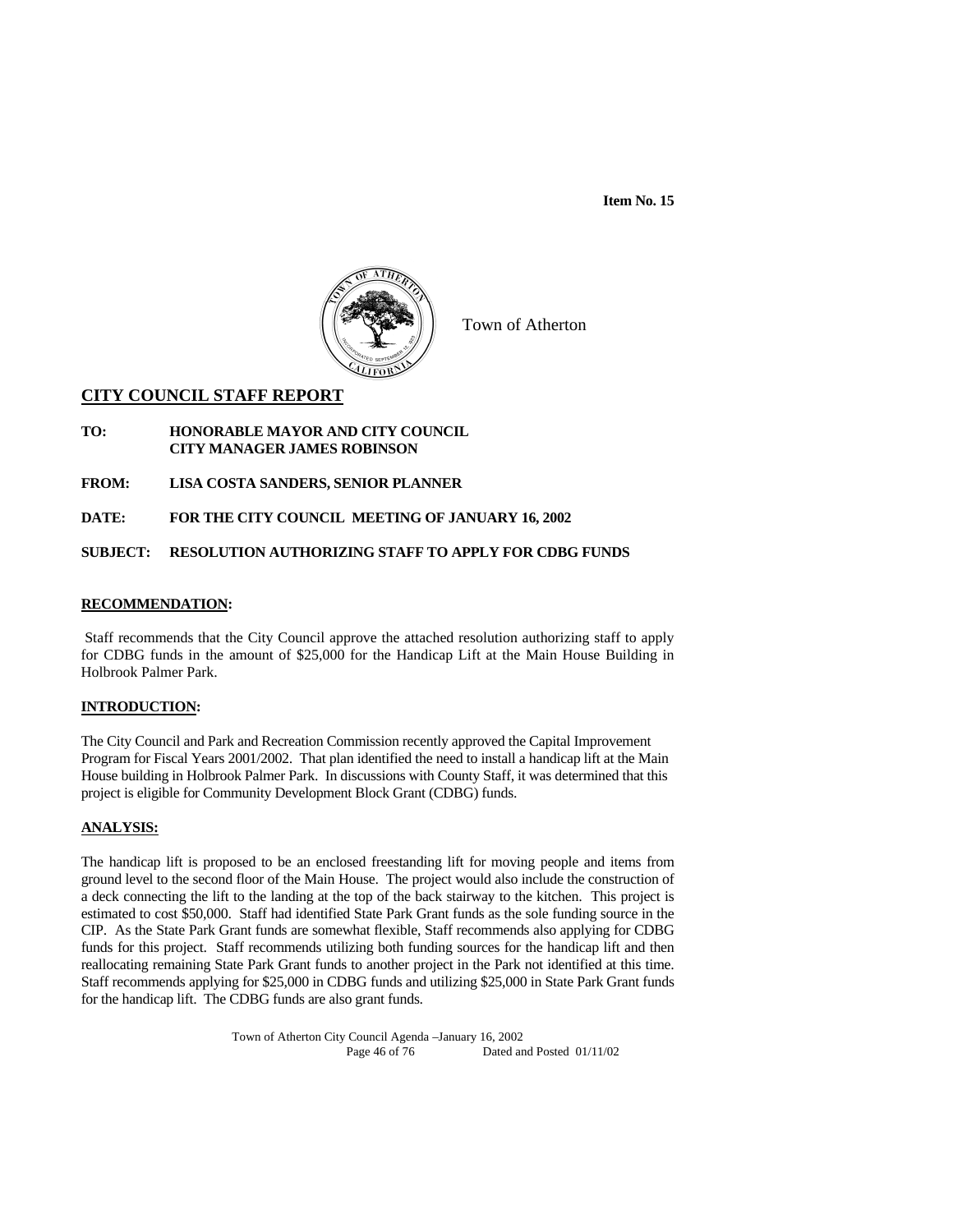**Item No. 15**

Town of Atherton

## CITY COUNCIL STAFF REPORT

**TO:** **HONORABLE MAYOR AND CITY COUNCIL**
**CITY MANAGER JAMES ROBINSON**

**FROM:** **LISA COSTA SANDERS, SENIOR PLANNER**

**DATE:** **FOR THE CITY COUNCIL MEETING OF JANUARY 16, 2002**

**SUBJECT:** **RESOLUTION AUTHORIZING STAFF TO APPLY FOR CDBG FUNDS**

### RECOMMENDATION:

Staff recommends that the City Council approve the attached resolution authorizing staff to apply for CDBG funds in the amount of $25,000 for the Handicap Lift at the Main House Building in Holbrook Palmer Park.

### INTRODUCTION:

The City Council and Park and Recreation Commission recently approved the Capital Improvement Program for Fiscal Years 2001/2002. That plan identified the need to install a handicap lift at the Main House building in Holbrook Palmer Park. In discussions with County Staff, it was determined that this project is eligible for Community Development Block Grant (CDBG) funds.

### ANALYSIS:

The handicap lift is proposed to be an enclosed freestanding lift for moving people and items from ground level to the second floor of the Main House. The project would also include the construction of a deck connecting the lift to the landing at the top of the back stairway to the kitchen. This project is estimated to cost $50,000. Staff had identified State Park Grant funds as the sole funding source in the CIP. As the State Park Grant funds are somewhat flexible, Staff recommends also applying for CDBG funds for this project. Staff recommends utilizing both funding sources for the handicap lift and then reallocating remaining State Park Grant funds to another project in the Park not identified at this time. Staff recommends applying for $25,000 in CDBG funds and utilizing $25,000 in State Park Grant funds for the handicap lift. The CDBG funds are also grant funds.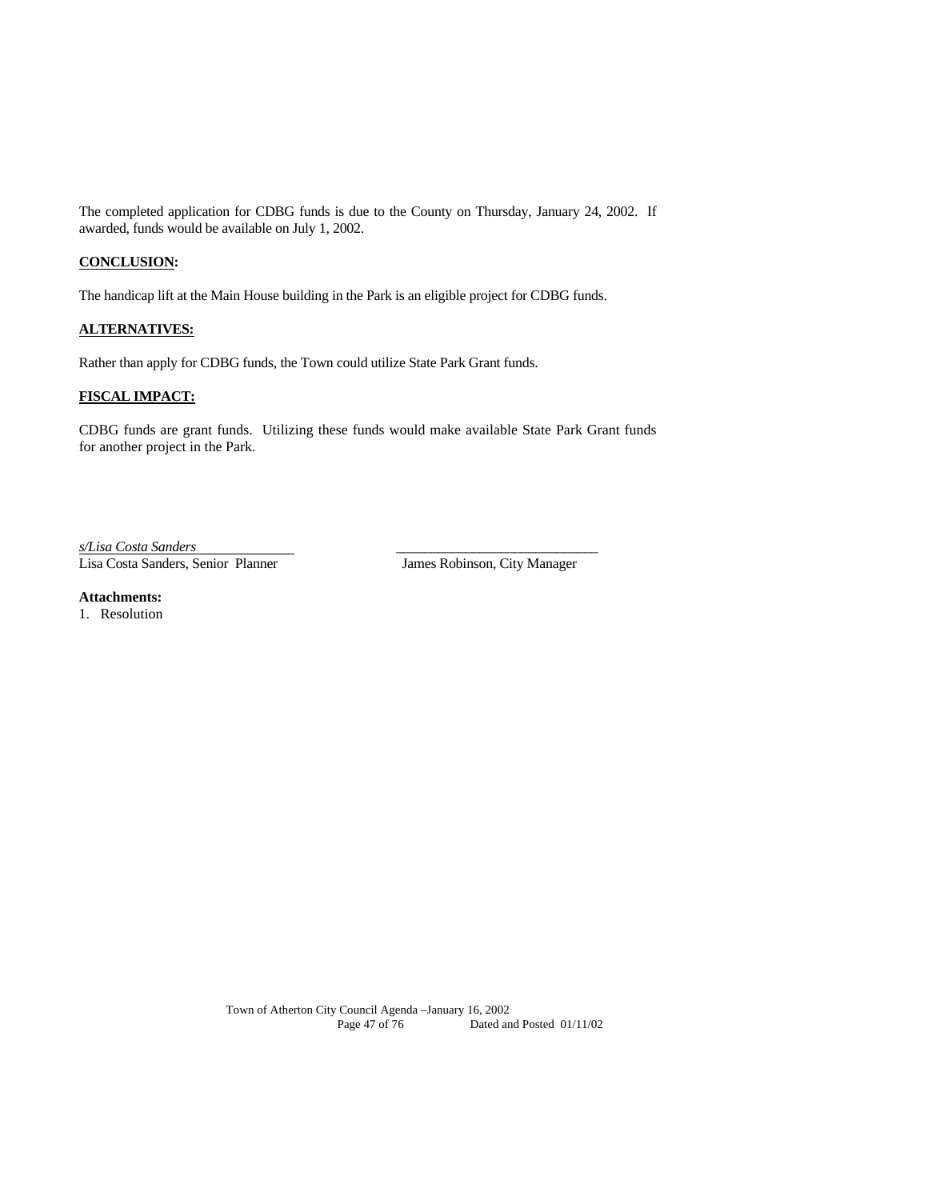The completed application for CDBG funds is due to the County on Thursday, January 24, 2002. If awarded, funds would be available on July 1, 2002.

**CONCLUSION:**

The handicap lift at the Main House building in the Park is an eligible project for CDBG funds.

**ALTERNATIVES:**

Rather than apply for CDBG funds, the Town could utilize State Park Grant funds.

**FISCAL IMPACT:**

CDBG funds are grant funds. Utilizing these funds would make available State Park Grant funds for another project in the Park.

*s/Lisa Costa Sanders*
Lisa Costa Sanders, Senior Planner

\_\_\_\_\_\_\_\_\_\_\_\_\_\_\_\_\_\_\_\_\_\_\_\_\_\_\_\_\_\_
James Robinson, City Manager

**Attachments:**

1. Resolution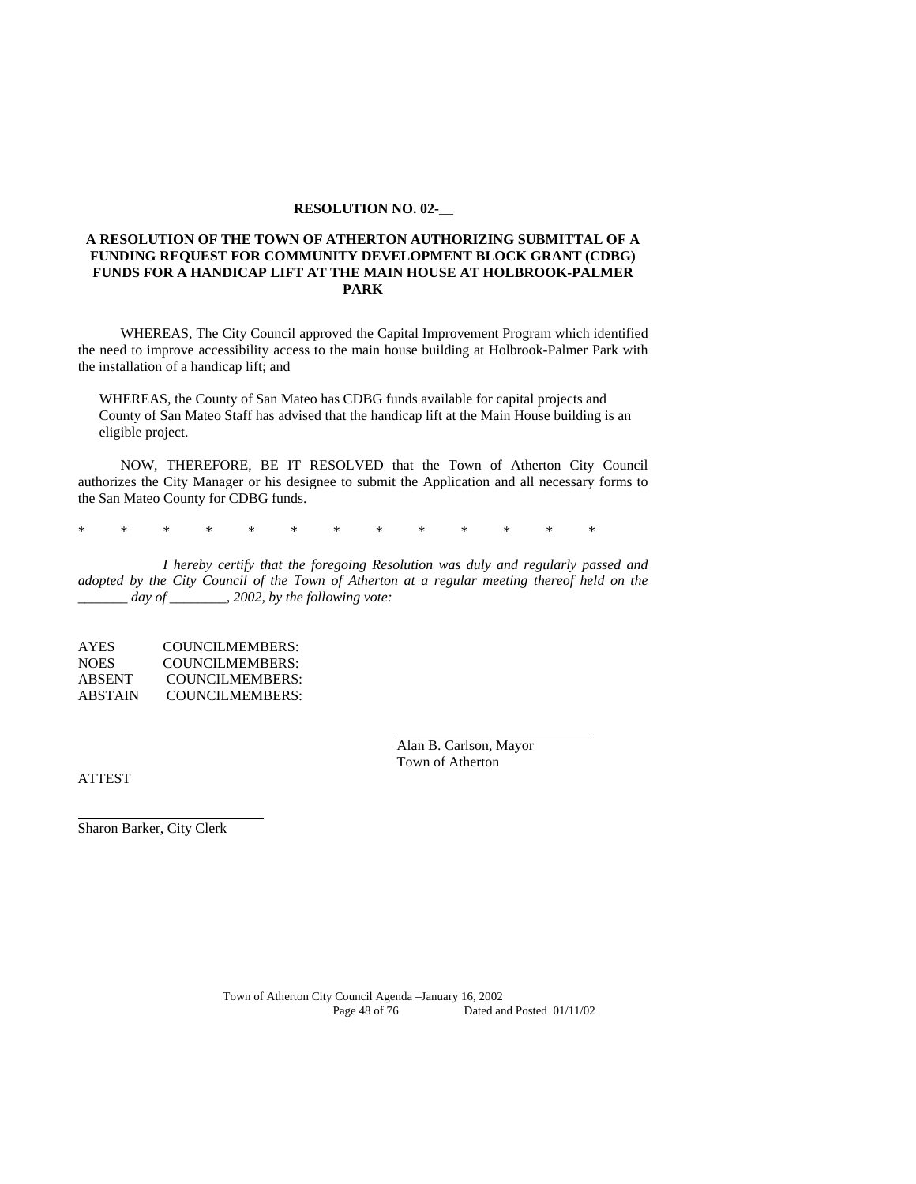**RESOLUTION NO. 02-__**

**A RESOLUTION OF THE TOWN OF ATHERTON AUTHORIZING SUBMITTAL OF A FUNDING REQUEST FOR COMMUNITY DEVELOPMENT BLOCK GRANT (CDBG) FUNDS FOR A HANDICAP LIFT AT THE MAIN HOUSE AT HOLBROOK-PALMER PARK**

WHEREAS, The City Council approved the Capital Improvement Program which identified the need to improve accessibility access to the main house building at Holbrook-Palmer Park with the installation of a handicap lift; and

WHEREAS, the County of San Mateo has CDBG funds available for capital projects and County of San Mateo Staff has advised that the handicap lift at the Main House building is an eligible project.

NOW, THEREFORE, BE IT RESOLVED that the Town of Atherton City Council authorizes the City Manager or his designee to submit the Application and all necessary forms to the San Mateo County for CDBG funds.

\* \* \* \* \* \* \* \* \* \* \* \* \*

*I hereby certify that the foregoing Resolution was duly and regularly passed and adopted by the City Council of the Town of Atherton at a regular meeting thereof held on the _______ day of ________, 2002, by the following vote:*

AYES COUNCILMEMBERS:
NOES COUNCILMEMBERS:
ABSENT COUNCILMEMBERS:
ABSTAIN COUNCILMEMBERS:

\_\_\_\_\_\_\_\_\_\_\_\_\_\_\_\_\_\_\_\_\_\_\_\_\_\_\_
Alan B. Carlson, Mayor
Town of Atherton

ATTEST

\_\_\_\_\_\_\_\_\_\_\_\_\_\_\_\_\_\_\_\_\_\_\_\_\_\_\_
Sharon Barker, City Clerk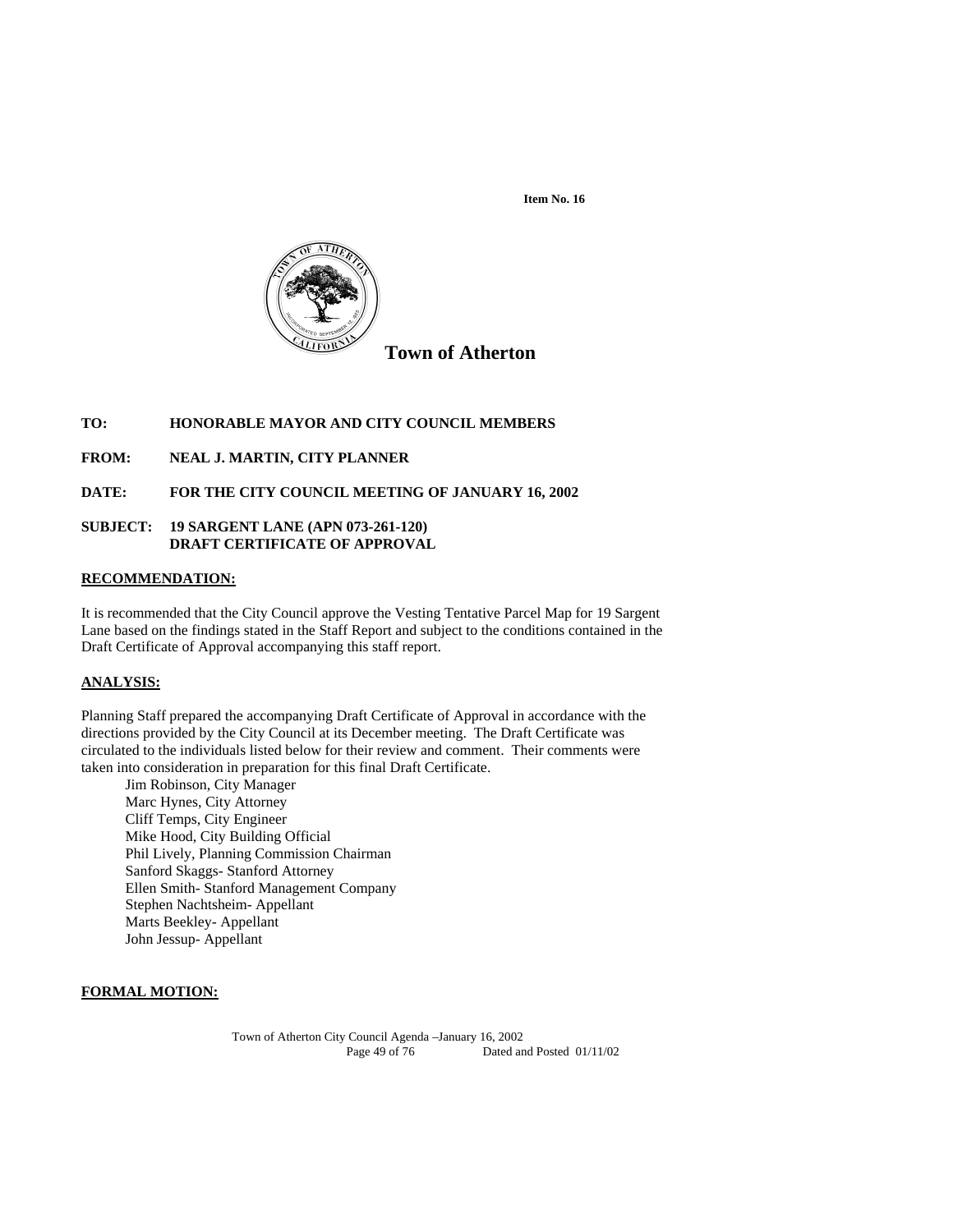**Item No. 16**

**Town of Atherton**

**TO:** HONORABLE MAYOR AND CITY COUNCIL MEMBERS

**FROM:** NEAL J. MARTIN, CITY PLANNER

**DATE:** FOR THE CITY COUNCIL MEETING OF JANUARY 16, 2002

**SUBJECT:** 19 SARGENT LANE (APN 073-261-120)
DRAFT CERTIFICATE OF APPROVAL

## RECOMMENDATION:

It is recommended that the City Council approve the Vesting Tentative Parcel Map for 19 Sargent Lane based on the findings stated in the Staff Report and subject to the conditions contained in the Draft Certificate of Approval accompanying this staff report.

## ANALYSIS:

Planning Staff prepared the accompanying Draft Certificate of Approval in accordance with the directions provided by the City Council at its December meeting. The Draft Certificate was circulated to the individuals listed below for their review and comment. Their comments were taken into consideration in preparation for this final Draft Certificate.

Jim Robinson, City Manager
Marc Hynes, City Attorney
Cliff Temps, City Engineer
Mike Hood, City Building Official
Phil Lively, Planning Commission Chairman
Sanford Skaggs- Stanford Attorney
Ellen Smith- Stanford Management Company
Stephen Nachtsheim- Appellant
Marts Beekley- Appellant
John Jessup- Appellant

## FORMAL MOTION: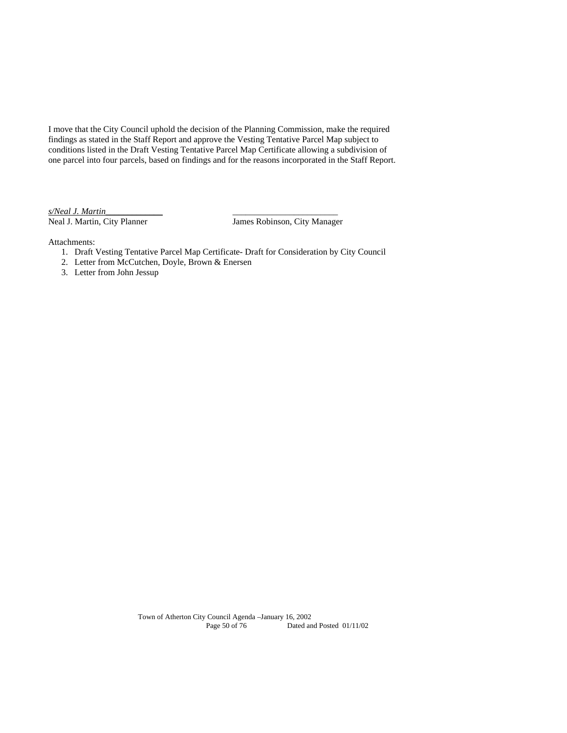I move that the City Council uphold the decision of the Planning Commission, make the required findings as stated in the Staff Report and approve the Vesting Tentative Parcel Map subject to conditions listed in the Draft Vesting Tentative Parcel Map Certificate allowing a subdivision of one parcel into four parcels, based on findings and for the reasons incorporated in the Staff Report.

*s/Neal J. Martin*\_\_\_\_\_\_\_\_\_\_\_\_\_ \_\_\_\_\_\_\_\_\_\_\_\_\_\_\_\_\_\_\_\_\_\_\_\_\_\_\_\_

Neal J. Martin, City Planner James Robinson, City Manager

Attachments:

1. Draft Vesting Tentative Parcel Map Certificate- Draft for Consideration by City Council
2. Letter from McCutchen, Doyle, Brown & Enersen
3. Letter from John Jessup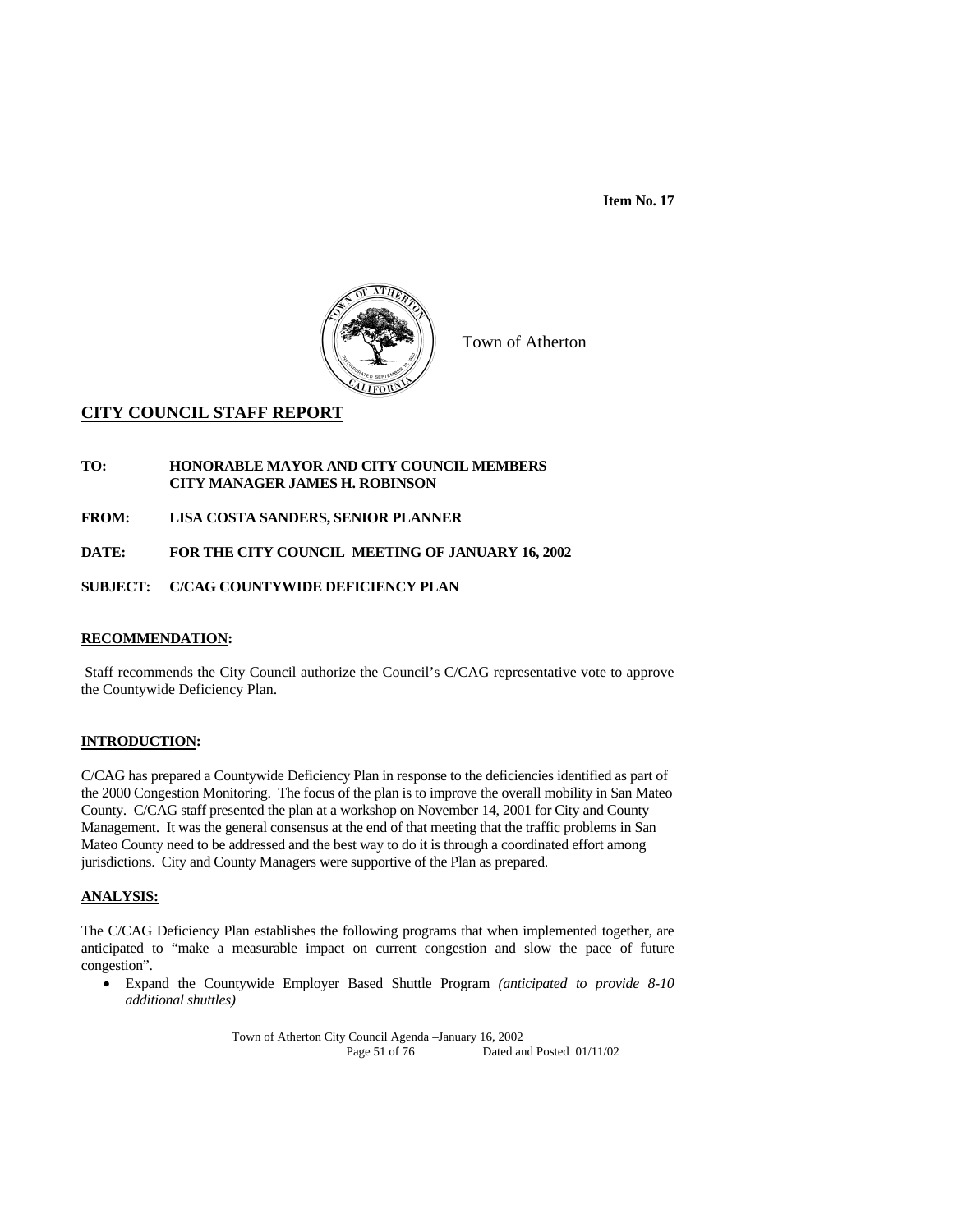**Item No. 17**

Town of Atherton

## CITY COUNCIL STAFF REPORT

**TO:** **HONORABLE MAYOR AND CITY COUNCIL MEMBERS**
**CITY MANAGER JAMES H. ROBINSON**

**FROM:** **LISA COSTA SANDERS, SENIOR PLANNER**

**DATE:** **FOR THE CITY COUNCIL MEETING OF JANUARY 16, 2002**

**SUBJECT:** **C/CAG COUNTYWIDE DEFICIENCY PLAN**

### RECOMMENDATION:

Staff recommends the City Council authorize the Council's C/CAG representative vote to approve the Countywide Deficiency Plan.

### INTRODUCTION:

C/CAG has prepared a Countywide Deficiency Plan in response to the deficiencies identified as part of the 2000 Congestion Monitoring. The focus of the plan is to improve the overall mobility in San Mateo County. C/CAG staff presented the plan at a workshop on November 14, 2001 for City and County Management. It was the general consensus at the end of that meeting that the traffic problems in San Mateo County need to be addressed and the best way to do it is through a coordinated effort among jurisdictions. City and County Managers were supportive of the Plan as prepared.

### ANALYSIS:

The C/CAG Deficiency Plan establishes the following programs that when implemented together, are anticipated to "make a measurable impact on current congestion and slow the pace of future congestion".

- Expand the Countywide Employer Based Shuttle Program *(anticipated to provide 8-10 additional shuttles)*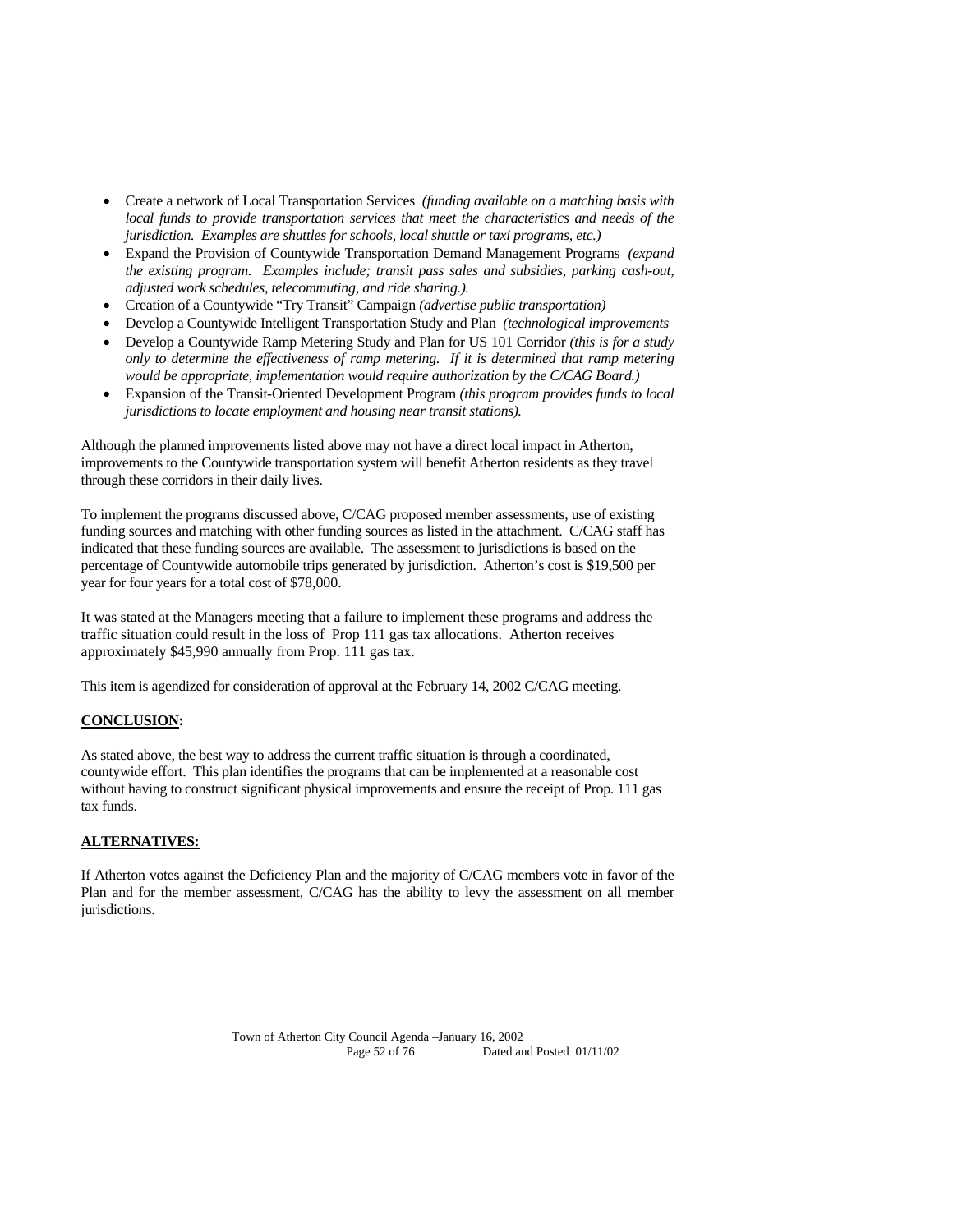- Create a network of Local Transportation Services *(funding available on a matching basis with local funds to provide transportation services that meet the characteristics and needs of the jurisdiction. Examples are shuttles for schools, local shuttle or taxi programs, etc.)*
- Expand the Provision of Countywide Transportation Demand Management Programs *(expand the existing program. Examples include; transit pass sales and subsidies, parking cash-out, adjusted work schedules, telecommuting, and ride sharing.).*
- Creation of a Countywide "Try Transit" Campaign *(advertise public transportation)*
- Develop a Countywide Intelligent Transportation Study and Plan *(technological improvements*
- Develop a Countywide Ramp Metering Study and Plan for US 101 Corridor *(this is for a study only to determine the effectiveness of ramp metering. If it is determined that ramp metering would be appropriate, implementation would require authorization by the C/CAG Board.)*
- Expansion of the Transit-Oriented Development Program *(this program provides funds to local jurisdictions to locate employment and housing near transit stations).*

Although the planned improvements listed above may not have a direct local impact in Atherton, improvements to the Countywide transportation system will benefit Atherton residents as they travel through these corridors in their daily lives.

To implement the programs discussed above, C/CAG proposed member assessments, use of existing funding sources and matching with other funding sources as listed in the attachment. C/CAG staff has indicated that these funding sources are available. The assessment to jurisdictions is based on the percentage of Countywide automobile trips generated by jurisdiction. Atherton's cost is $19,500 per year for four years for a total cost of $78,000.

It was stated at the Managers meeting that a failure to implement these programs and address the traffic situation could result in the loss of Prop 111 gas tax allocations. Atherton receives approximately $45,990 annually from Prop. 111 gas tax.

This item is agendized for consideration of approval at the February 14, 2002 C/CAG meeting.

**<u>CONCLUSION</u>:**

As stated above, the best way to address the current traffic situation is through a coordinated, countywide effort. This plan identifies the programs that can be implemented at a reasonable cost without having to construct significant physical improvements and ensure the receipt of Prop. 111 gas tax funds.

**<u>ALTERNATIVES:</u>**

If Atherton votes against the Deficiency Plan and the majority of C/CAG members vote in favor of the Plan and for the member assessment, C/CAG has the ability to levy the assessment on all member jurisdictions.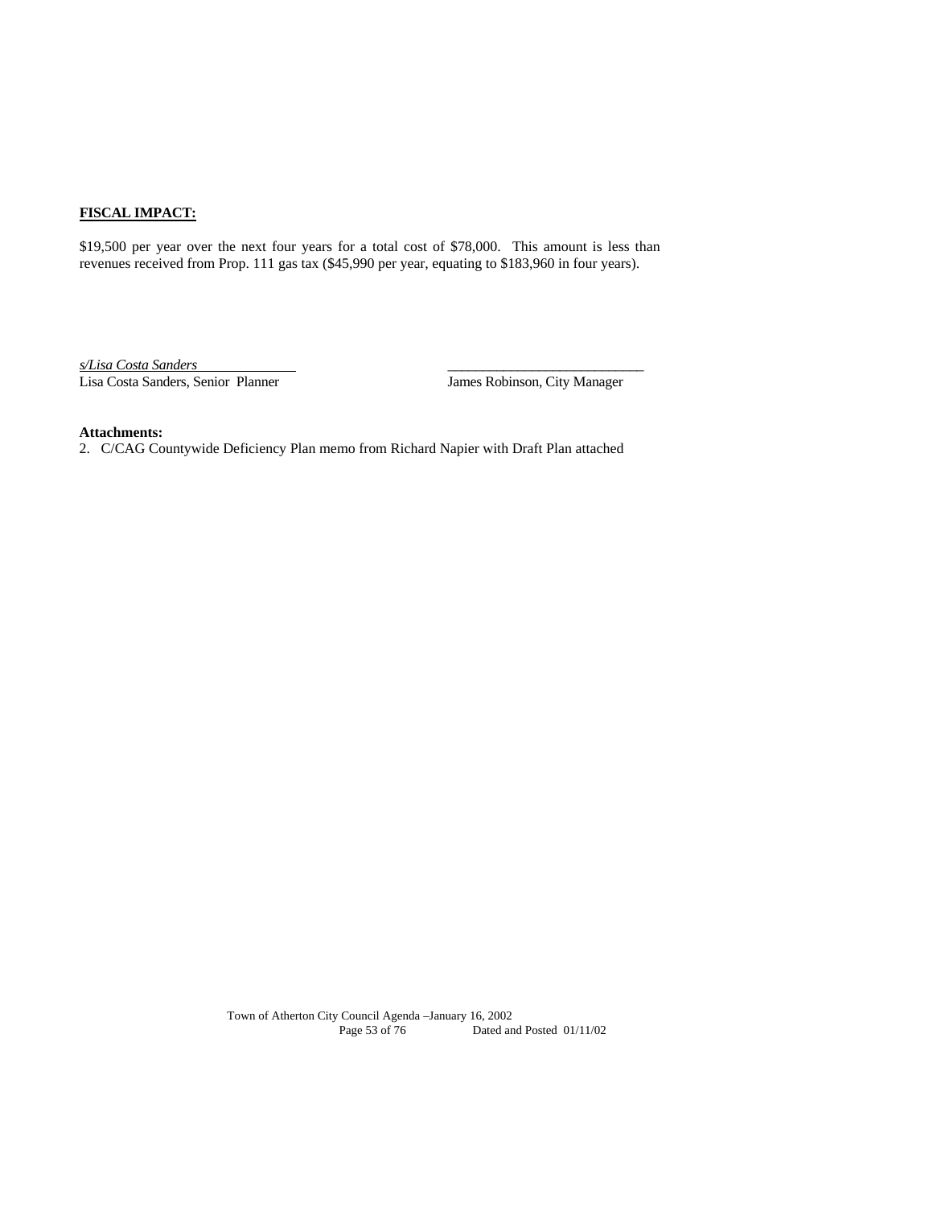**FISCAL IMPACT:**

$19,500 per year over the next four years for a total cost of $78,000. This amount is less than revenues received from Prop. 111 gas tax ($45,990 per year, equating to $183,960 in four years).

*s/Lisa Costa Sanders*
Lisa Costa Sanders, Senior Planner

\_\_\_\_\_\_\_\_\_\_\_\_\_\_\_\_\_\_\_\_\_\_\_\_\_\_\_\_
James Robinson, City Manager

**Attachments:**
2. C/CAG Countywide Deficiency Plan memo from Richard Napier with Draft Plan attached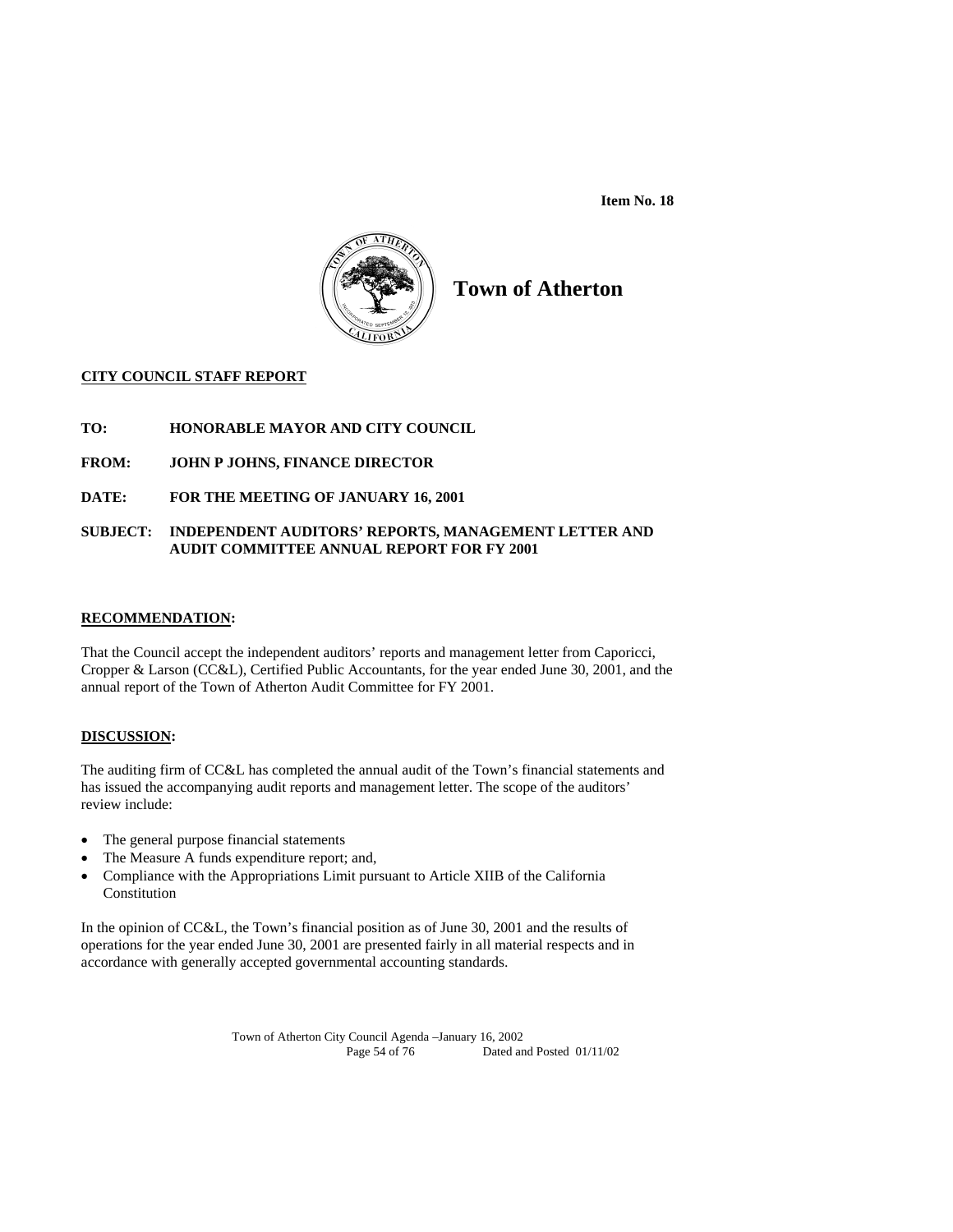**Item No. 18**

# Town of Atherton

**CITY COUNCIL STAFF REPORT**

**TO:** HONORABLE MAYOR AND CITY COUNCIL

**FROM:** JOHN P JOHNS, FINANCE DIRECTOR

**DATE:** FOR THE MEETING OF JANUARY 16, 2001

**SUBJECT:** INDEPENDENT AUDITORS' REPORTS, MANAGEMENT LETTER AND AUDIT COMMITTEE ANNUAL REPORT FOR FY 2001

**RECOMMENDATION:**

That the Council accept the independent auditors' reports and management letter from Caporicci, Cropper & Larson (CC&L), Certified Public Accountants, for the year ended June 30, 2001, and the annual report of the Town of Atherton Audit Committee for FY 2001.

**DISCUSSION:**

The auditing firm of CC&L has completed the annual audit of the Town's financial statements and has issued the accompanying audit reports and management letter. The scope of the auditors' review include:

- The general purpose financial statements
- The Measure A funds expenditure report; and,
- Compliance with the Appropriations Limit pursuant to Article XIIB of the California Constitution

In the opinion of CC&L, the Town's financial position as of June 30, 2001 and the results of operations for the year ended June 30, 2001 are presented fairly in all material respects and in accordance with generally accepted governmental accounting standards.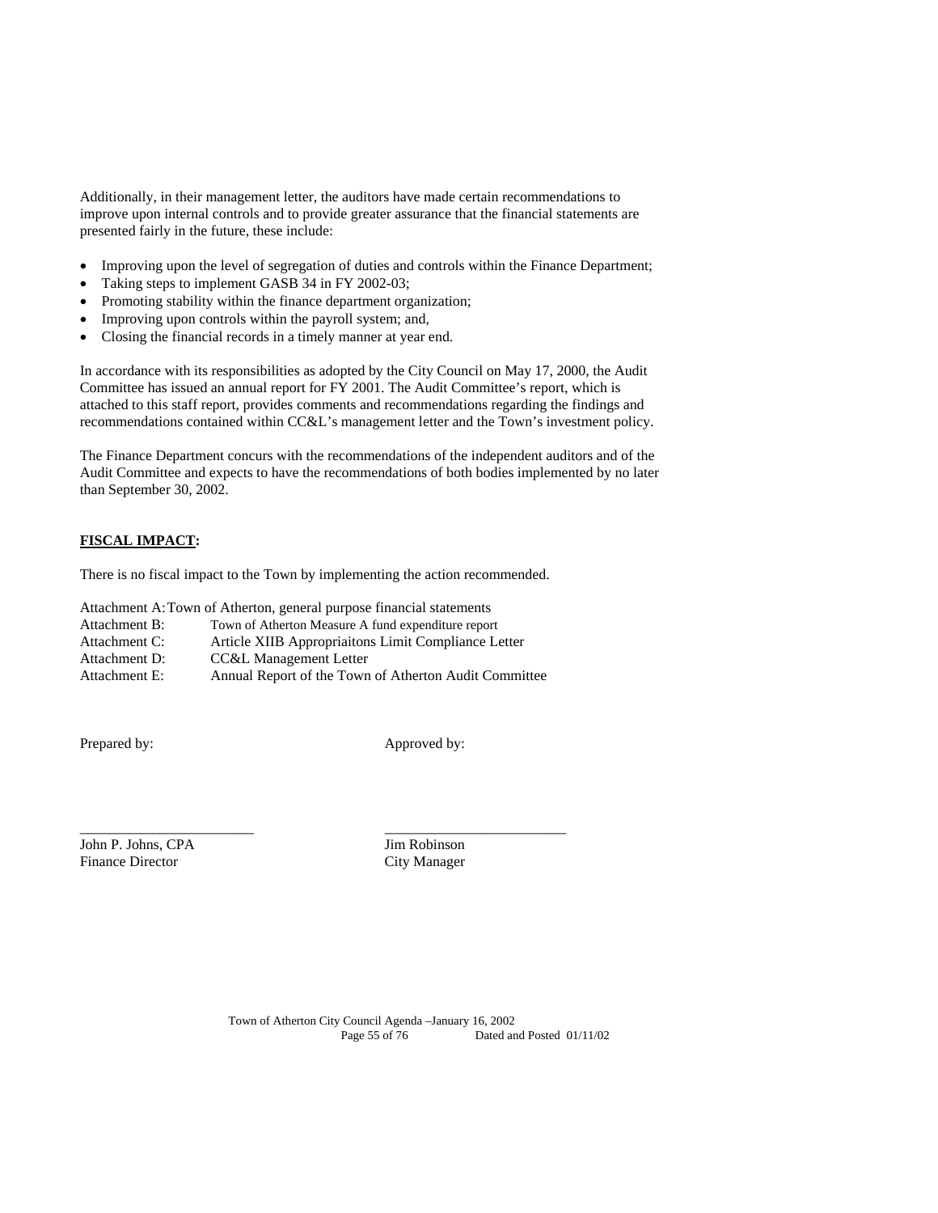Additionally, in their management letter, the auditors have made certain recommendations to improve upon internal controls and to provide greater assurance that the financial statements are presented fairly in the future, these include:

- Improving upon the level of segregation of duties and controls within the Finance Department;
- Taking steps to implement GASB 34 in FY 2002-03;
- Promoting stability within the finance department organization;
- Improving upon controls within the payroll system; and,
- Closing the financial records in a timely manner at year end.

In accordance with its responsibilities as adopted by the City Council on May 17, 2000, the Audit Committee has issued an annual report for FY 2001. The Audit Committee's report, which is attached to this staff report, provides comments and recommendations regarding the findings and recommendations contained within CC&L's management letter and the Town's investment policy.

The Finance Department concurs with the recommendations of the independent auditors and of the Audit Committee and expects to have the recommendations of both bodies implemented by no later than September 30, 2002.

**FISCAL IMPACT:**

There is no fiscal impact to the Town by implementing the action recommended.

Attachment A: Town of Atherton, general purpose financial statements
Attachment B: Town of Atherton Measure A fund expenditure report
Attachment C: Article XIIB Appropriaitons Limit Compliance Letter
Attachment D: CC&L Management Letter
Attachment E: Annual Report of the Town of Atherton Audit Committee

Prepared by: Approved by:

\_\_\_\_\_\_\_\_\_\_\_\_\_\_\_\_\_\_\_\_\_\_\_\_ \_\_\_\_\_\_\_\_\_\_\_\_\_\_\_\_\_\_\_\_\_\_\_\_\_

John P. Johns, CPA
Finance Director

Jim Robinson
City Manager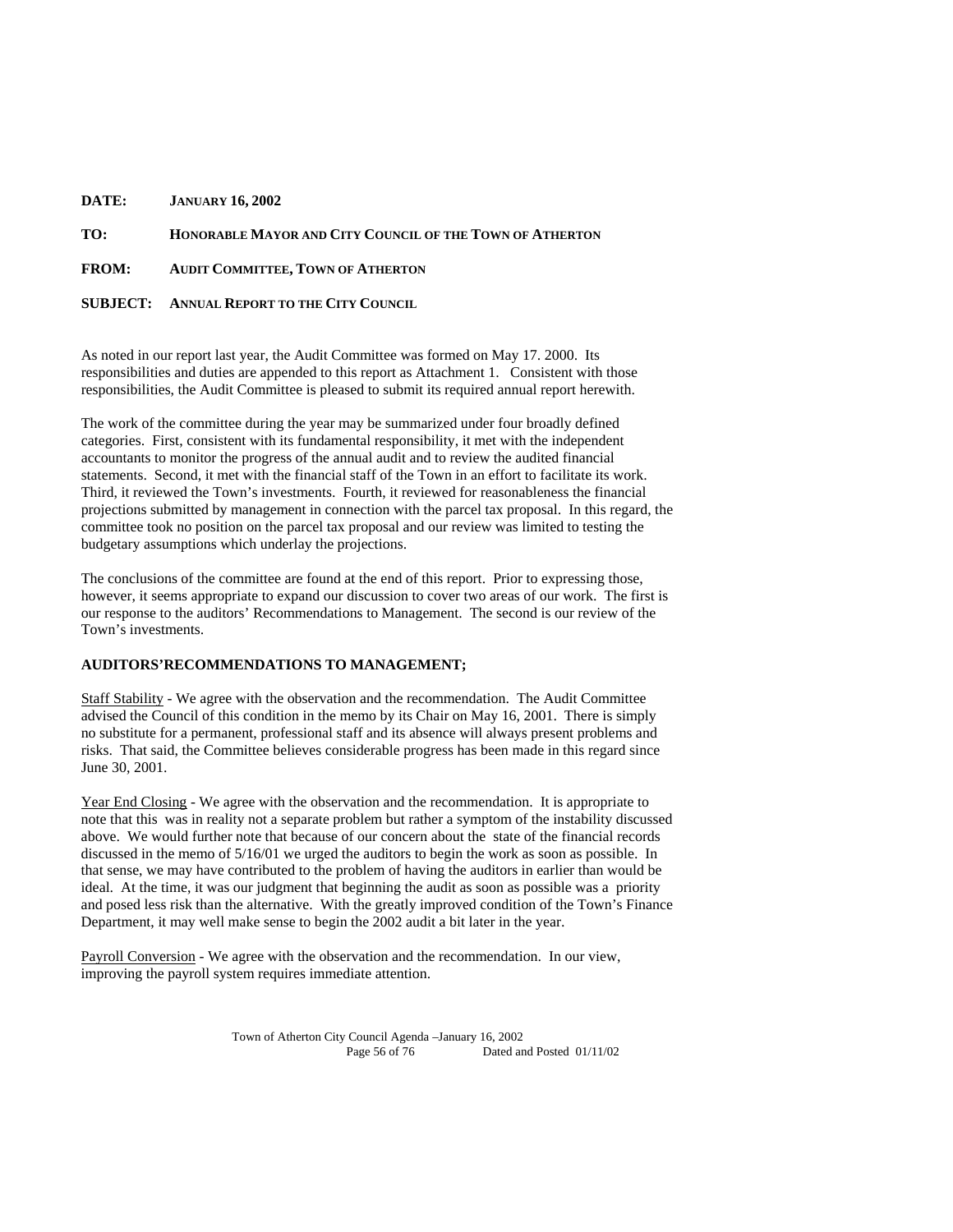**DATE:** **JANUARY 16, 2002**

**TO:** **HONORABLE MAYOR AND CITY COUNCIL OF THE TOWN OF ATHERTON**

**FROM:** **AUDIT COMMITTEE, TOWN OF ATHERTON**

**SUBJECT:** **ANNUAL REPORT TO THE CITY COUNCIL**

As noted in our report last year, the Audit Committee was formed on May 17. 2000. Its responsibilities and duties are appended to this report as Attachment 1. Consistent with those responsibilities, the Audit Committee is pleased to submit its required annual report herewith.

The work of the committee during the year may be summarized under four broadly defined categories. First, consistent with its fundamental responsibility, it met with the independent accountants to monitor the progress of the annual audit and to review the audited financial statements. Second, it met with the financial staff of the Town in an effort to facilitate its work. Third, it reviewed the Town's investments. Fourth, it reviewed for reasonableness the financial projections submitted by management in connection with the parcel tax proposal. In this regard, the committee took no position on the parcel tax proposal and our review was limited to testing the budgetary assumptions which underlay the projections.

The conclusions of the committee are found at the end of this report. Prior to expressing those, however, it seems appropriate to expand our discussion to cover two areas of our work. The first is our response to the auditors' Recommendations to Management. The second is our review of the Town's investments.

**AUDITORS'RECOMMENDATIONS TO MANAGEMENT;**

<u>Staff Stability</u> - We agree with the observation and the recommendation. The Audit Committee advised the Council of this condition in the memo by its Chair on May 16, 2001. There is simply no substitute for a permanent, professional staff and its absence will always present problems and risks. That said, the Committee believes considerable progress has been made in this regard since June 30, 2001.

<u>Year End Closing</u> - We agree with the observation and the recommendation. It is appropriate to note that this was in reality not a separate problem but rather a symptom of the instability discussed above. We would further note that because of our concern about the state of the financial records discussed in the memo of 5/16/01 we urged the auditors to begin the work as soon as possible. In that sense, we may have contributed to the problem of having the auditors in earlier than would be ideal. At the time, it was our judgment that beginning the audit as soon as possible was a priority and posed less risk than the alternative. With the greatly improved condition of the Town's Finance Department, it may well make sense to begin the 2002 audit a bit later in the year.

<u>Payroll Conversion</u> - We agree with the observation and the recommendation. In our view, improving the payroll system requires immediate attention.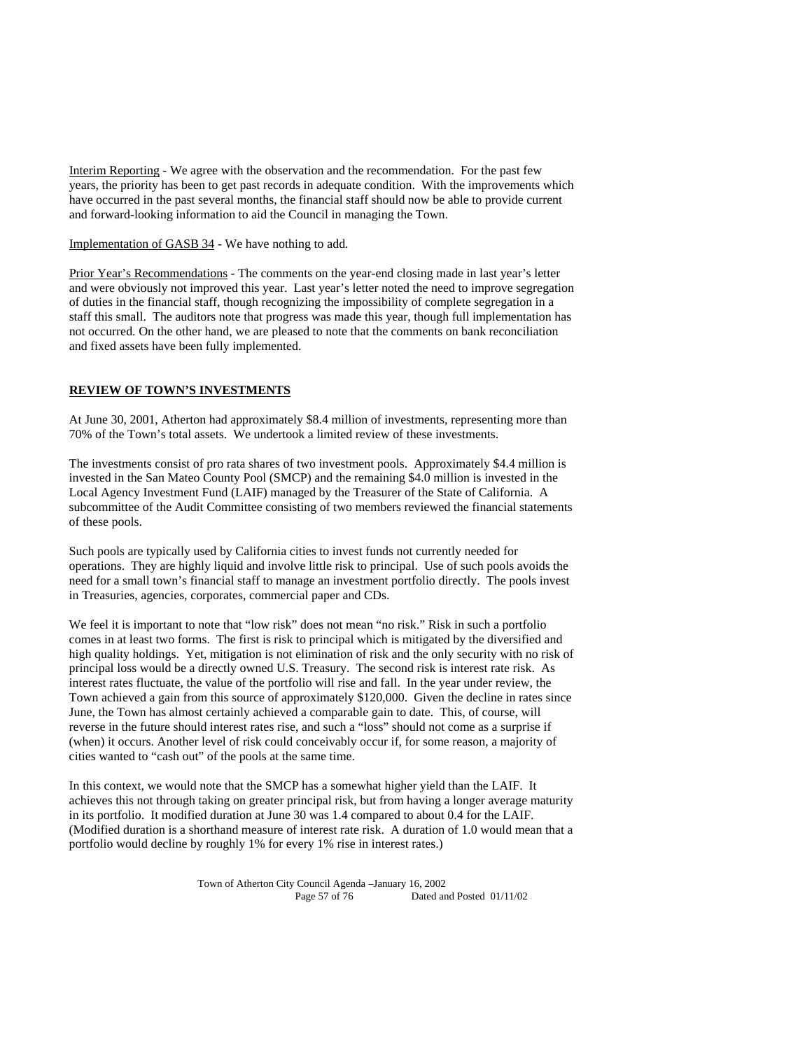Interim Reporting - We agree with the observation and the recommendation. For the past few years, the priority has been to get past records in adequate condition. With the improvements which have occurred in the past several months, the financial staff should now be able to provide current and forward-looking information to aid the Council in managing the Town.

Implementation of GASB 34 - We have nothing to add.

Prior Year's Recommendations - The comments on the year-end closing made in last year's letter and were obviously not improved this year. Last year's letter noted the need to improve segregation of duties in the financial staff, though recognizing the impossibility of complete segregation in a staff this small. The auditors note that progress was made this year, though full implementation has not occurred. On the other hand, we are pleased to note that the comments on bank reconciliation and fixed assets have been fully implemented.

## REVIEW OF TOWN'S INVESTMENTS

At June 30, 2001, Atherton had approximately $8.4 million of investments, representing more than 70% of the Town's total assets. We undertook a limited review of these investments.

The investments consist of pro rata shares of two investment pools. Approximately $4.4 million is invested in the San Mateo County Pool (SMCP) and the remaining $4.0 million is invested in the Local Agency Investment Fund (LAIF) managed by the Treasurer of the State of California. A subcommittee of the Audit Committee consisting of two members reviewed the financial statements of these pools.

Such pools are typically used by California cities to invest funds not currently needed for operations. They are highly liquid and involve little risk to principal. Use of such pools avoids the need for a small town's financial staff to manage an investment portfolio directly. The pools invest in Treasuries, agencies, corporates, commercial paper and CDs.

We feel it is important to note that "low risk" does not mean "no risk." Risk in such a portfolio comes in at least two forms. The first is risk to principal which is mitigated by the diversified and high quality holdings. Yet, mitigation is not elimination of risk and the only security with no risk of principal loss would be a directly owned U.S. Treasury. The second risk is interest rate risk. As interest rates fluctuate, the value of the portfolio will rise and fall. In the year under review, the Town achieved a gain from this source of approximately $120,000. Given the decline in rates since June, the Town has almost certainly achieved a comparable gain to date. This, of course, will reverse in the future should interest rates rise, and such a "loss" should not come as a surprise if (when) it occurs. Another level of risk could conceivably occur if, for some reason, a majority of cities wanted to "cash out" of the pools at the same time.

In this context, we would note that the SMCP has a somewhat higher yield than the LAIF. It achieves this not through taking on greater principal risk, but from having a longer average maturity in its portfolio. It modified duration at June 30 was 1.4 compared to about 0.4 for the LAIF. (Modified duration is a shorthand measure of interest rate risk. A duration of 1.0 would mean that a portfolio would decline by roughly 1% for every 1% rise in interest rates.)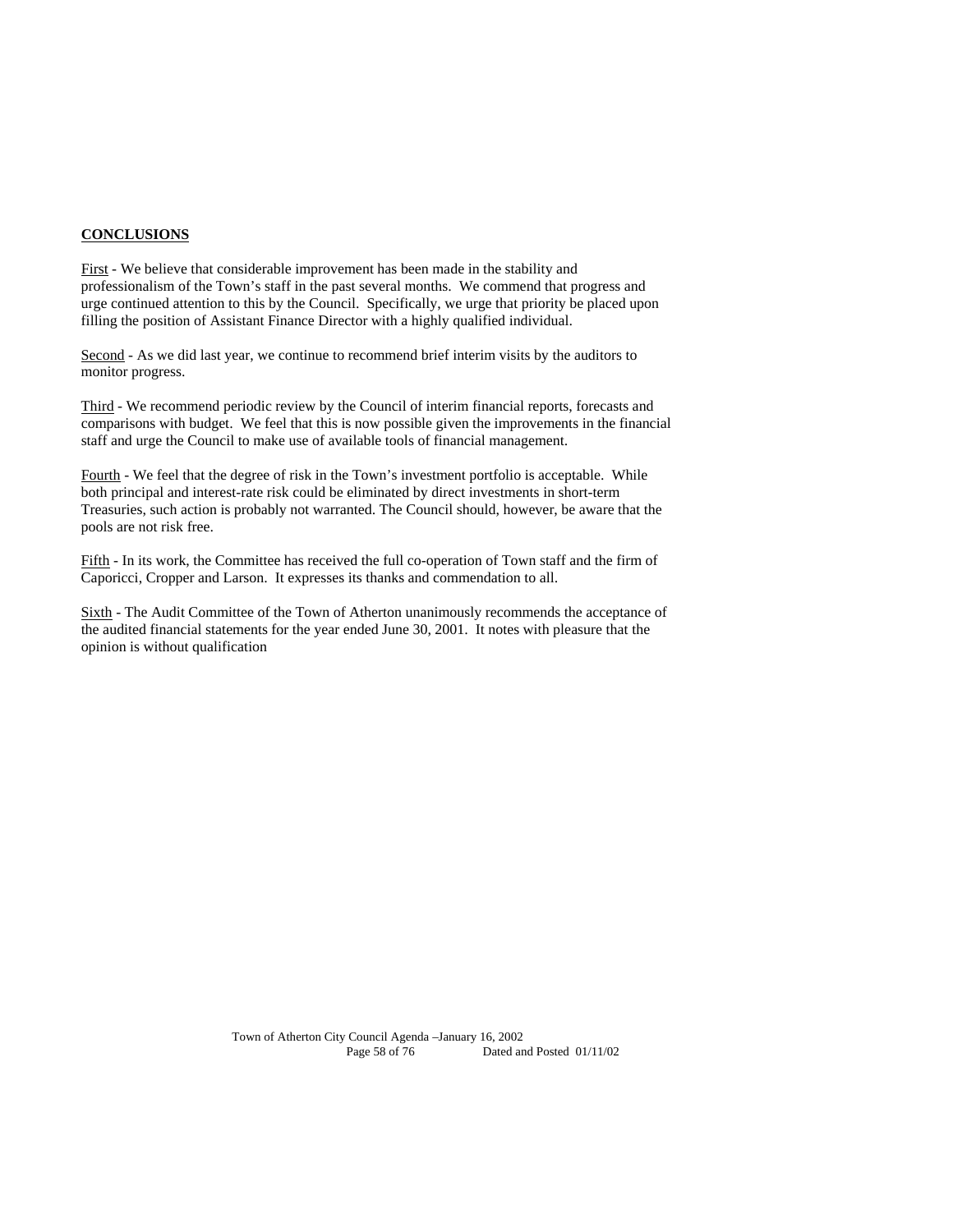**CONCLUSIONS**

First - We believe that considerable improvement has been made in the stability and professionalism of the Town's staff in the past several months. We commend that progress and urge continued attention to this by the Council. Specifically, we urge that priority be placed upon filling the position of Assistant Finance Director with a highly qualified individual.

Second - As we did last year, we continue to recommend brief interim visits by the auditors to monitor progress.

Third - We recommend periodic review by the Council of interim financial reports, forecasts and comparisons with budget. We feel that this is now possible given the improvements in the financial staff and urge the Council to make use of available tools of financial management.

Fourth - We feel that the degree of risk in the Town's investment portfolio is acceptable. While both principal and interest-rate risk could be eliminated by direct investments in short-term Treasuries, such action is probably not warranted. The Council should, however, be aware that the pools are not risk free.

Fifth - In its work, the Committee has received the full co-operation of Town staff and the firm of Caporicci, Cropper and Larson. It expresses its thanks and commendation to all.

Sixth - The Audit Committee of the Town of Atherton unanimously recommends the acceptance of the audited financial statements for the year ended June 30, 2001. It notes with pleasure that the opinion is without qualification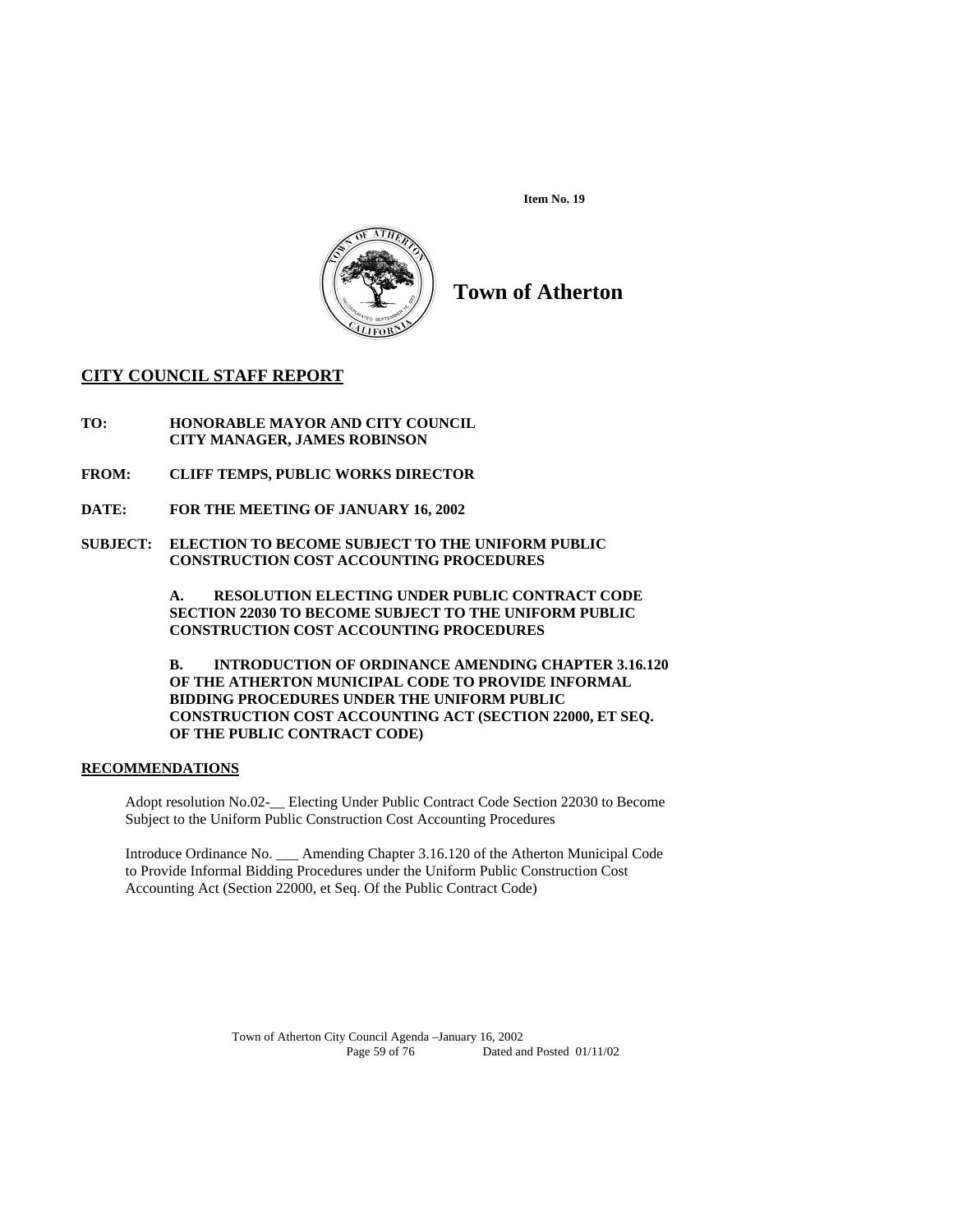**Item No. 19**

# Town of Atherton

## CITY COUNCIL STAFF REPORT

**TO:** **HONORABLE MAYOR AND CITY COUNCIL**
**CITY MANAGER, JAMES ROBINSON**

**FROM:** **CLIFF TEMPS, PUBLIC WORKS DIRECTOR**

**DATE:** **FOR THE MEETING OF JANUARY 16, 2002**

**SUBJECT:** **ELECTION TO BECOME SUBJECT TO THE UNIFORM PUBLIC CONSTRUCTION COST ACCOUNTING PROCEDURES**

**A. RESOLUTION ELECTING UNDER PUBLIC CONTRACT CODE SECTION 22030 TO BECOME SUBJECT TO THE UNIFORM PUBLIC CONSTRUCTION COST ACCOUNTING PROCEDURES**

**B. INTRODUCTION OF ORDINANCE AMENDING CHAPTER 3.16.120 OF THE ATHERTON MUNICIPAL CODE TO PROVIDE INFORMAL BIDDING PROCEDURES UNDER THE UNIFORM PUBLIC CONSTRUCTION COST ACCOUNTING ACT (SECTION 22000, ET SEQ. OF THE PUBLIC CONTRACT CODE)**

### RECOMMENDATIONS

Adopt resolution No.02-__ Electing Under Public Contract Code Section 22030 to Become Subject to the Uniform Public Construction Cost Accounting Procedures

Introduce Ordinance No. ___ Amending Chapter 3.16.120 of the Atherton Municipal Code to Provide Informal Bidding Procedures under the Uniform Public Construction Cost Accounting Act (Section 22000, et Seq. Of the Public Contract Code)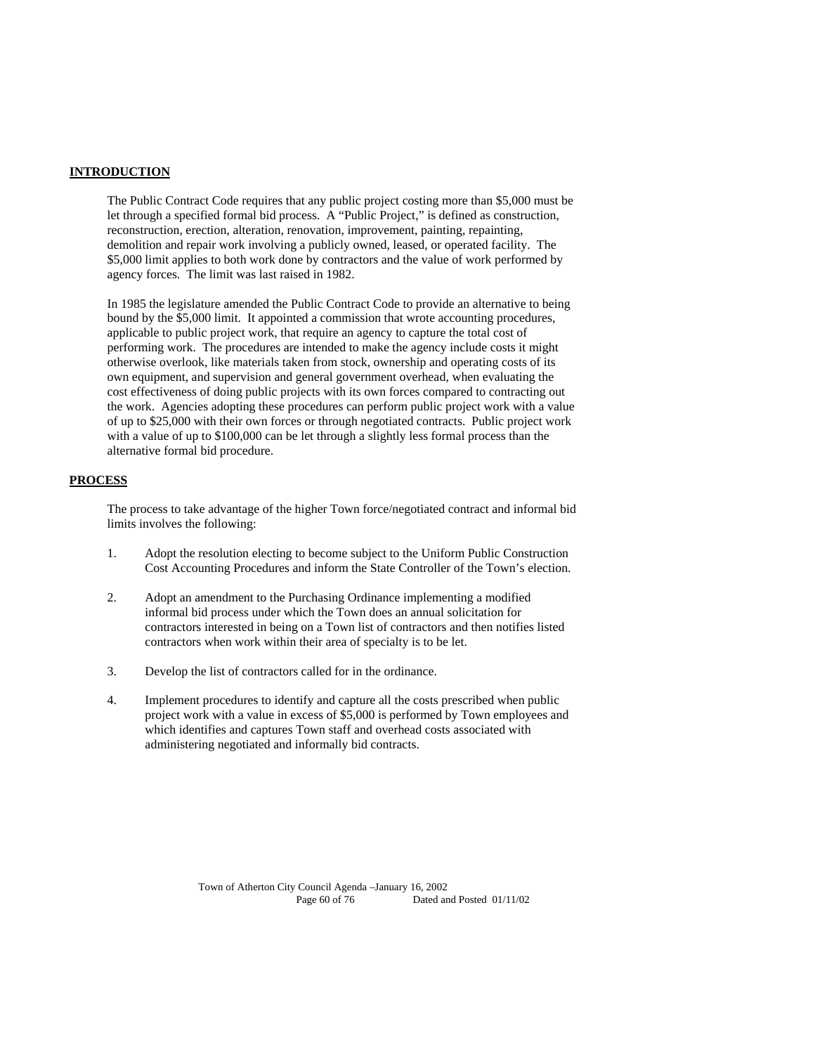## INTRODUCTION

The Public Contract Code requires that any public project costing more than \$5,000 must be let through a specified formal bid process. A "Public Project," is defined as construction, reconstruction, erection, alteration, renovation, improvement, painting, repainting, demolition and repair work involving a publicly owned, leased, or operated facility. The \$5,000 limit applies to both work done by contractors and the value of work performed by agency forces. The limit was last raised in 1982.

In 1985 the legislature amended the Public Contract Code to provide an alternative to being bound by the \$5,000 limit. It appointed a commission that wrote accounting procedures, applicable to public project work, that require an agency to capture the total cost of performing work. The procedures are intended to make the agency include costs it might otherwise overlook, like materials taken from stock, ownership and operating costs of its own equipment, and supervision and general government overhead, when evaluating the cost effectiveness of doing public projects with its own forces compared to contracting out the work. Agencies adopting these procedures can perform public project work with a value of up to \$25,000 with their own forces or through negotiated contracts. Public project work with a value of up to \$100,000 can be let through a slightly less formal process than the alternative formal bid procedure.

## PROCESS

The process to take advantage of the higher Town force/negotiated contract and informal bid limits involves the following:

1. Adopt the resolution electing to become subject to the Uniform Public Construction Cost Accounting Procedures and inform the State Controller of the Town's election.

2. Adopt an amendment to the Purchasing Ordinance implementing a modified informal bid process under which the Town does an annual solicitation for contractors interested in being on a Town list of contractors and then notifies listed contractors when work within their area of specialty is to be let.

3. Develop the list of contractors called for in the ordinance.

4. Implement procedures to identify and capture all the costs prescribed when public project work with a value in excess of \$5,000 is performed by Town employees and which identifies and captures Town staff and overhead costs associated with administering negotiated and informally bid contracts.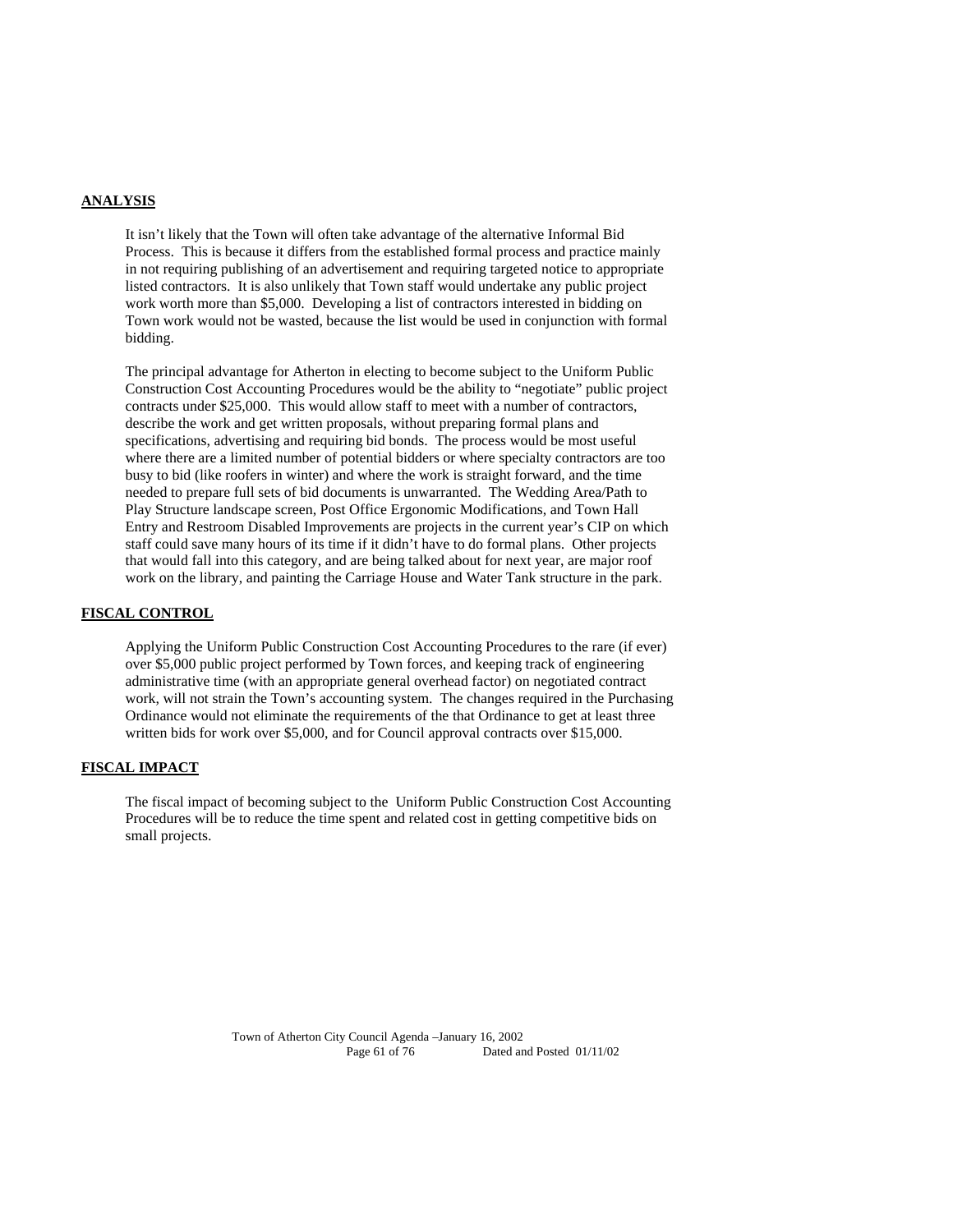**ANALYSIS**

It isn't likely that the Town will often take advantage of the alternative Informal Bid Process. This is because it differs from the established formal process and practice mainly in not requiring publishing of an advertisement and requiring targeted notice to appropriate listed contractors. It is also unlikely that Town staff would undertake any public project work worth more than $5,000. Developing a list of contractors interested in bidding on Town work would not be wasted, because the list would be used in conjunction with formal bidding.

The principal advantage for Atherton in electing to become subject to the Uniform Public Construction Cost Accounting Procedures would be the ability to "negotiate" public project contracts under $25,000. This would allow staff to meet with a number of contractors, describe the work and get written proposals, without preparing formal plans and specifications, advertising and requiring bid bonds. The process would be most useful where there are a limited number of potential bidders or where specialty contractors are too busy to bid (like roofers in winter) and where the work is straight forward, and the time needed to prepare full sets of bid documents is unwarranted. The Wedding Area/Path to Play Structure landscape screen, Post Office Ergonomic Modifications, and Town Hall Entry and Restroom Disabled Improvements are projects in the current year's CIP on which staff could save many hours of its time if it didn't have to do formal plans. Other projects that would fall into this category, and are being talked about for next year, are major roof work on the library, and painting the Carriage House and Water Tank structure in the park.

**FISCAL CONTROL**

Applying the Uniform Public Construction Cost Accounting Procedures to the rare (if ever) over $5,000 public project performed by Town forces, and keeping track of engineering administrative time (with an appropriate general overhead factor) on negotiated contract work, will not strain the Town's accounting system. The changes required in the Purchasing Ordinance would not eliminate the requirements of the that Ordinance to get at least three written bids for work over $5,000, and for Council approval contracts over $15,000.

**FISCAL IMPACT**

The fiscal impact of becoming subject to the Uniform Public Construction Cost Accounting Procedures will be to reduce the time spent and related cost in getting competitive bids on small projects.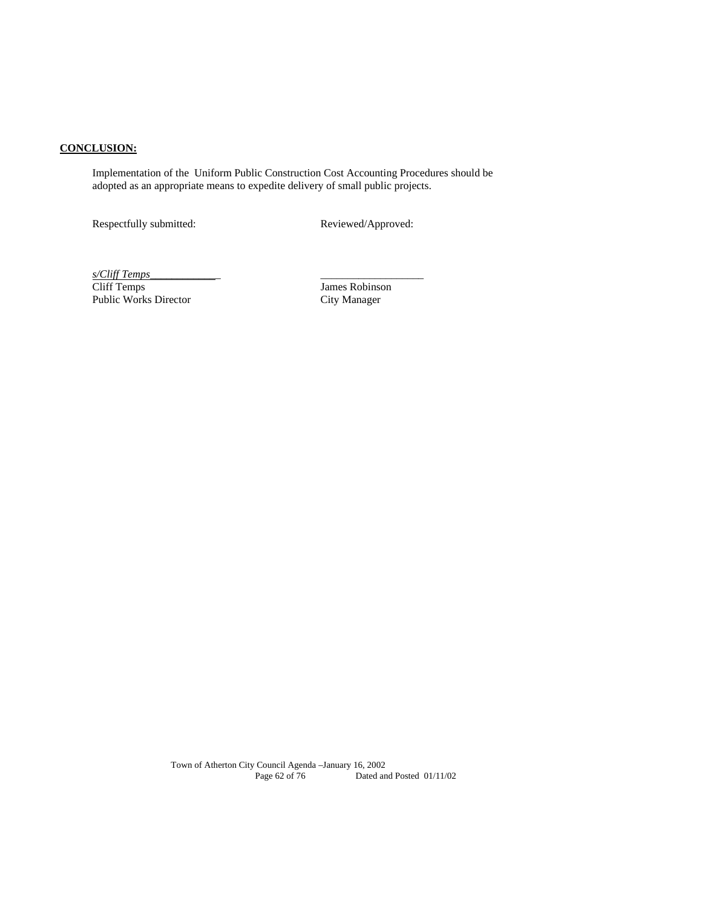**CONCLUSION:**

Implementation of the Uniform Public Construction Cost Accounting Procedures should be adopted as an appropriate means to expedite delivery of small public projects.

Respectfully submitted:

*s/Cliff Temps*\_\_\_\_\_\_\_\_\_\_\_\_\_
Cliff Temps
Public Works Director

Reviewed/Approved:

\_\_\_\_\_\_\_\_\_\_\_\_\_\_\_\_\_\_\_
James Robinson
City Manager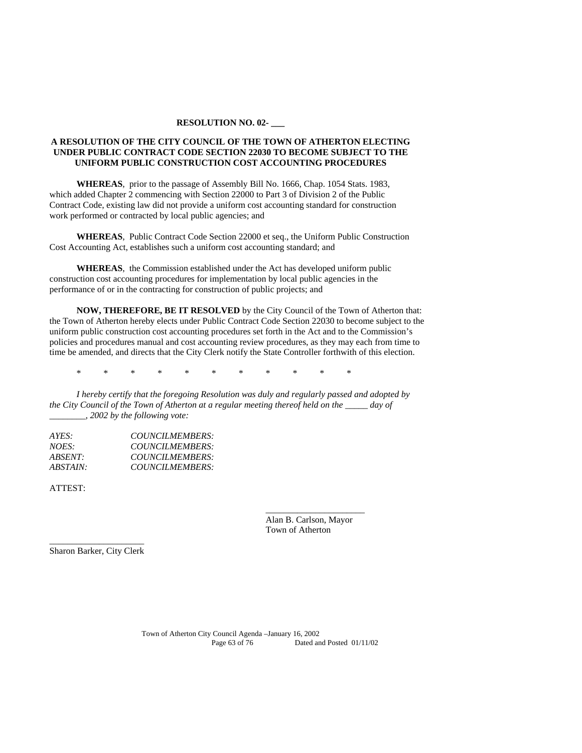**RESOLUTION NO. 02- ___**

**A RESOLUTION OF THE CITY COUNCIL OF THE TOWN OF ATHERTON ELECTING UNDER PUBLIC CONTRACT CODE SECTION 22030 TO BECOME SUBJECT TO THE UNIFORM PUBLIC CONSTRUCTION COST ACCOUNTING PROCEDURES**

**WHEREAS**, prior to the passage of Assembly Bill No. 1666, Chap. 1054 Stats. 1983, which added Chapter 2 commencing with Section 22000 to Part 3 of Division 2 of the Public Contract Code, existing law did not provide a uniform cost accounting standard for construction work performed or contracted by local public agencies; and

**WHEREAS**, Public Contract Code Section 22000 et seq., the Uniform Public Construction Cost Accounting Act, establishes such a uniform cost accounting standard; and

**WHEREAS**, the Commission established under the Act has developed uniform public construction cost accounting procedures for implementation by local public agencies in the performance of or in the contracting for construction of public projects; and

**NOW, THEREFORE, BE IT RESOLVED** by the City Council of the Town of Atherton that: the Town of Atherton hereby elects under Public Contract Code Section 22030 to become subject to the uniform public construction cost accounting procedures set forth in the Act and to the Commission's policies and procedures manual and cost accounting review procedures, as they may each from time to time be amended, and directs that the City Clerk notify the State Controller forthwith of this election.

\* \* \* \* \* \* \* \* \* \* \*

*I hereby certify that the foregoing Resolution was duly and regularly passed and adopted by the City Council of the Town of Atherton at a regular meeting thereof held on the _____ day of ________, 2002 by the following vote:*

*AYES:* *COUNCILMEMBERS:*
*NOES:* *COUNCILMEMBERS:*
*ABSENT:* *COUNCILMEMBERS:*
*ABSTAIN:* *COUNCILMEMBERS:*

ATTEST:

_____________________
Alan B. Carlson, Mayor
Town of Atherton

_____________________
Sharon Barker, City Clerk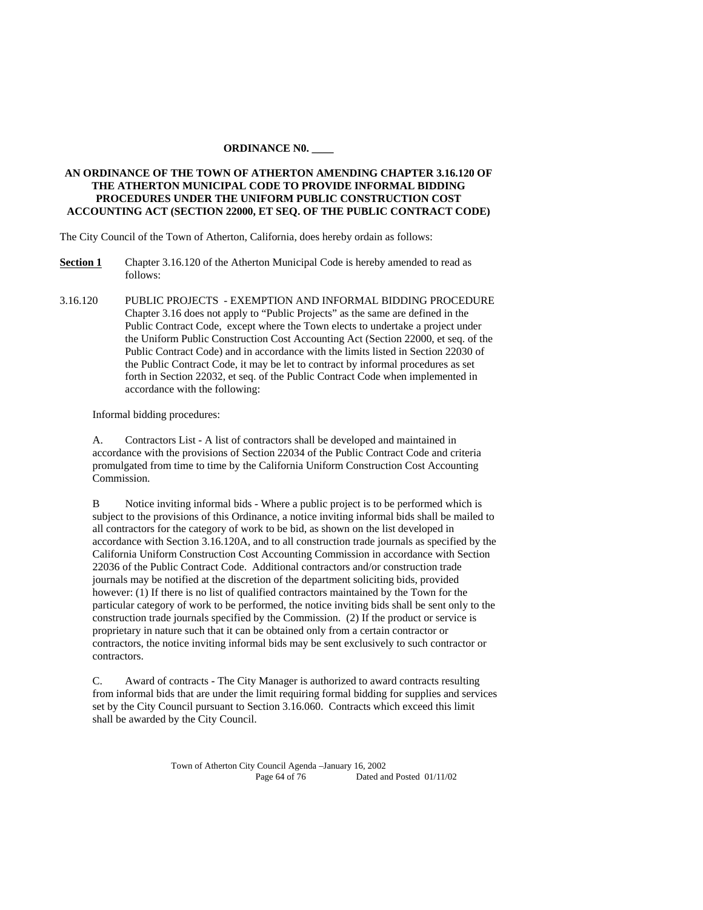**ORDINANCE N0. ____**

**AN ORDINANCE OF THE TOWN OF ATHERTON AMENDING CHAPTER 3.16.120 OF THE ATHERTON MUNICIPAL CODE TO PROVIDE INFORMAL BIDDING PROCEDURES UNDER THE UNIFORM PUBLIC CONSTRUCTION COST ACCOUNTING ACT (SECTION 22000, ET SEQ. OF THE PUBLIC CONTRACT CODE)**

The City Council of the Town of Atherton, California, does hereby ordain as follows:

**Section 1** Chapter 3.16.120 of the Atherton Municipal Code is hereby amended to read as follows:

3.16.120 PUBLIC PROJECTS - EXEMPTION AND INFORMAL BIDDING PROCEDURE Chapter 3.16 does not apply to "Public Projects" as the same are defined in the Public Contract Code, except where the Town elects to undertake a project under the Uniform Public Construction Cost Accounting Act (Section 22000, et seq. of the Public Contract Code) and in accordance with the limits listed in Section 22030 of the Public Contract Code, it may be let to contract by informal procedures as set forth in Section 22032, et seq. of the Public Contract Code when implemented in accordance with the following:

Informal bidding procedures:

A. Contractors List - A list of contractors shall be developed and maintained in accordance with the provisions of Section 22034 of the Public Contract Code and criteria promulgated from time to time by the California Uniform Construction Cost Accounting Commission.

B Notice inviting informal bids - Where a public project is to be performed which is subject to the provisions of this Ordinance, a notice inviting informal bids shall be mailed to all contractors for the category of work to be bid, as shown on the list developed in accordance with Section 3.16.120A, and to all construction trade journals as specified by the California Uniform Construction Cost Accounting Commission in accordance with Section 22036 of the Public Contract Code. Additional contractors and/or construction trade journals may be notified at the discretion of the department soliciting bids, provided however: (1) If there is no list of qualified contractors maintained by the Town for the particular category of work to be performed, the notice inviting bids shall be sent only to the construction trade journals specified by the Commission. (2) If the product or service is proprietary in nature such that it can be obtained only from a certain contractor or contractors, the notice inviting informal bids may be sent exclusively to such contractor or contractors.

C. Award of contracts - The City Manager is authorized to award contracts resulting from informal bids that are under the limit requiring formal bidding for supplies and services set by the City Council pursuant to Section 3.16.060. Contracts which exceed this limit shall be awarded by the City Council.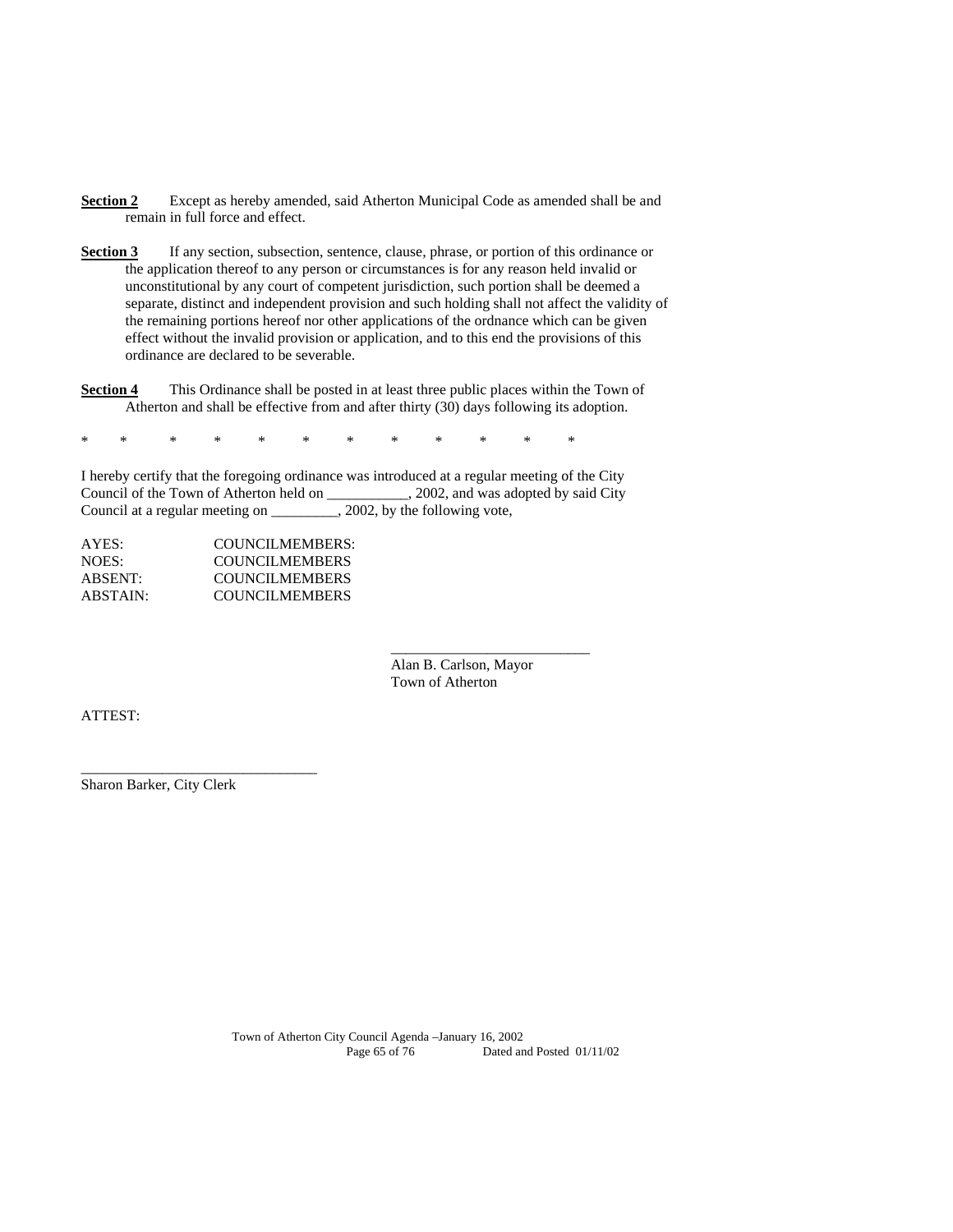**Section 2** Except as hereby amended, said Atherton Municipal Code as amended shall be and remain in full force and effect.

**Section 3** If any section, subsection, sentence, clause, phrase, or portion of this ordinance or the application thereof to any person or circumstances is for any reason held invalid or unconstitutional by any court of competent jurisdiction, such portion shall be deemed a separate, distinct and independent provision and such holding shall not affect the validity of the remaining portions hereof nor other applications of the ordnance which can be given effect without the invalid provision or application, and to this end the provisions of this ordinance are declared to be severable.

**Section 4** This Ordinance shall be posted in at least three public places within the Town of Atherton and shall be effective from and after thirty (30) days following its adoption.

\* \* \* \* \* \* \* \* \* \* \* \*

I hereby certify that the foregoing ordinance was introduced at a regular meeting of the City Council of the Town of Atherton held on ___________, 2002, and was adopted by said City Council at a regular meeting on _________, 2002, by the following vote,

AYES: COUNCILMEMBERS:
NOES: COUNCILMEMBERS
ABSENT: COUNCILMEMBERS
ABSTAIN: COUNCILMEMBERS

___________________________
Alan B. Carlson, Mayor
Town of Atherton

ATTEST:

________________________________
Sharon Barker, City Clerk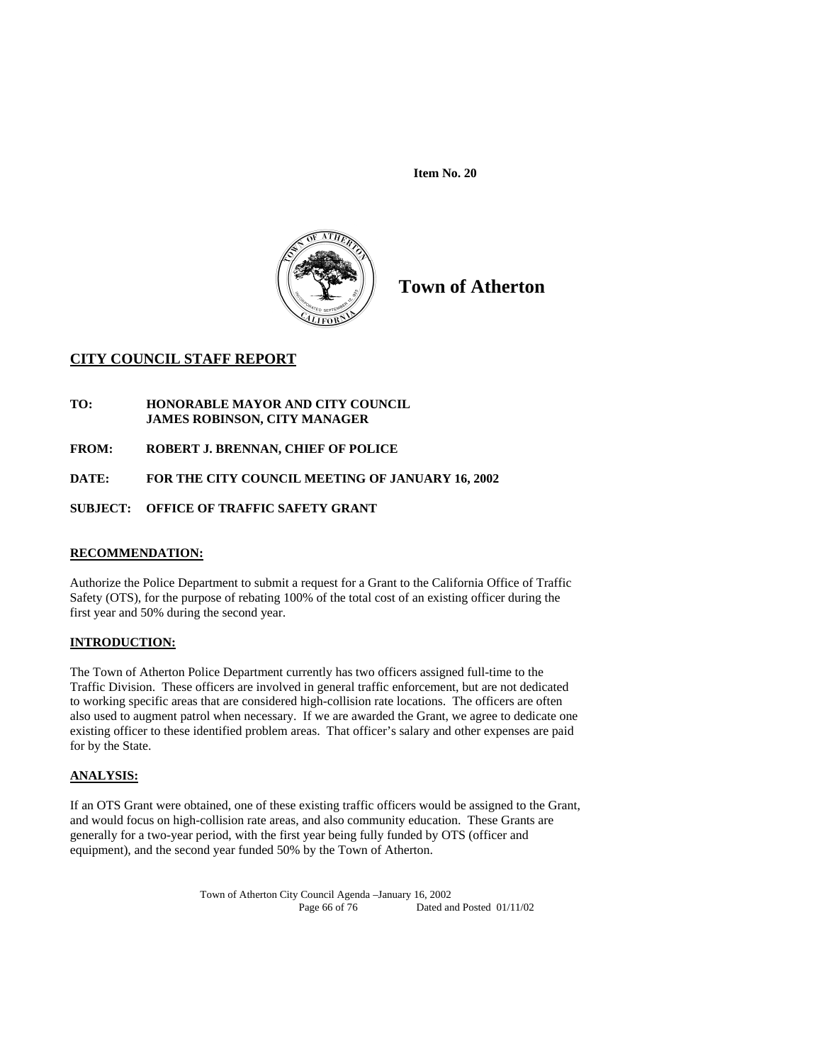**Item No. 20**

# Town of Atherton

## CITY COUNCIL STAFF REPORT

**TO:** HONORABLE MAYOR AND CITY COUNCIL
JAMES ROBINSON, CITY MANAGER

**FROM:** ROBERT J. BRENNAN, CHIEF OF POLICE

**DATE:** FOR THE CITY COUNCIL MEETING OF JANUARY 16, 2002

**SUBJECT:** OFFICE OF TRAFFIC SAFETY GRANT

### RECOMMENDATION:

Authorize the Police Department to submit a request for a Grant to the California Office of Traffic Safety (OTS), for the purpose of rebating 100% of the total cost of an existing officer during the first year and 50% during the second year.

### INTRODUCTION:

The Town of Atherton Police Department currently has two officers assigned full-time to the Traffic Division. These officers are involved in general traffic enforcement, but are not dedicated to working specific areas that are considered high-collision rate locations. The officers are often also used to augment patrol when necessary. If we are awarded the Grant, we agree to dedicate one existing officer to these identified problem areas. That officer's salary and other expenses are paid for by the State.

### ANALYSIS:

If an OTS Grant were obtained, one of these existing traffic officers would be assigned to the Grant, and would focus on high-collision rate areas, and also community education. These Grants are generally for a two-year period, with the first year being fully funded by OTS (officer and equipment), and the second year funded 50% by the Town of Atherton.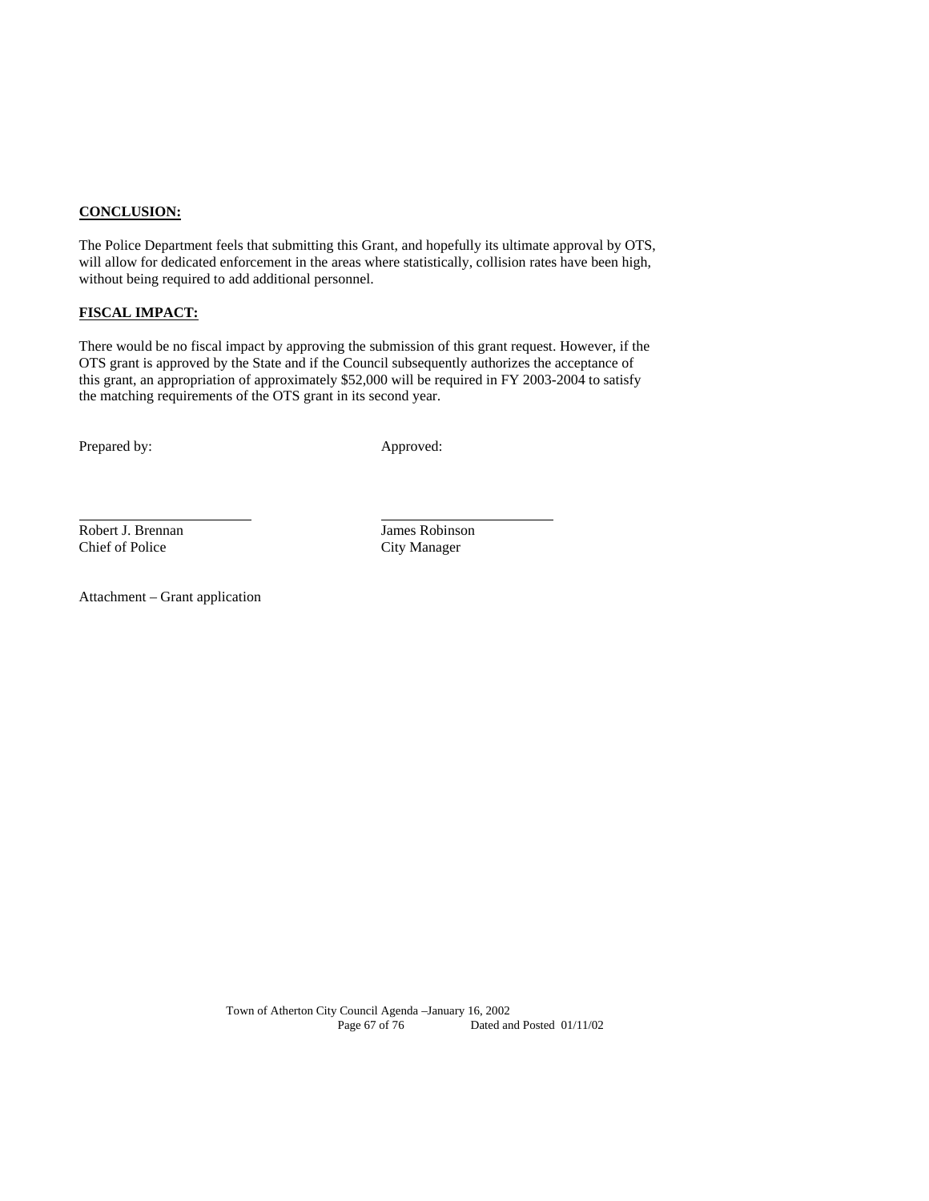**CONCLUSION:**

The Police Department feels that submitting this Grant, and hopefully its ultimate approval by OTS, will allow for dedicated enforcement in the areas where statistically, collision rates have been high, without being required to add additional personnel.

**FISCAL IMPACT:**

There would be no fiscal impact by approving the submission of this grant request. However, if the OTS grant is approved by the State and if the Council subsequently authorizes the acceptance of this grant, an appropriation of approximately $52,000 will be required in FY 2003-2004 to satisfy the matching requirements of the OTS grant in its second year.

Prepared by:

Robert J. Brennan
Chief of Police

Approved:

James Robinson
City Manager

Attachment – Grant application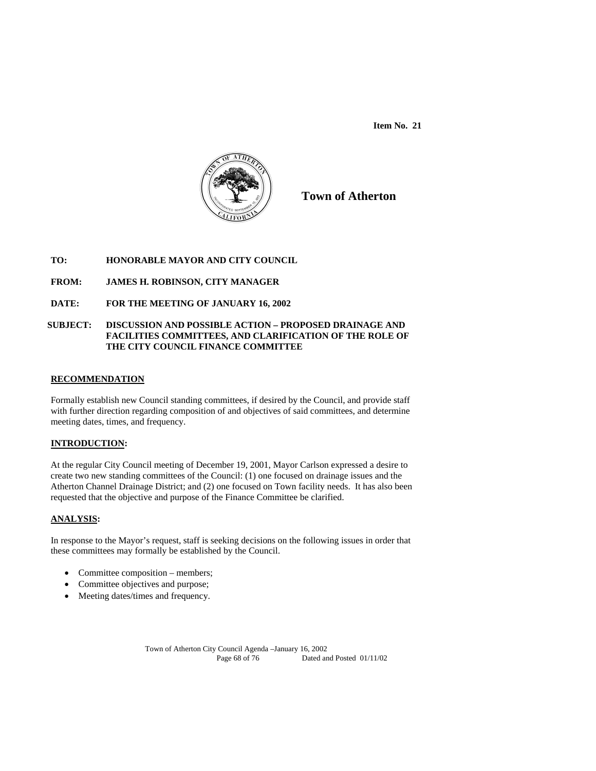**Item No. 21**

# Town of Atherton

**TO:** HONORABLE MAYOR AND CITY COUNCIL

**FROM:** JAMES H. ROBINSON, CITY MANAGER

**DATE:** FOR THE MEETING OF JANUARY 16, 2002

**SUBJECT:** DISCUSSION AND POSSIBLE ACTION – PROPOSED DRAINAGE AND FACILITIES COMMITTEES, AND CLARIFICATION OF THE ROLE OF THE CITY COUNCIL FINANCE COMMITTEE

## RECOMMENDATION

Formally establish new Council standing committees, if desired by the Council, and provide staff with further direction regarding composition of and objectives of said committees, and determine meeting dates, times, and frequency.

## INTRODUCTION:

At the regular City Council meeting of December 19, 2001, Mayor Carlson expressed a desire to create two new standing committees of the Council: (1) one focused on drainage issues and the Atherton Channel Drainage District; and (2) one focused on Town facility needs. It has also been requested that the objective and purpose of the Finance Committee be clarified.

## ANALYSIS:

In response to the Mayor's request, staff is seeking decisions on the following issues in order that these committees may formally be established by the Council.

- Committee composition – members;
- Committee objectives and purpose;
- Meeting dates/times and frequency.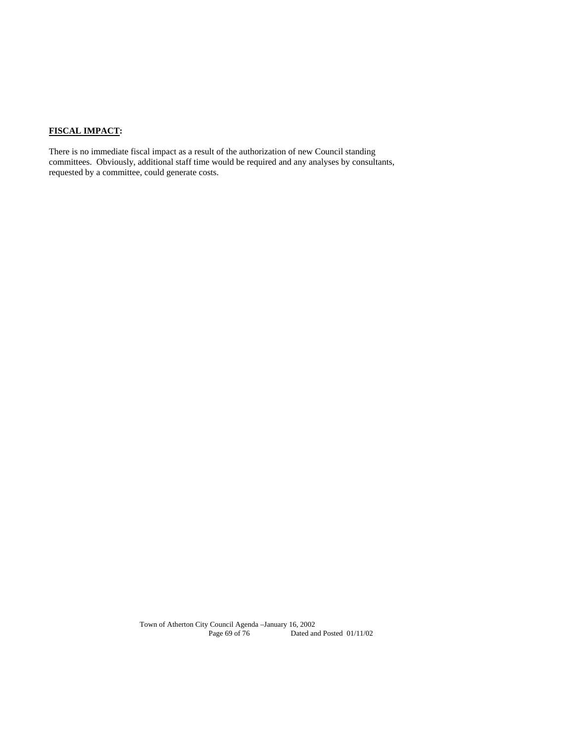**FISCAL IMPACT:**

There is no immediate fiscal impact as a result of the authorization of new Council standing committees. Obviously, additional staff time would be required and any analyses by consultants, requested by a committee, could generate costs.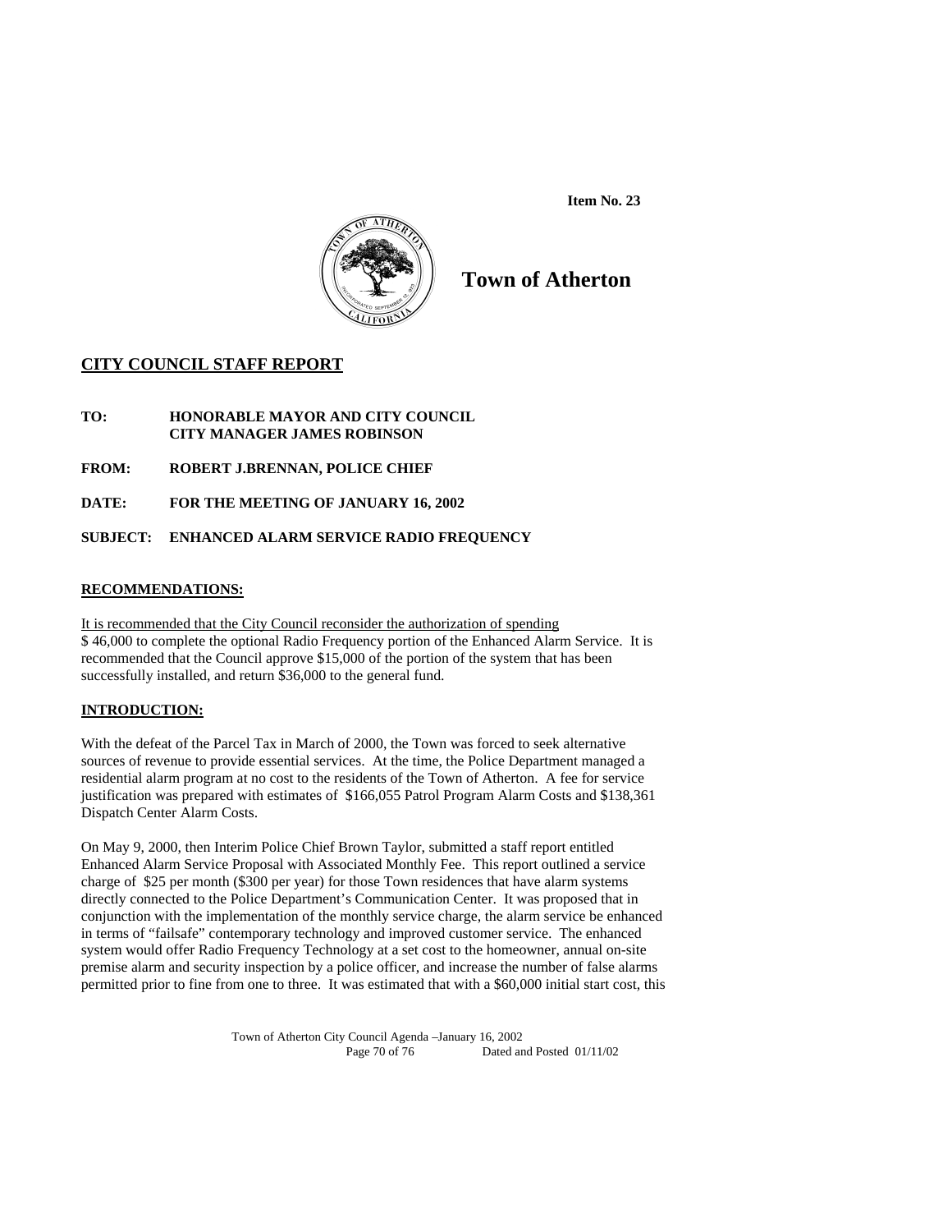Item No. 23

# Town of Atherton

## CITY COUNCIL STAFF REPORT

**TO:** HONORABLE MAYOR AND CITY COUNCIL
CITY MANAGER JAMES ROBINSON

**FROM:** ROBERT J.BRENNAN, POLICE CHIEF

**DATE:** FOR THE MEETING OF JANUARY 16, 2002

**SUBJECT:** ENHANCED ALARM SERVICE RADIO FREQUENCY

### RECOMMENDATIONS:

It is recommended that the City Council reconsider the authorization of spending $ 46,000 to complete the optional Radio Frequency portion of the Enhanced Alarm Service. It is recommended that the Council approve $15,000 of the portion of the system that has been successfully installed, and return $36,000 to the general fund.

### INTRODUCTION:

With the defeat of the Parcel Tax in March of 2000, the Town was forced to seek alternative sources of revenue to provide essential services. At the time, the Police Department managed a residential alarm program at no cost to the residents of the Town of Atherton. A fee for service justification was prepared with estimates of $166,055 Patrol Program Alarm Costs and $138,361 Dispatch Center Alarm Costs.

On May 9, 2000, then Interim Police Chief Brown Taylor, submitted a staff report entitled Enhanced Alarm Service Proposal with Associated Monthly Fee. This report outlined a service charge of $25 per month ($300 per year) for those Town residences that have alarm systems directly connected to the Police Department's Communication Center. It was proposed that in conjunction with the implementation of the monthly service charge, the alarm service be enhanced in terms of "failsafe" contemporary technology and improved customer service. The enhanced system would offer Radio Frequency Technology at a set cost to the homeowner, annual on-site premise alarm and security inspection by a police officer, and increase the number of false alarms permitted prior to fine from one to three. It was estimated that with a $60,000 initial start cost, this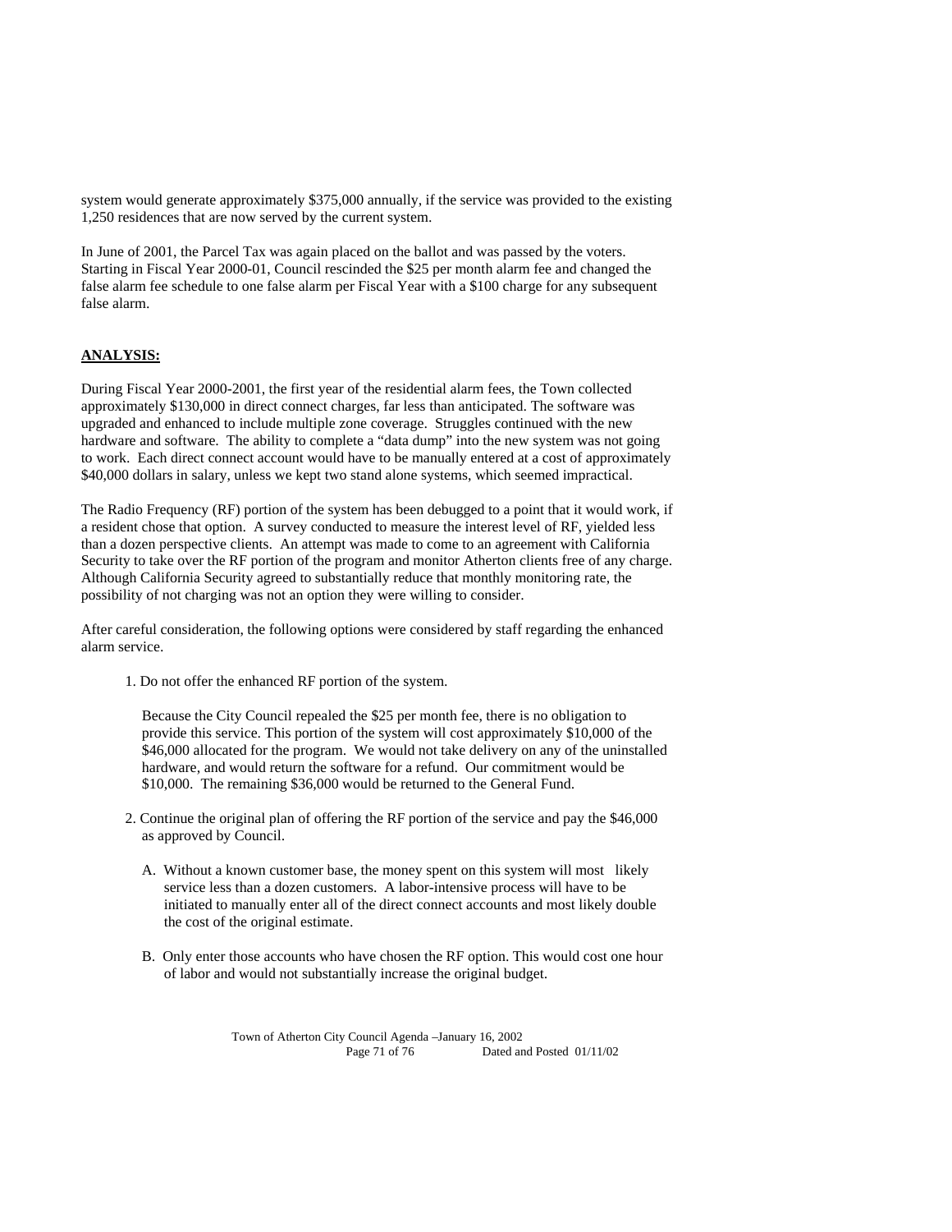system would generate approximately $375,000 annually, if the service was provided to the existing 1,250 residences that are now served by the current system.

In June of 2001, the Parcel Tax was again placed on the ballot and was passed by the voters. Starting in Fiscal Year 2000-01, Council rescinded the $25 per month alarm fee and changed the false alarm fee schedule to one false alarm per Fiscal Year with a $100 charge for any subsequent false alarm.

**ANALYSIS:**

During Fiscal Year 2000-2001, the first year of the residential alarm fees, the Town collected approximately $130,000 in direct connect charges, far less than anticipated. The software was upgraded and enhanced to include multiple zone coverage. Struggles continued with the new hardware and software. The ability to complete a "data dump" into the new system was not going to work. Each direct connect account would have to be manually entered at a cost of approximately $40,000 dollars in salary, unless we kept two stand alone systems, which seemed impractical.

The Radio Frequency (RF) portion of the system has been debugged to a point that it would work, if a resident chose that option. A survey conducted to measure the interest level of RF, yielded less than a dozen perspective clients. An attempt was made to come to an agreement with California Security to take over the RF portion of the program and monitor Atherton clients free of any charge. Although California Security agreed to substantially reduce that monthly monitoring rate, the possibility of not charging was not an option they were willing to consider.

After careful consideration, the following options were considered by staff regarding the enhanced alarm service.

1. Do not offer the enhanced RF portion of the system.

   Because the City Council repealed the $25 per month fee, there is no obligation to provide this service. This portion of the system will cost approximately $10,000 of the $46,000 allocated for the program. We would not take delivery on any of the uninstalled hardware, and would return the software for a refund. Our commitment would be $10,000. The remaining $36,000 would be returned to the General Fund.

2. Continue the original plan of offering the RF portion of the service and pay the $46,000 as approved by Council.

   A. Without a known customer base, the money spent on this system will most likely service less than a dozen customers. A labor-intensive process will have to be initiated to manually enter all of the direct connect accounts and most likely double the cost of the original estimate.

   B. Only enter those accounts who have chosen the RF option. This would cost one hour of labor and would not substantially increase the original budget.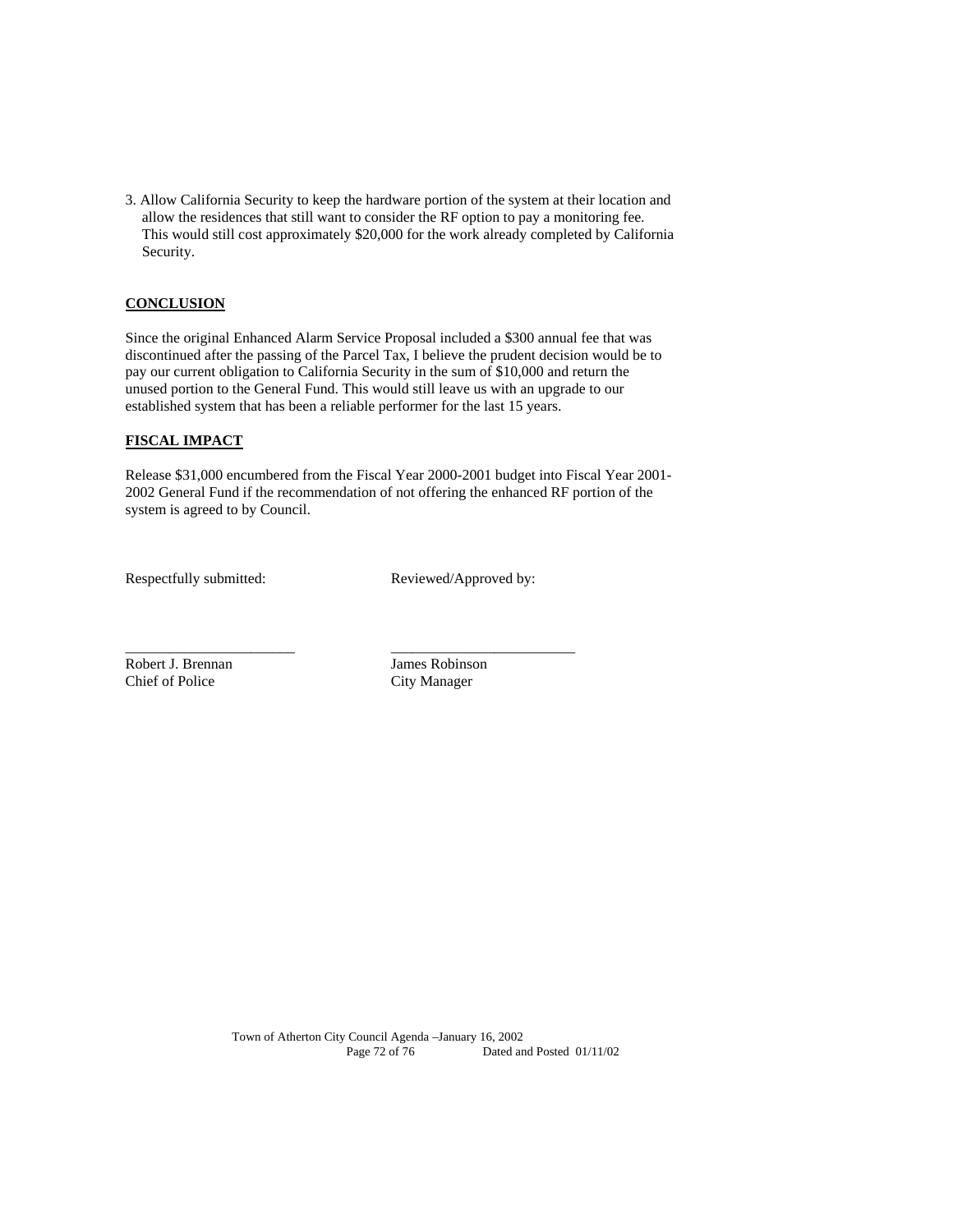3. Allow California Security to keep the hardware portion of the system at their location and allow the residences that still want to consider the RF option to pay a monitoring fee. This would still cost approximately $20,000 for the work already completed by California Security.

**CONCLUSION**

Since the original Enhanced Alarm Service Proposal included a $300 annual fee that was discontinued after the passing of the Parcel Tax, I believe the prudent decision would be to pay our current obligation to California Security in the sum of $10,000 and return the unused portion to the General Fund. This would still leave us with an upgrade to our established system that has been a reliable performer for the last 15 years.

**FISCAL IMPACT**

Release $31,000 encumbered from the Fiscal Year 2000-2001 budget into Fiscal Year 2001-2002 General Fund if the recommendation of not offering the enhanced RF portion of the system is agreed to by Council.

Respectfully submitted:

\_\_\_\_\_\_\_\_\_\_\_\_\_\_\_\_\_\_\_\_\_\_\_
Robert J. Brennan
Chief of Police

Reviewed/Approved by:

\_\_\_\_\_\_\_\_\_\_\_\_\_\_\_\_\_\_\_\_\_\_\_\_\_
James Robinson
City Manager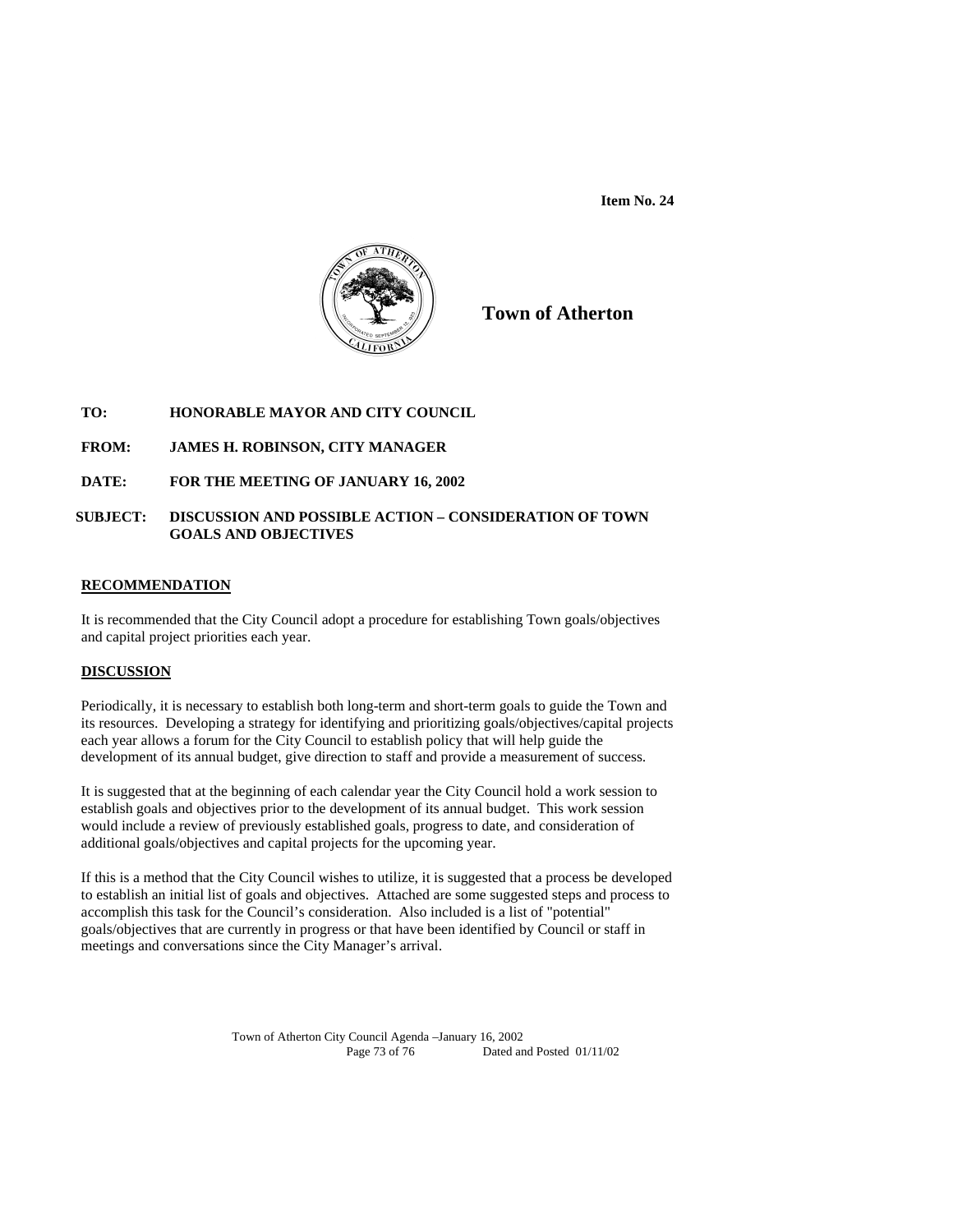**Item No. 24**

**Town of Atherton**

**TO:** HONORABLE MAYOR AND CITY COUNCIL

**FROM:** JAMES H. ROBINSON, CITY MANAGER

**DATE:** FOR THE MEETING OF JANUARY 16, 2002

**SUBJECT:** DISCUSSION AND POSSIBLE ACTION – CONSIDERATION OF TOWN GOALS AND OBJECTIVES

## RECOMMENDATION

It is recommended that the City Council adopt a procedure for establishing Town goals/objectives and capital project priorities each year.

## DISCUSSION

Periodically, it is necessary to establish both long-term and short-term goals to guide the Town and its resources. Developing a strategy for identifying and prioritizing goals/objectives/capital projects each year allows a forum for the City Council to establish policy that will help guide the development of its annual budget, give direction to staff and provide a measurement of success.

It is suggested that at the beginning of each calendar year the City Council hold a work session to establish goals and objectives prior to the development of its annual budget. This work session would include a review of previously established goals, progress to date, and consideration of additional goals/objectives and capital projects for the upcoming year.

If this is a method that the City Council wishes to utilize, it is suggested that a process be developed to establish an initial list of goals and objectives. Attached are some suggested steps and process to accomplish this task for the Council's consideration. Also included is a list of "potential" goals/objectives that are currently in progress or that have been identified by Council or staff in meetings and conversations since the City Manager's arrival.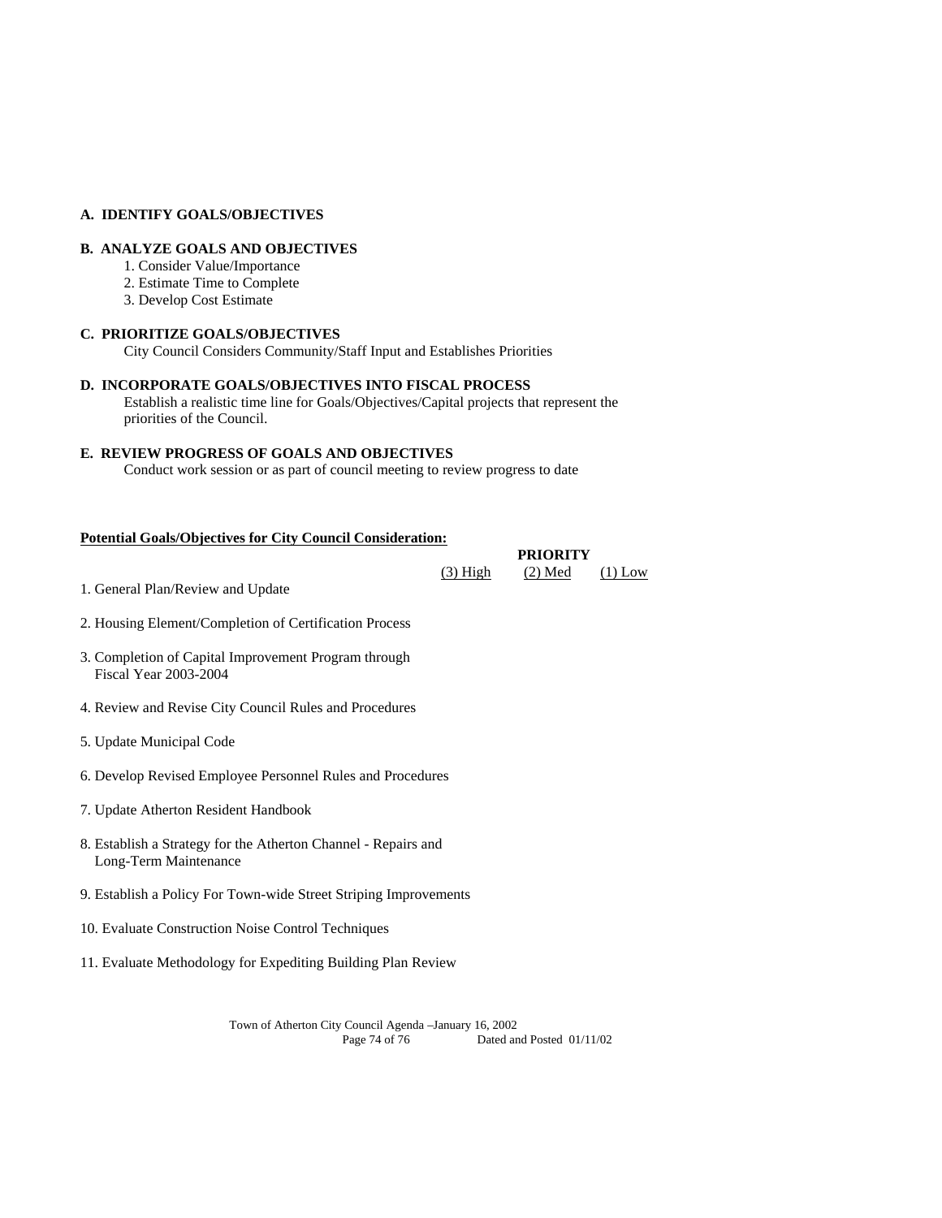**A. IDENTIFY GOALS/OBJECTIVES**

**B. ANALYZE GOALS AND OBJECTIVES**

1. Consider Value/Importance
2. Estimate Time to Complete
3. Develop Cost Estimate

**C. PRIORITIZE GOALS/OBJECTIVES**

City Council Considers Community/Staff Input and Establishes Priorities

**D. INCORPORATE GOALS/OBJECTIVES INTO FISCAL PROCESS**

Establish a realistic time line for Goals/Objectives/Capital projects that represent the priorities of the Council.

**E. REVIEW PROGRESS OF GOALS AND OBJECTIVES**

Conduct work session or as part of council meeting to review progress to date

**Potential Goals/Objectives for City Council Consideration:**

| | PRIORITY | | |
|---|---|---|---|
| | (3) High | (2) Med | (1) Low |
| 1. General Plan/Review and Update | | | |
| 2. Housing Element/Completion of Certification Process | | | |
| 3. Completion of Capital Improvement Program through Fiscal Year 2003-2004 | | | |
| 4. Review and Revise City Council Rules and Procedures | | | |
| 5. Update Municipal Code | | | |
| 6. Develop Revised Employee Personnel Rules and Procedures | | | |
| 7. Update Atherton Resident Handbook | | | |
| 8. Establish a Strategy for the Atherton Channel - Repairs and Long-Term Maintenance | | | |
| 9. Establish a Policy For Town-wide Street Striping Improvements | | | |
| 10. Evaluate Construction Noise Control Techniques | | | |
| 11. Evaluate Methodology for Expediting Building Plan Review | | | |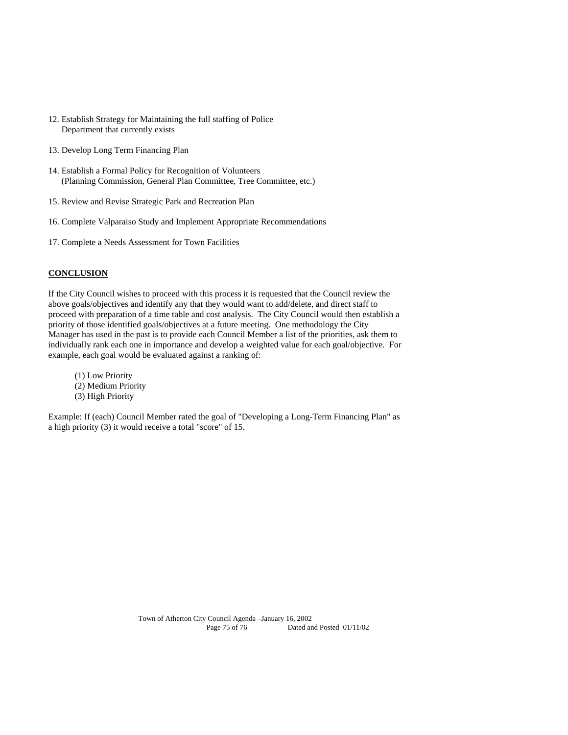12. Establish Strategy for Maintaining the full staffing of Police Department that currently exists

13. Develop Long Term Financing Plan

14. Establish a Formal Policy for Recognition of Volunteers (Planning Commission, General Plan Committee, Tree Committee, etc.)

15. Review and Revise Strategic Park and Recreation Plan

16. Complete Valparaiso Study and Implement Appropriate Recommendations

17. Complete a Needs Assessment for Town Facilities

**CONCLUSION**

If the City Council wishes to proceed with this process it is requested that the Council review the above goals/objectives and identify any that they would want to add/delete, and direct staff to proceed with preparation of a time table and cost analysis. The City Council would then establish a priority of those identified goals/objectives at a future meeting. One methodology the City Manager has used in the past is to provide each Council Member a list of the priorities, ask them to individually rank each one in importance and develop a weighted value for each goal/objective. For example, each goal would be evaluated against a ranking of:

(1) Low Priority
(2) Medium Priority
(3) High Priority

Example: If (each) Council Member rated the goal of "Developing a Long-Term Financing Plan" as a high priority (3) it would receive a total "score" of 15.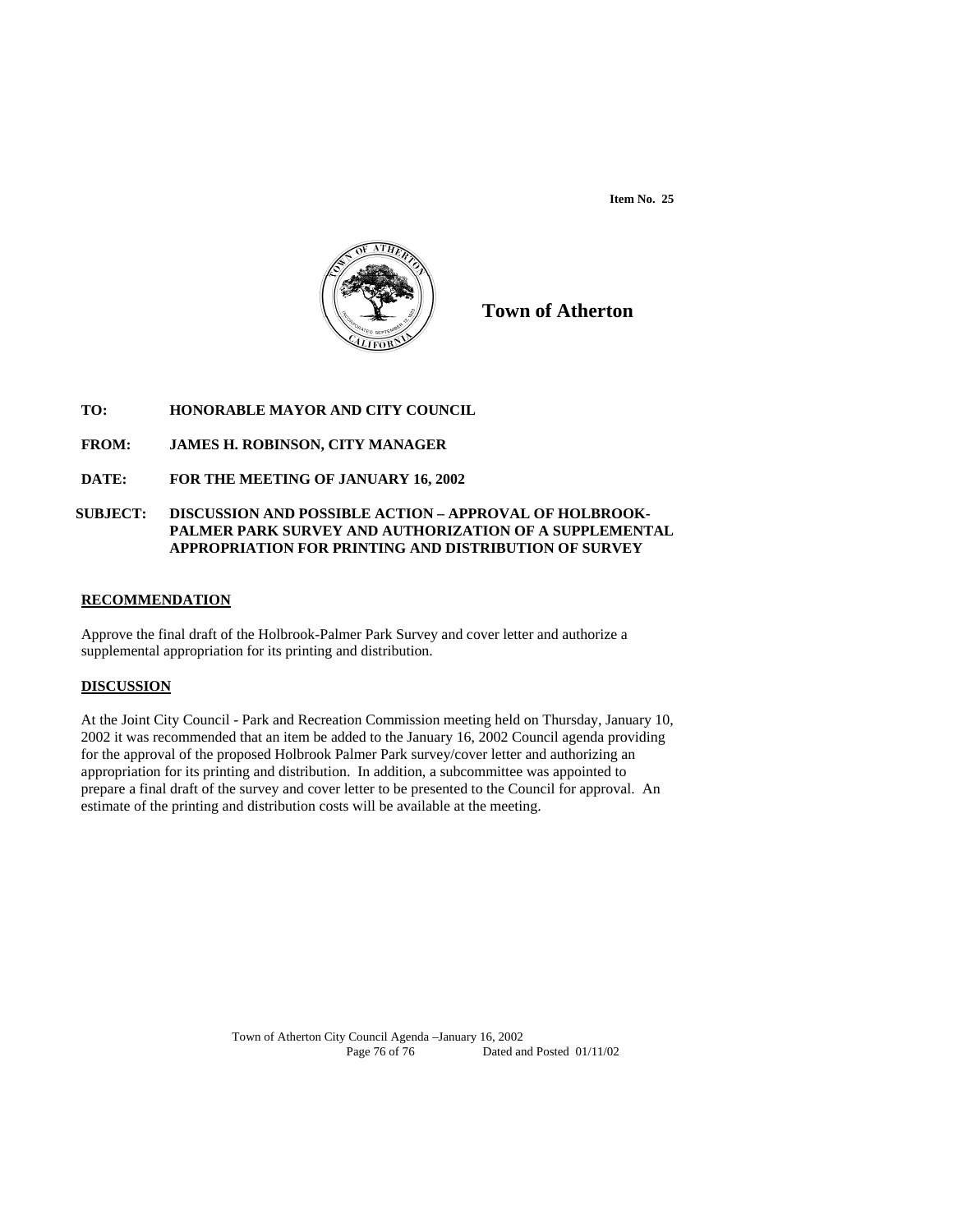Item No. 25

**Town of Atherton**

**TO:** HONORABLE MAYOR AND CITY COUNCIL

**FROM:** JAMES H. ROBINSON, CITY MANAGER

**DATE:** FOR THE MEETING OF JANUARY 16, 2002

**SUBJECT:** DISCUSSION AND POSSIBLE ACTION – APPROVAL OF HOLBROOK-PALMER PARK SURVEY AND AUTHORIZATION OF A SUPPLEMENTAL APPROPRIATION FOR PRINTING AND DISTRIBUTION OF SURVEY

## RECOMMENDATION

Approve the final draft of the Holbrook-Palmer Park Survey and cover letter and authorize a supplemental appropriation for its printing and distribution.

## DISCUSSION

At the Joint City Council - Park and Recreation Commission meeting held on Thursday, January 10, 2002 it was recommended that an item be added to the January 16, 2002 Council agenda providing for the approval of the proposed Holbrook Palmer Park survey/cover letter and authorizing an appropriation for its printing and distribution. In addition, a subcommittee was appointed to prepare a final draft of the survey and cover letter to be presented to the Council for approval. An estimate of the printing and distribution costs will be available at the meeting.